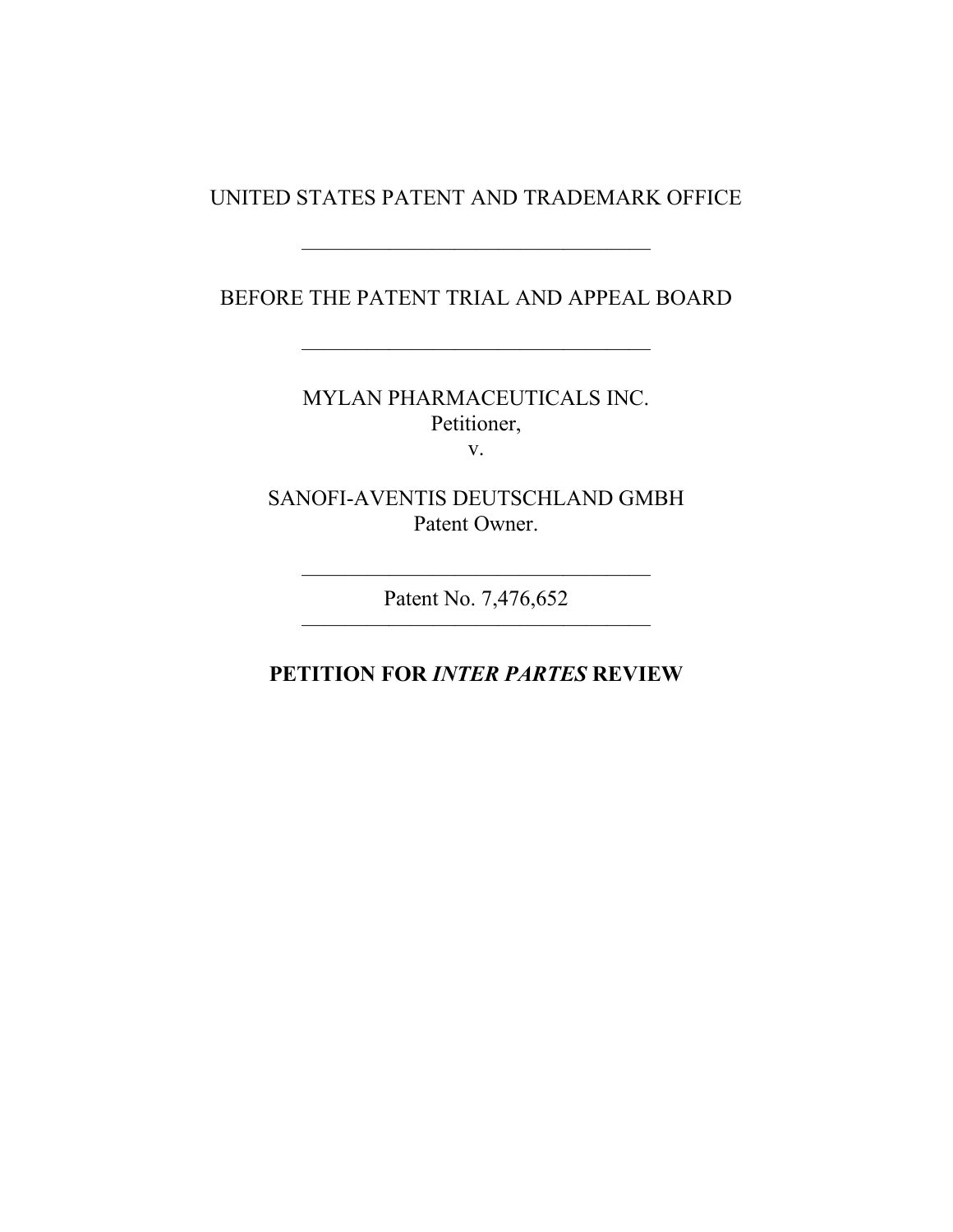UNITED STATES PATENT AND TRADEMARK OFFICE

---

BEFORE THE PATENT TRIAL AND APPEAL BOARD

---

MYLAN PHARMACEUTICALS INC.
Petitioner,
v.

SANOFI-AVENTIS DEUTSCHLAND GMBH
Patent Owner.

---

Patent No. 7,476,652

---

**PETITION FOR *INTER PARTES* REVIEW**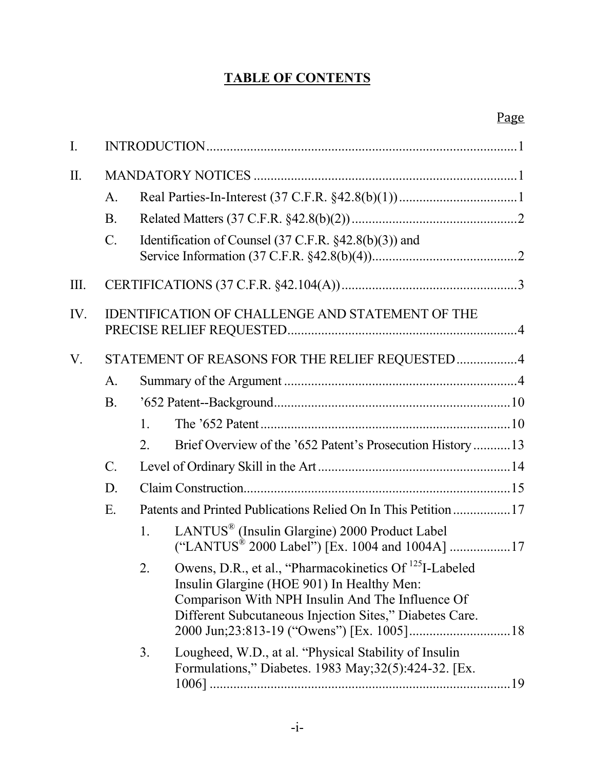**TABLE OF CONTENTS**

Page

I. INTRODUCTION ........................................................................................... 1

II. MANDATORY NOTICES ............................................................................. 1

- A. Real Parties-In-Interest (37 C.F.R. §42.8(b)(1)) ................................... 1
- B. Related Matters (37 C.F.R. §42.8(b)(2)) ................................................. 2
- C. Identification of Counsel (37 C.F.R. §42.8(b)(3)) and Service Information (37 C.F.R. §42.8(b)(4)) ........................................... 2

III. CERTIFICATIONS (37 C.F.R. §42.104(A)) .................................................... 3

IV. IDENTIFICATION OF CHALLENGE AND STATEMENT OF THE PRECISE RELIEF REQUESTED .................................................................... 4

V. STATEMENT OF REASONS FOR THE RELIEF REQUESTED ................. 4

- A. Summary of the Argument .................................................................... 4
- B. ’652 Patent--Background ...................................................................... 10
  1. The ’652 Patent ......................................................................... 10
  2. Brief Overview of the ’652 Patent’s Prosecution History ........... 13
- C. Level of Ordinary Skill in the Art ......................................................... 14
- D. Claim Construction ............................................................................... 15
- E. Patents and Printed Publications Relied On In This Petition ................ 17
  1. LANTUS® (Insulin Glargine) 2000 Product Label (“LANTUS® 2000 Label”) [Ex. 1004 and 1004A] ................. 17
  2. Owens, D.R., et al., “Pharmacokinetics Of $^{125}$I-Labeled Insulin Glargine (HOE 901) In Healthy Men: Comparison With NPH Insulin And The Influence Of Different Subcutaneous Injection Sites,” Diabetes Care. 2000 Jun;23:813-19 (“Owens”) [Ex. 1005] ............................. 18
  3. Lougheed, W.D., at al. “Physical Stability of Insulin Formulations,” Diabetes. 1983 May;32(5):424-32. [Ex. 1006] ......................................................................... 19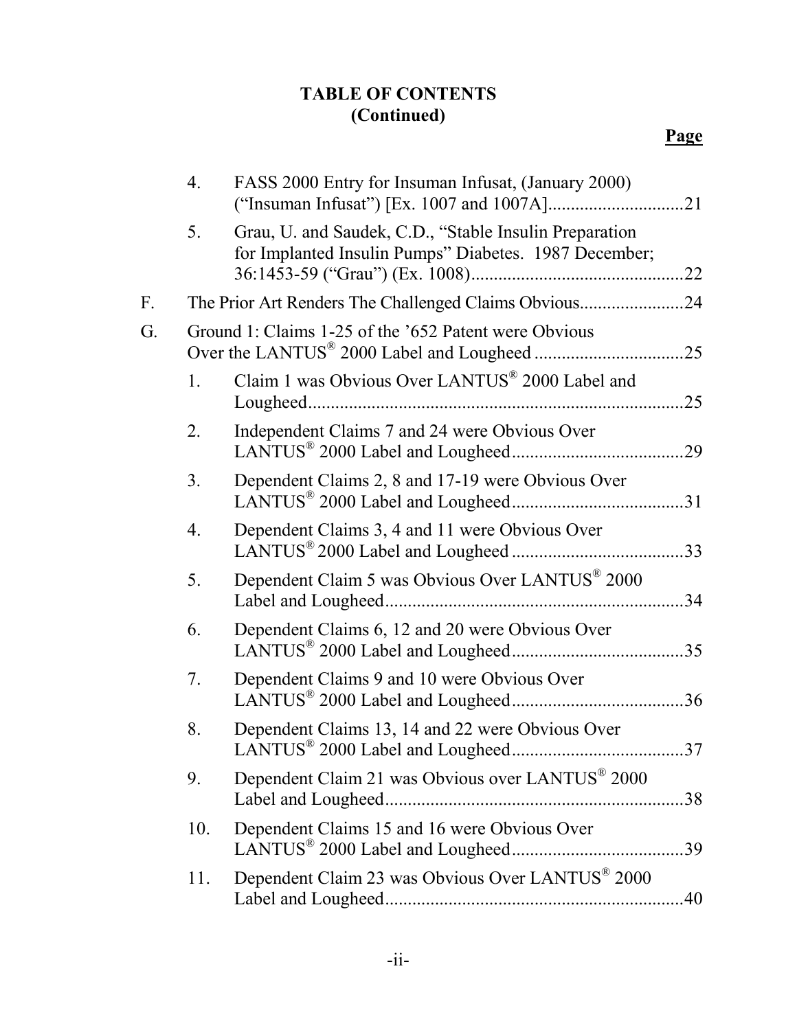**TABLE OF CONTENTS**
**(Continued)**

**Page**

4. FASS 2000 Entry for Insuman Infusat, (January 2000) ("Insuman Infusat") [Ex. 1007 and 1007A] .............................. 21
5. Grau, U. and Saudek, C.D., "Stable Insulin Preparation for Implanted Insulin Pumps" Diabetes. 1987 December; 36:1453-59 ("Grau") (Ex. 1008) ............................................... 22

F. The Prior Art Renders The Challenged Claims Obvious ....................... 24

G. Ground 1: Claims 1-25 of the '652 Patent were Obvious Over the LANTUS® 2000 Label and Lougheed ................................. 25

1. Claim 1 was Obvious Over LANTUS® 2000 Label and Lougheed .................................................................................. 25
2. Independent Claims 7 and 24 were Obvious Over LANTUS® 2000 Label and Lougheed ...................................... 29
3. Dependent Claims 2, 8 and 17-19 were Obvious Over LANTUS® 2000 Label and Lougheed ...................................... 31
4. Dependent Claims 3, 4 and 11 were Obvious Over LANTUS® 2000 Label and Lougheed ...................................... 33
5. Dependent Claim 5 was Obvious Over LANTUS® 2000 Label and Lougheed .................................................................. 34
6. Dependent Claims 6, 12 and 20 were Obvious Over LANTUS® 2000 Label and Lougheed ...................................... 35
7. Dependent Claims 9 and 10 were Obvious Over LANTUS® 2000 Label and Lougheed ...................................... 36
8. Dependent Claims 13, 14 and 22 were Obvious Over LANTUS® 2000 Label and Lougheed ...................................... 37
9. Dependent Claim 21 was Obvious over LANTUS® 2000 Label and Lougheed .................................................................. 38
10. Dependent Claims 15 and 16 were Obvious Over LANTUS® 2000 Label and Lougheed ...................................... 39
11. Dependent Claim 23 was Obvious Over LANTUS® 2000 Label and Lougheed .................................................................. 40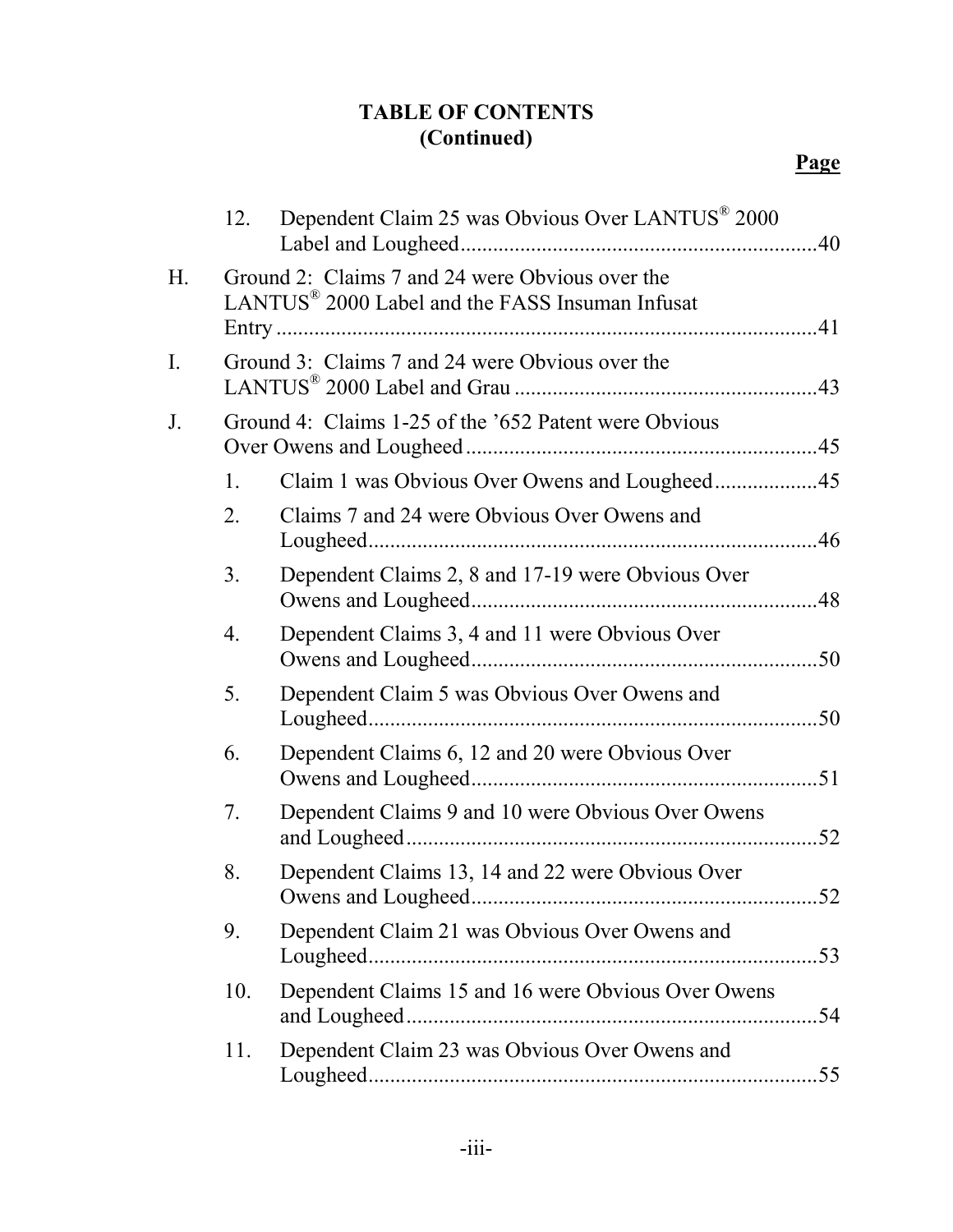**TABLE OF CONTENTS**
**(Continued)**

**Page**

12. Dependent Claim 25 was Obvious Over LANTUS® 2000 Label and Lougheed.....40

H. Ground 2: Claims 7 and 24 were Obvious over the LANTUS® 2000 Label and the FASS Insuman Infusat Entry.....41

I. Ground 3: Claims 7 and 24 were Obvious over the LANTUS® 2000 Label and Grau.....43

J. Ground 4: Claims 1-25 of the '652 Patent were Obvious Over Owens and Lougheed.....45

1. Claim 1 was Obvious Over Owens and Lougheed.....45
2. Claims 7 and 24 were Obvious Over Owens and Lougheed.....46
3. Dependent Claims 2, 8 and 17-19 were Obvious Over Owens and Lougheed.....48
4. Dependent Claims 3, 4 and 11 were Obvious Over Owens and Lougheed.....50
5. Dependent Claim 5 was Obvious Over Owens and Lougheed.....50
6. Dependent Claims 6, 12 and 20 were Obvious Over Owens and Lougheed.....51
7. Dependent Claims 9 and 10 were Obvious Over Owens and Lougheed.....52
8. Dependent Claims 13, 14 and 22 were Obvious Over Owens and Lougheed.....52
9. Dependent Claim 21 was Obvious Over Owens and Lougheed.....53
10. Dependent Claims 15 and 16 were Obvious Over Owens and Lougheed.....54
11. Dependent Claim 23 was Obvious Over Owens and Lougheed.....55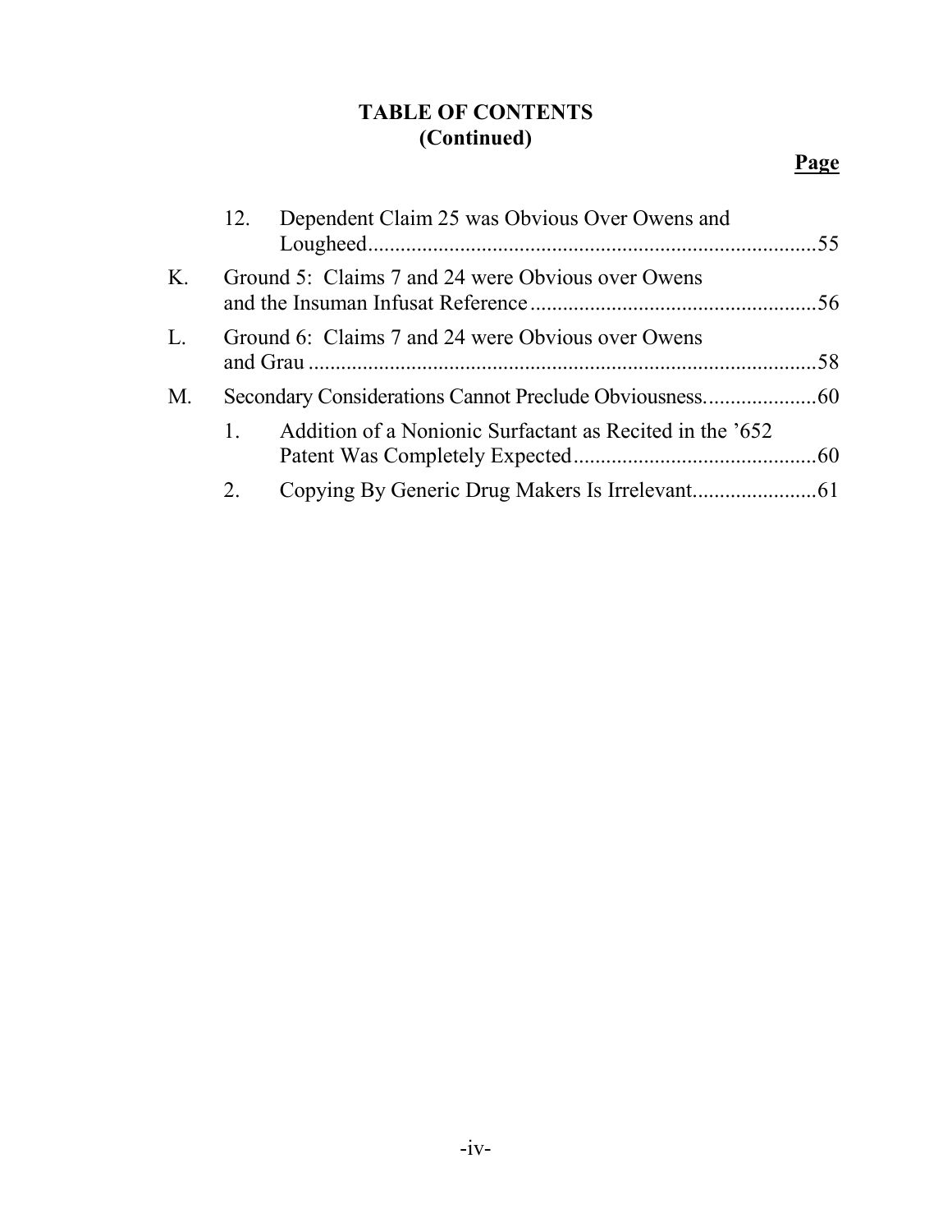**TABLE OF CONTENTS**
**(Continued)**

**Page**

12. Dependent Claim 25 was Obvious Over Owens and Lougheed .......... 55

K. Ground 5: Claims 7 and 24 were Obvious over Owens and the Insuman Infusat Reference .......... 56

L. Ground 6: Claims 7 and 24 were Obvious over Owens and Grau .......... 58

M. Secondary Considerations Cannot Preclude Obviousness .......... 60

1. Addition of a Nonionic Surfactant as Recited in the '652 Patent Was Completely Expected .......... 60

2. Copying By Generic Drug Makers Is Irrelevant .......... 61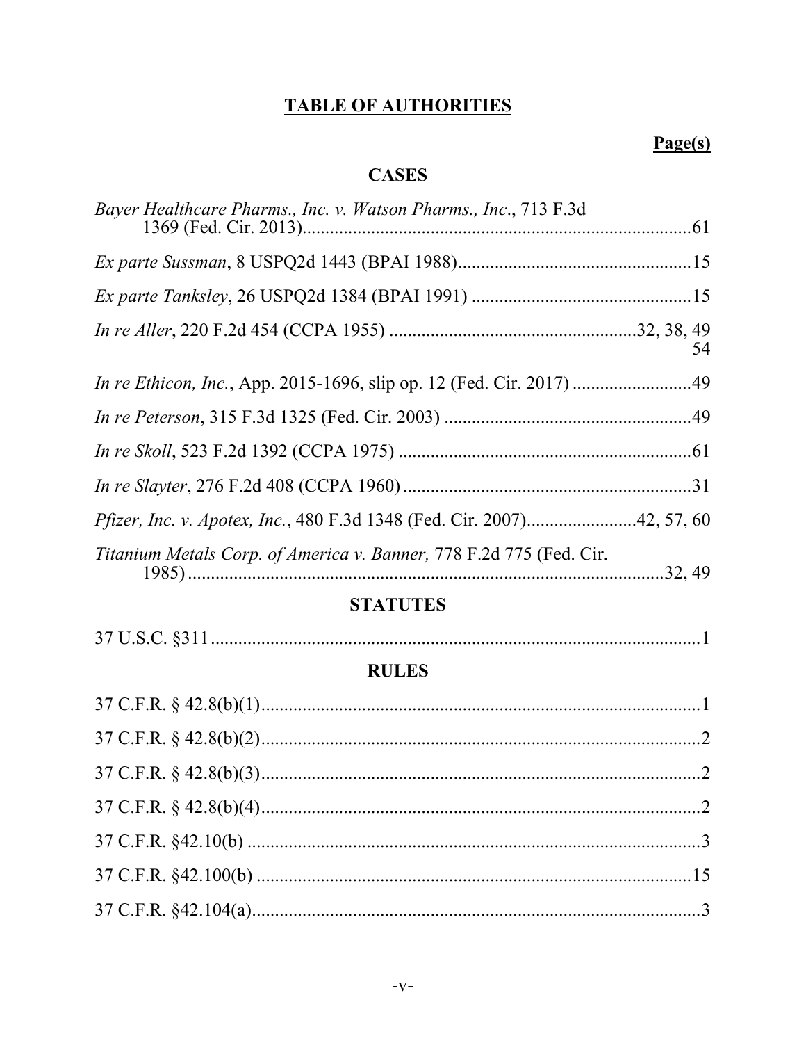# TABLE OF AUTHORITIES

**Page(s)**

## CASES

*Bayer Healthcare Pharms., Inc. v. Watson Pharms., Inc.*, 713 F.3d 1369 (Fed. Cir. 2013)....................61

*Ex parte Sussman*, 8 USPQ2d 1443 (BPAI 1988)....................15

*Ex parte Tanksley*, 26 USPQ2d 1384 (BPAI 1991)....................15

*In re Aller*, 220 F.2d 454 (CCPA 1955)....................32, 38, 49, 54

*In re Ethicon, Inc.*, App. 2015-1696, slip op. 12 (Fed. Cir. 2017)....................49

*In re Peterson*, 315 F.3d 1325 (Fed. Cir. 2003)....................49

*In re Skoll*, 523 F.2d 1392 (CCPA 1975)....................61

*In re Slayter*, 276 F.2d 408 (CCPA 1960)....................31

*Pfizer, Inc. v. Apotex, Inc.*, 480 F.3d 1348 (Fed. Cir. 2007)....................42, 57, 60

*Titanium Metals Corp. of America v. Banner,* 778 F.2d 775 (Fed. Cir. 1985)....................32, 49

## STATUTES

37 U.S.C. §311....................1

## RULES

37 C.F.R. § 42.8(b)(1)....................1

37 C.F.R. § 42.8(b)(2)....................2

37 C.F.R. § 42.8(b)(3)....................2

37 C.F.R. § 42.8(b)(4)....................2

37 C.F.R. §42.10(b)....................3

37 C.F.R. §42.100(b)....................15

37 C.F.R. §42.104(a)....................3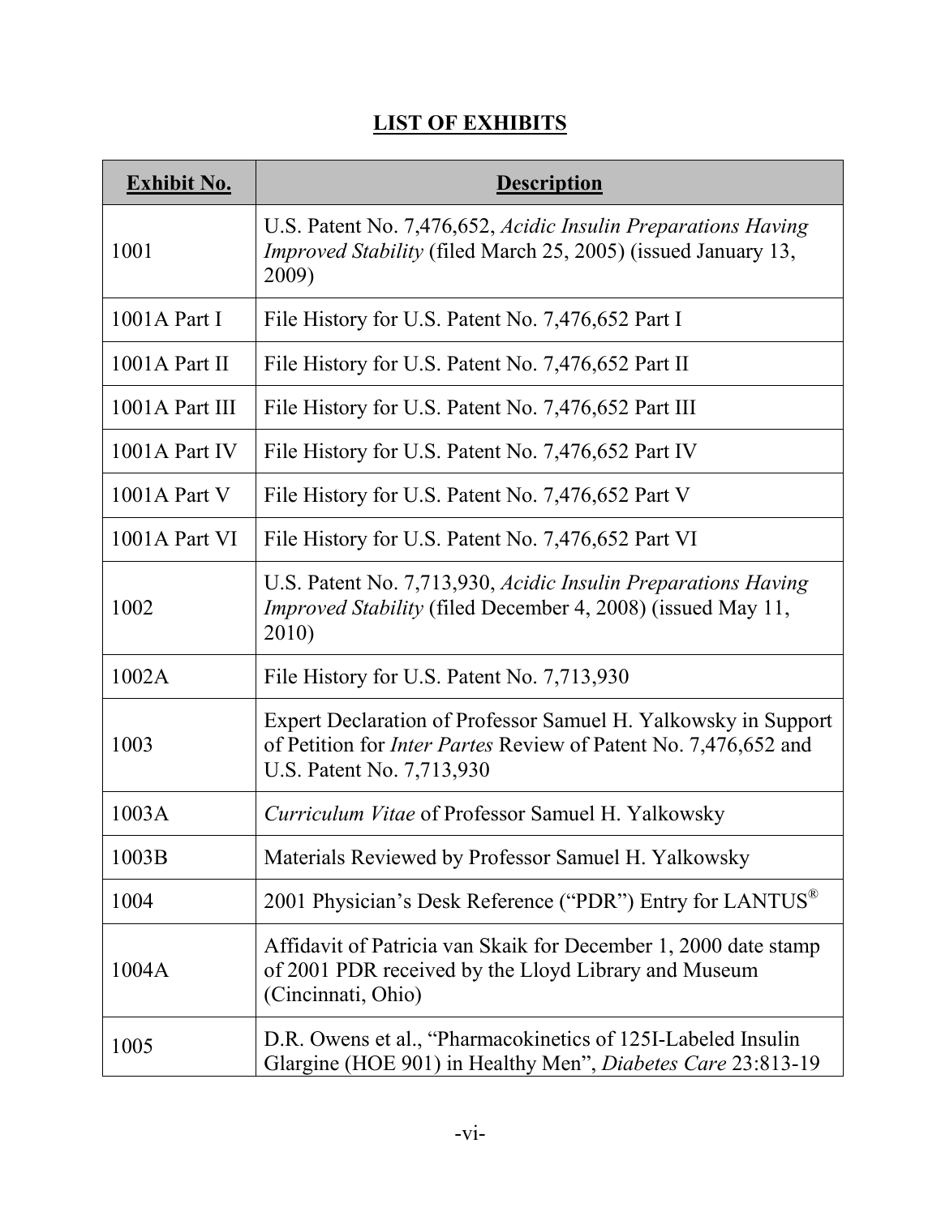## LIST OF EXHIBITS

| Exhibit No. | Description |
|---|---|
| 1001 | U.S. Patent No. 7,476,652, *Acidic Insulin Preparations Having Improved Stability* (filed March 25, 2005) (issued January 13, 2009) |
| 1001A Part I | File History for U.S. Patent No. 7,476,652 Part I |
| 1001A Part II | File History for U.S. Patent No. 7,476,652 Part II |
| 1001A Part III | File History for U.S. Patent No. 7,476,652 Part III |
| 1001A Part IV | File History for U.S. Patent No. 7,476,652 Part IV |
| 1001A Part V | File History for U.S. Patent No. 7,476,652 Part V |
| 1001A Part VI | File History for U.S. Patent No. 7,476,652 Part VI |
| 1002 | U.S. Patent No. 7,713,930, *Acidic Insulin Preparations Having Improved Stability* (filed December 4, 2008) (issued May 11, 2010) |
| 1002A | File History for U.S. Patent No. 7,713,930 |
| 1003 | Expert Declaration of Professor Samuel H. Yalkowsky in Support of Petition for *Inter Partes* Review of Patent No. 7,476,652 and U.S. Patent No. 7,713,930 |
| 1003A | *Curriculum Vitae* of Professor Samuel H. Yalkowsky |
| 1003B | Materials Reviewed by Professor Samuel H. Yalkowsky |
| 1004 | 2001 Physician's Desk Reference ("PDR") Entry for LANTUS® |
| 1004A | Affidavit of Patricia van Skaik for December 1, 2000 date stamp of 2001 PDR received by the Lloyd Library and Museum (Cincinnati, Ohio) |
| 1005 | D.R. Owens et al., "Pharmacokinetics of 125I-Labeled Insulin Glargine (HOE 901) in Healthy Men", *Diabetes Care* 23:813-19 |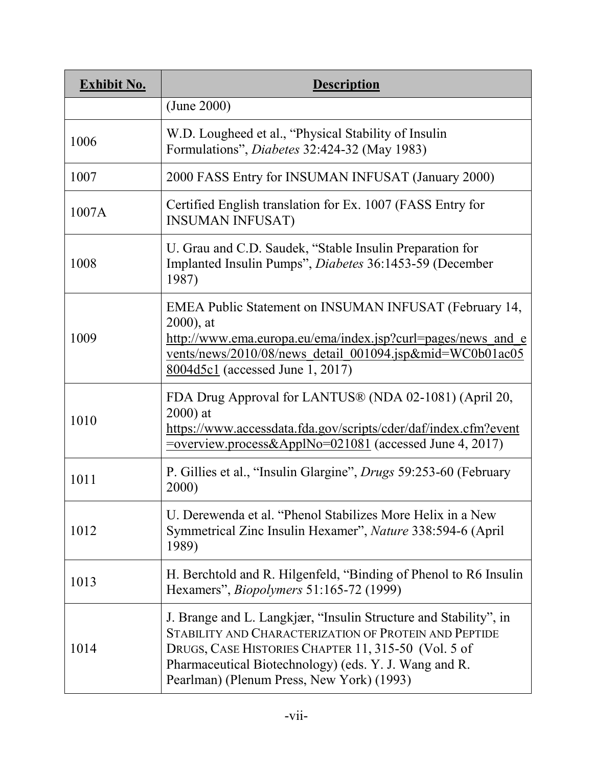| **Exhibit No.** | **Description** |
|---|---|
| | (June 2000) |
| 1006 | W.D. Lougheed et al., "Physical Stability of Insulin Formulations", *Diabetes* 32:424-32 (May 1983) |
| 1007 | 2000 FASS Entry for INSUMAN INFUSAT (January 2000) |
| 1007A | Certified English translation for Ex. 1007 (FASS Entry for INSUMAN INFUSAT) |
| 1008 | U. Grau and C.D. Saudek, "Stable Insulin Preparation for Implanted Insulin Pumps", *Diabetes* 36:1453-59 (December 1987) |
| 1009 | EMEA Public Statement on INSUMAN INFUSAT (February 14, 2000), at http://www.ema.europa.eu/ema/index.jsp?curl=pages/news_and_events/news/2010/08/news_detail_001094.jsp&mid=WC0b01ac058004d5c1 (accessed June 1, 2017) |
| 1010 | FDA Drug Approval for LANTUS® (NDA 02-1081) (April 20, 2000) at https://www.accessdata.fda.gov/scripts/cder/daf/index.cfm?event=overview.process&ApplNo=021081 (accessed June 4, 2017) |
| 1011 | P. Gillies et al., "Insulin Glargine", *Drugs* 59:253-60 (February 2000) |
| 1012 | U. Derewenda et al. "Phenol Stabilizes More Helix in a New Symmetrical Zinc Insulin Hexamer", *Nature* 338:594-6 (April 1989) |
| 1013 | H. Berchtold and R. Hilgenfeld, "Binding of Phenol to R6 Insulin Hexamers", *Biopolymers* 51:165-72 (1999) |
| 1014 | J. Brange and L. Langkjær, "Insulin Structure and Stability", in STABILITY AND CHARACTERIZATION OF PROTEIN AND PEPTIDE DRUGS, CASE HISTORIES CHAPTER 11, 315-50 (Vol. 5 of Pharmaceutical Biotechnology) (eds. Y. J. Wang and R. Pearlman) (Plenum Press, New York) (1993) |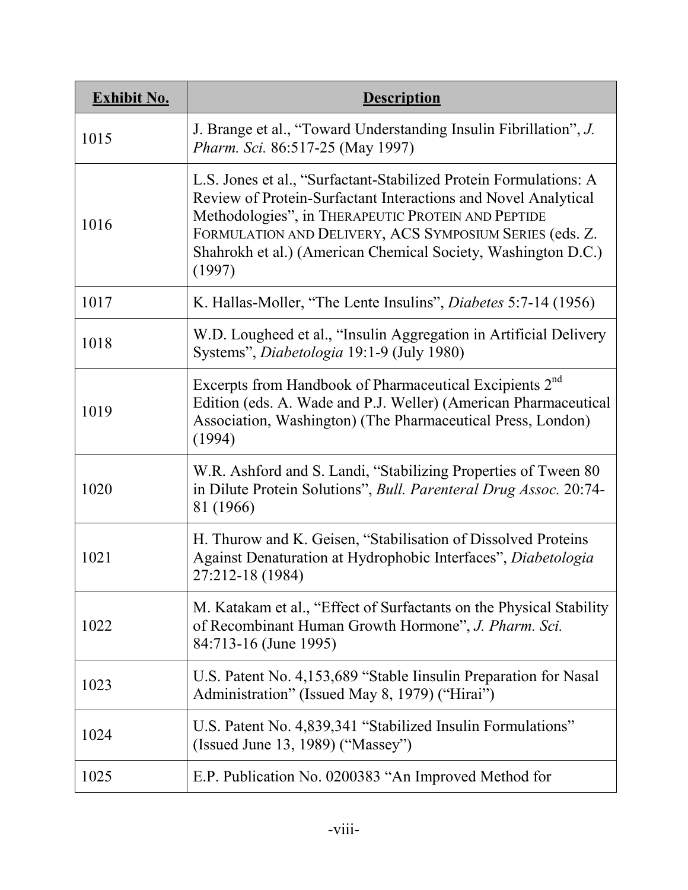| **Exhibit No.** | **Description** |
| --- | --- |
| 1015 | J. Brange et al., "Toward Understanding Insulin Fibrillation", *J. Pharm. Sci.* 86:517-25 (May 1997) |
| 1016 | L.S. Jones et al., "Surfactant-Stabilized Protein Formulations: A Review of Protein-Surfactant Interactions and Novel Analytical Methodologies", in THERAPEUTIC PROTEIN AND PEPTIDE FORMULATION AND DELIVERY, ACS SYMPOSIUM SERIES (eds. Z. Shahrokh et al.) (American Chemical Society, Washington D.C.) (1997) |
| 1017 | K. Hallas-Moller, "The Lente Insulins", *Diabetes* 5:7-14 (1956) |
| 1018 | W.D. Lougheed et al., "Insulin Aggregation in Artificial Delivery Systems", *Diabetologia* 19:1-9 (July 1980) |
| 1019 | Excerpts from Handbook of Pharmaceutical Excipients 2nd Edition (eds. A. Wade and P.J. Weller) (American Pharmaceutical Association, Washington) (The Pharmaceutical Press, London) (1994) |
| 1020 | W.R. Ashford and S. Landi, "Stabilizing Properties of Tween 80 in Dilute Protein Solutions", *Bull. Parenteral Drug Assoc.* 20:74-81 (1966) |
| 1021 | H. Thurow and K. Geisen, "Stabilisation of Dissolved Proteins Against Denaturation at Hydrophobic Interfaces", *Diabetologia* 27:212-18 (1984) |
| 1022 | M. Katakam et al., "Effect of Surfactants on the Physical Stability of Recombinant Human Growth Hormone", *J. Pharm. Sci.* 84:713-16 (June 1995) |
| 1023 | U.S. Patent No. 4,153,689 "Stable Iinsulin Preparation for Nasal Administration" (Issued May 8, 1979) ("Hirai") |
| 1024 | U.S. Patent No. 4,839,341 "Stabilized Insulin Formulations" (Issued June 13, 1989) ("Massey") |
| 1025 | E.P. Publication No. 0200383 "An Improved Method for |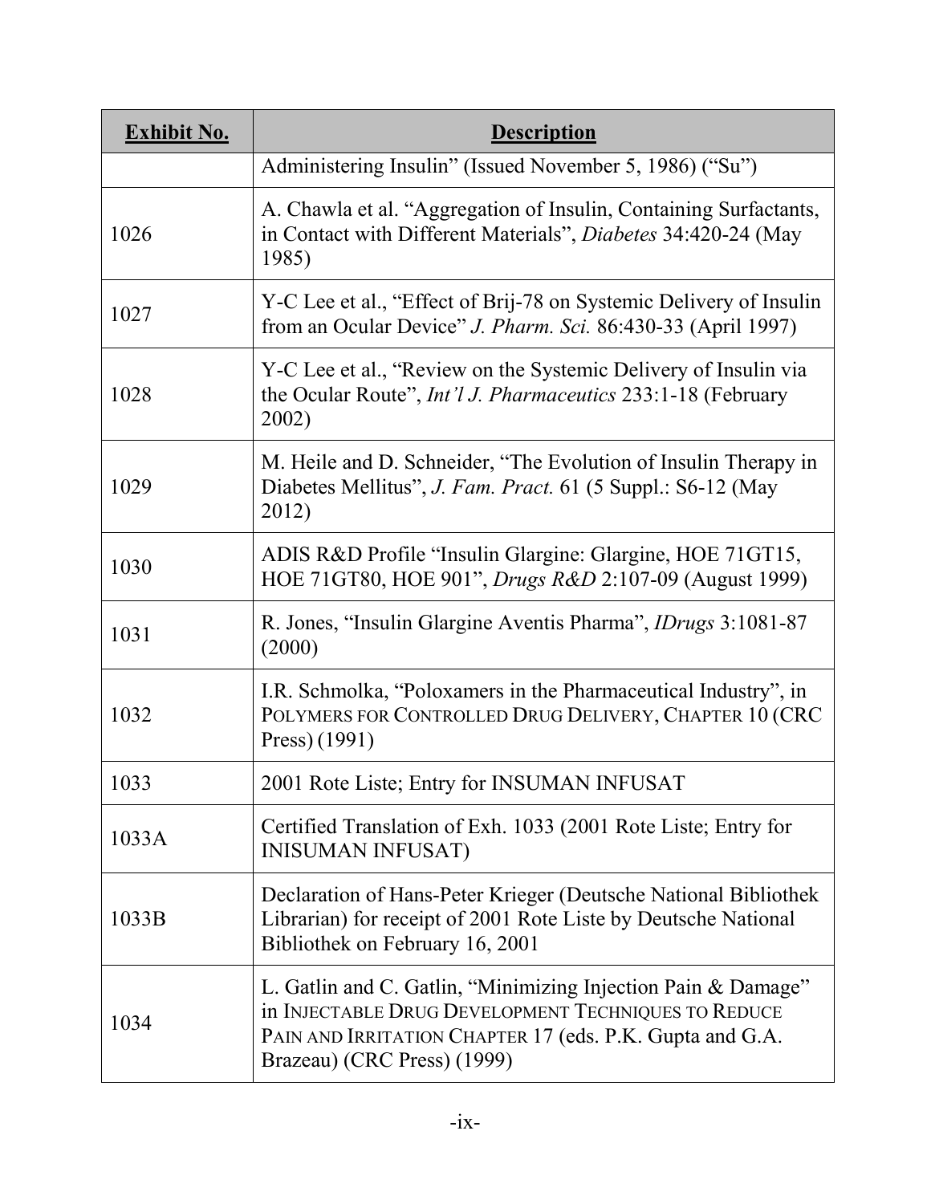| Exhibit No. | Description |
|---|---|
| | Administering Insulin" (Issued November 5, 1986) ("Su") |
| 1026 | A. Chawla et al. "Aggregation of Insulin, Containing Surfactants, in Contact with Different Materials", *Diabetes* 34:420-24 (May 1985) |
| 1027 | Y-C Lee et al., "Effect of Brij-78 on Systemic Delivery of Insulin from an Ocular Device" *J. Pharm. Sci.* 86:430-33 (April 1997) |
| 1028 | Y-C Lee et al., "Review on the Systemic Delivery of Insulin via the Ocular Route", *Int'l J. Pharmaceutics* 233:1-18 (February 2002) |
| 1029 | M. Heile and D. Schneider, "The Evolution of Insulin Therapy in Diabetes Mellitus", *J. Fam. Pract.* 61 (5 Suppl.: S6-12 (May 2012) |
| 1030 | ADIS R&D Profile "Insulin Glargine: Glargine, HOE 71GT15, HOE 71GT80, HOE 901", *Drugs R&D* 2:107-09 (August 1999) |
| 1031 | R. Jones, "Insulin Glargine Aventis Pharma", *IDrugs* 3:1081-87 (2000) |
| 1032 | I.R. Schmolka, "Poloxamers in the Pharmaceutical Industry", in POLYMERS FOR CONTROLLED DRUG DELIVERY, CHAPTER 10 (CRC Press) (1991) |
| 1033 | 2001 Rote Liste; Entry for INSUMAN INFUSAT |
| 1033A | Certified Translation of Exh. 1033 (2001 Rote Liste; Entry for INISUMAN INFUSAT) |
| 1033B | Declaration of Hans-Peter Krieger (Deutsche National Bibliothek Librarian) for receipt of 2001 Rote Liste by Deutsche National Bibliothek on February 16, 2001 |
| 1034 | L. Gatlin and C. Gatlin, "Minimizing Injection Pain & Damage" in INJECTABLE DRUG DEVELOPMENT TECHNIQUES TO REDUCE PAIN AND IRRITATION CHAPTER 17 (eds. P.K. Gupta and G.A. Brazeau) (CRC Press) (1999) |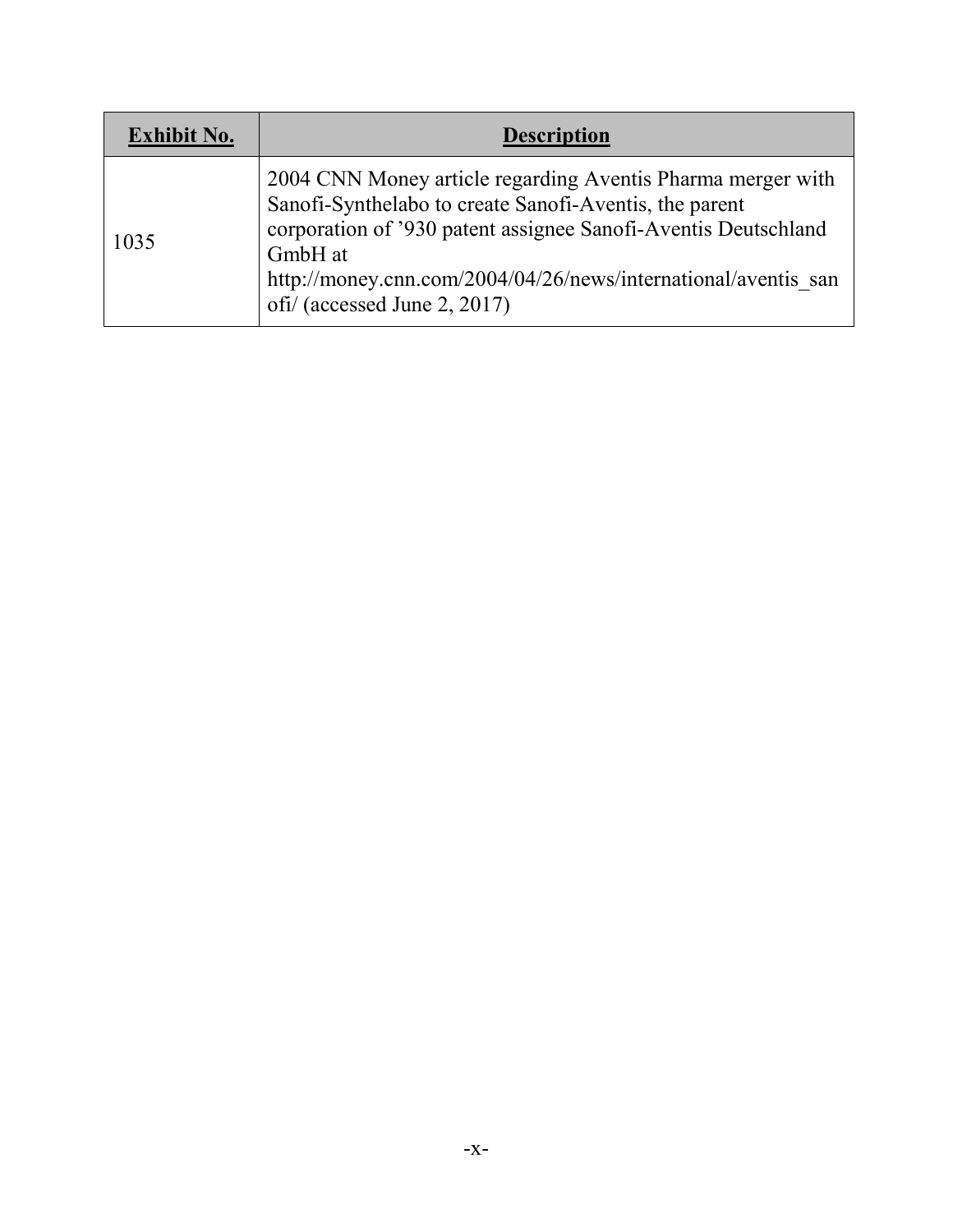| **Exhibit No.** | **Description** |
|---|---|
| 1035 | 2004 CNN Money article regarding Aventis Pharma merger with Sanofi-Synthelabo to create Sanofi-Aventis, the parent corporation of '930 patent assignee Sanofi-Aventis Deutschland GmbH at http://money.cnn.com/2004/04/26/news/international/aventis_sanofi/ (accessed June 2, 2017) |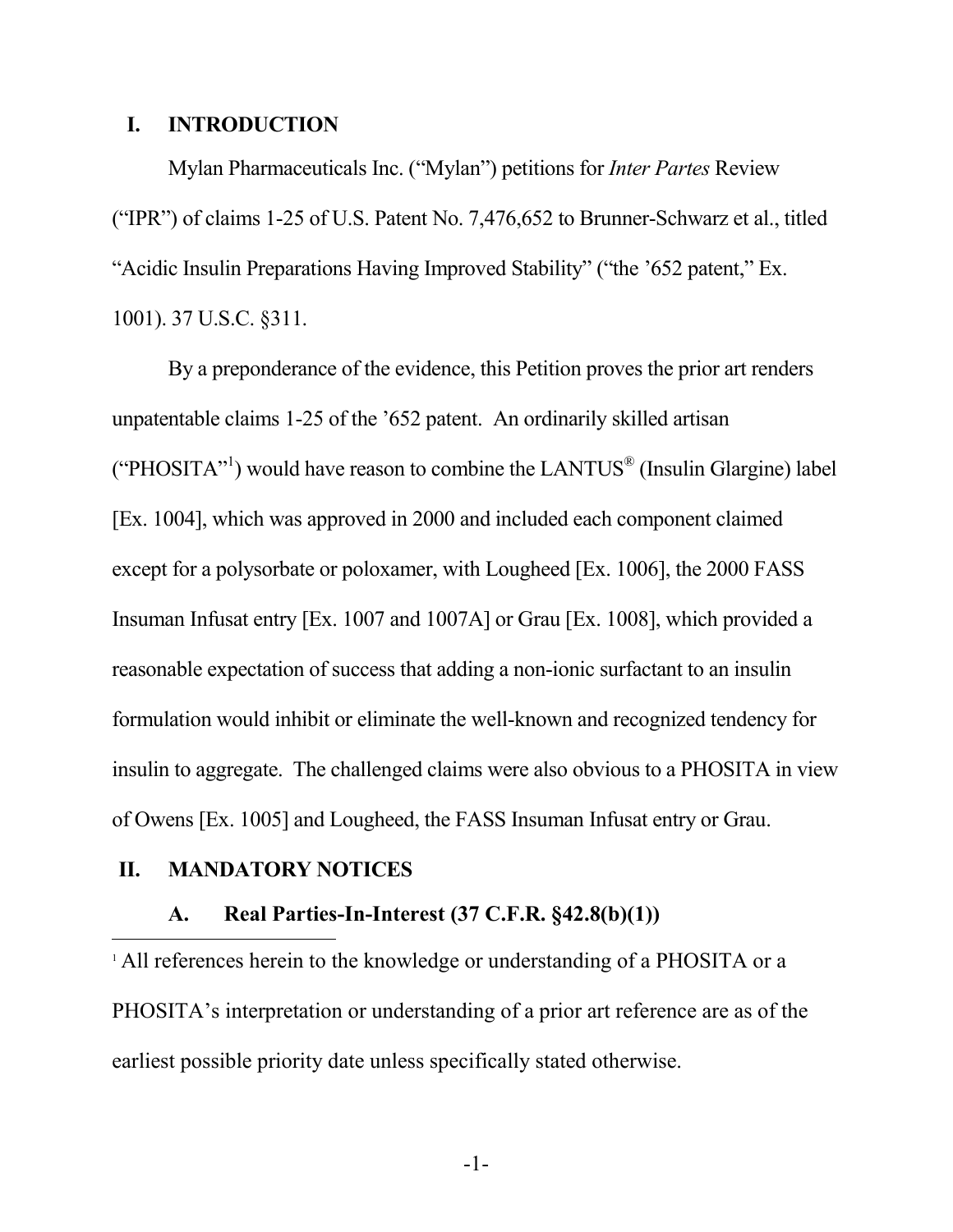# I. INTRODUCTION

Mylan Pharmaceuticals Inc. ("Mylan") petitions for *Inter Partes* Review ("IPR") of claims 1-25 of U.S. Patent No. 7,476,652 to Brunner-Schwarz et al., titled "Acidic Insulin Preparations Having Improved Stability" ("the '652 patent," Ex. 1001). 37 U.S.C. §311.

By a preponderance of the evidence, this Petition proves the prior art renders unpatentable claims 1-25 of the '652 patent. An ordinarily skilled artisan ("PHOSITA"[1]) would have reason to combine the LANTUS® (Insulin Glargine) label [Ex. 1004], which was approved in 2000 and included each component claimed except for a polysorbate or poloxamer, with Lougheed [Ex. 1006], the 2000 FASS Insuman Infusat entry [Ex. 1007 and 1007A] or Grau [Ex. 1008], which provided a reasonable expectation of success that adding a non-ionic surfactant to an insulin formulation would inhibit or eliminate the well-known and recognized tendency for insulin to aggregate. The challenged claims were also obvious to a PHOSITA in view of Owens [Ex. 1005] and Lougheed, the FASS Insuman Infusat entry or Grau.

# II. MANDATORY NOTICES

## A. Real Parties-In-Interest (37 C.F.R. §42.8(b)(1))

[1] All references herein to the knowledge or understanding of a PHOSITA or a PHOSITA's interpretation or understanding of a prior art reference are as of the earliest possible priority date unless specifically stated otherwise.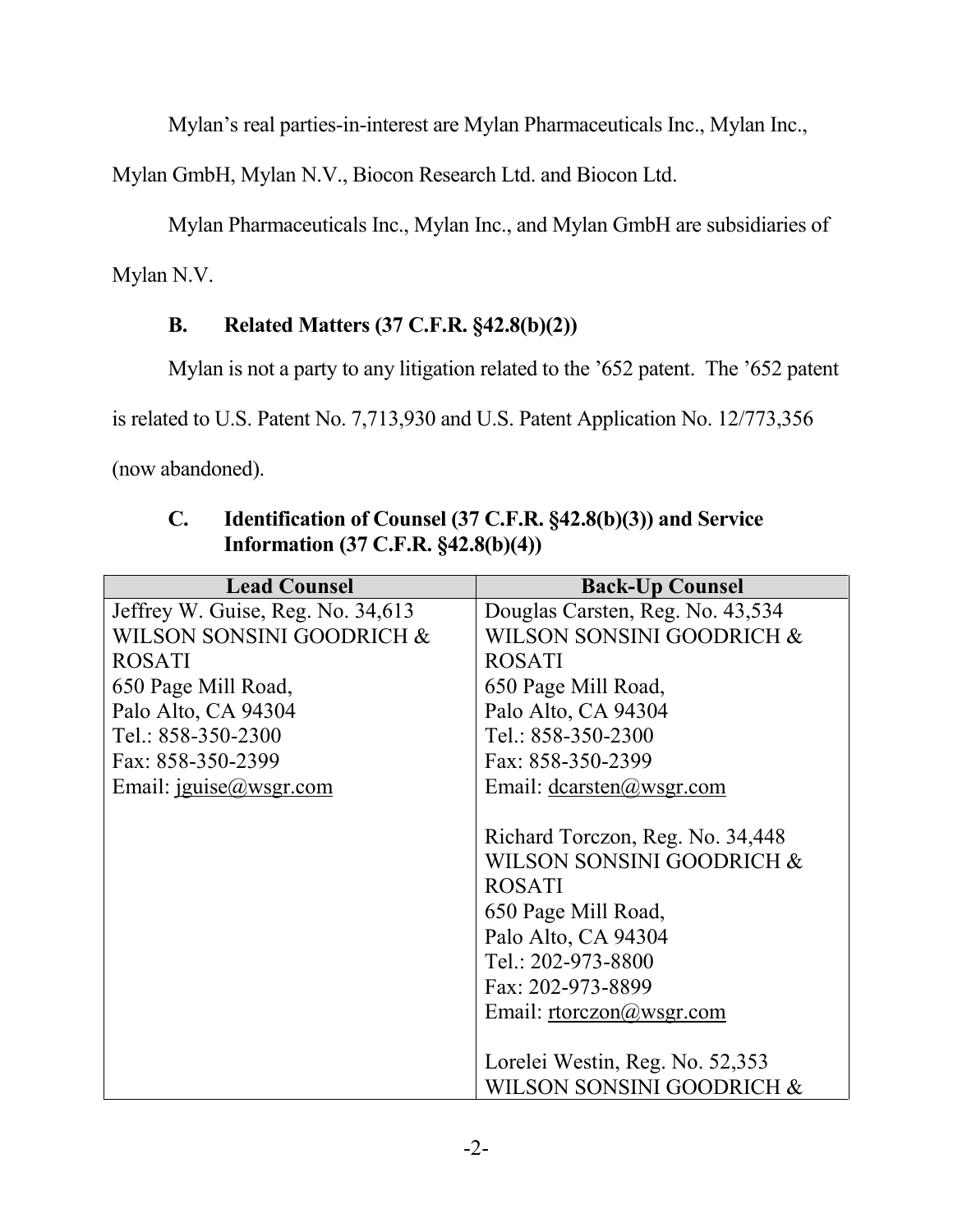Mylan's real parties-in-interest are Mylan Pharmaceuticals Inc., Mylan Inc., Mylan GmbH, Mylan N.V., Biocon Research Ltd. and Biocon Ltd.

Mylan Pharmaceuticals Inc., Mylan Inc., and Mylan GmbH are subsidiaries of Mylan N.V.

### B. Related Matters (37 C.F.R. §42.8(b)(2))

Mylan is not a party to any litigation related to the '652 patent. The '652 patent is related to U.S. Patent No. 7,713,930 and U.S. Patent Application No. 12/773,356 (now abandoned).

### C. Identification of Counsel (37 C.F.R. §42.8(b)(3)) and Service Information (37 C.F.R. §42.8(b)(4))

| Lead Counsel | Back-Up Counsel |
|---|---|
| Jeffrey W. Guise, Reg. No. 34,613<br>WILSON SONSINI GOODRICH & ROSATI<br>650 Page Mill Road,<br>Palo Alto, CA 94304<br>Tel.: 858-350-2300<br>Fax: 858-350-2399<br>Email: jguise@wsgr.com | Douglas Carsten, Reg. No. 43,534<br>WILSON SONSINI GOODRICH & ROSATI<br>650 Page Mill Road,<br>Palo Alto, CA 94304<br>Tel.: 858-350-2300<br>Fax: 858-350-2399<br>Email: dcarsten@wsgr.com<br><br>Richard Torczon, Reg. No. 34,448<br>WILSON SONSINI GOODRICH & ROSATI<br>650 Page Mill Road,<br>Palo Alto, CA 94304<br>Tel.: 202-973-8800<br>Fax: 202-973-8899<br>Email: rtorczon@wsgr.com<br><br>Lorelei Westin, Reg. No. 52,353<br>WILSON SONSINI GOODRICH & |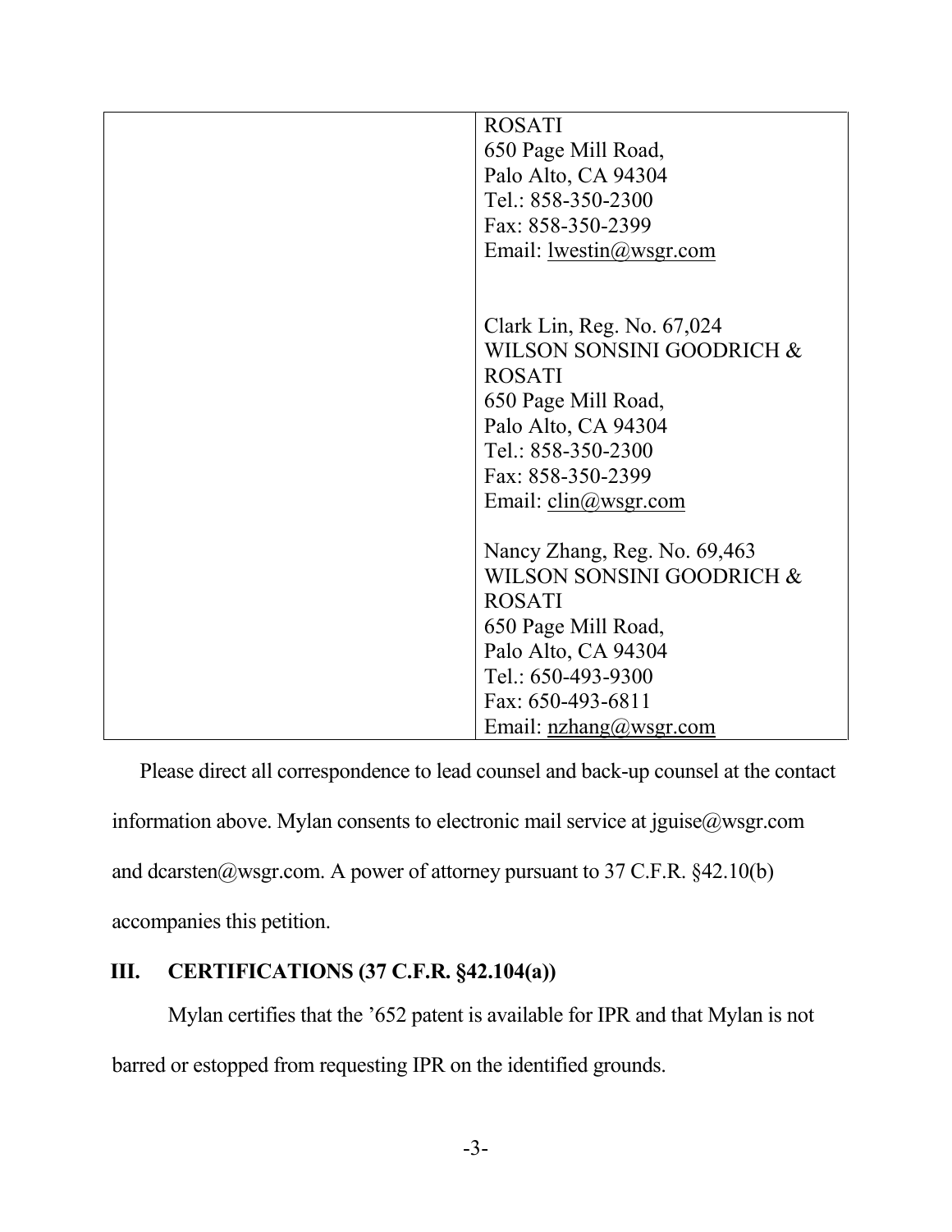| | ROSATI<br>650 Page Mill Road,<br>Palo Alto, CA 94304<br>Tel.: 858-350-2300<br>Fax: 858-350-2399<br>Email: lwestin@wsgr.com<br><br>Clark Lin, Reg. No. 67,024<br>WILSON SONSINI GOODRICH & ROSATI<br>650 Page Mill Road,<br>Palo Alto, CA 94304<br>Tel.: 858-350-2300<br>Fax: 858-350-2399<br>Email: clin@wsgr.com<br><br>Nancy Zhang, Reg. No. 69,463<br>WILSON SONSINI GOODRICH & ROSATI<br>650 Page Mill Road,<br>Palo Alto, CA 94304<br>Tel.: 650-493-9300<br>Fax: 650-493-6811<br>Email: nzhang@wsgr.com |
|---|---|

Please direct all correspondence to lead counsel and back-up counsel at the contact information above. Mylan consents to electronic mail service at jguise@wsgr.com and dcarsten@wsgr.com. A power of attorney pursuant to 37 C.F.R. §42.10(b) accompanies this petition.

## III. CERTIFICATIONS (37 C.F.R. §42.104(a))

Mylan certifies that the '652 patent is available for IPR and that Mylan is not barred or estopped from requesting IPR on the identified grounds.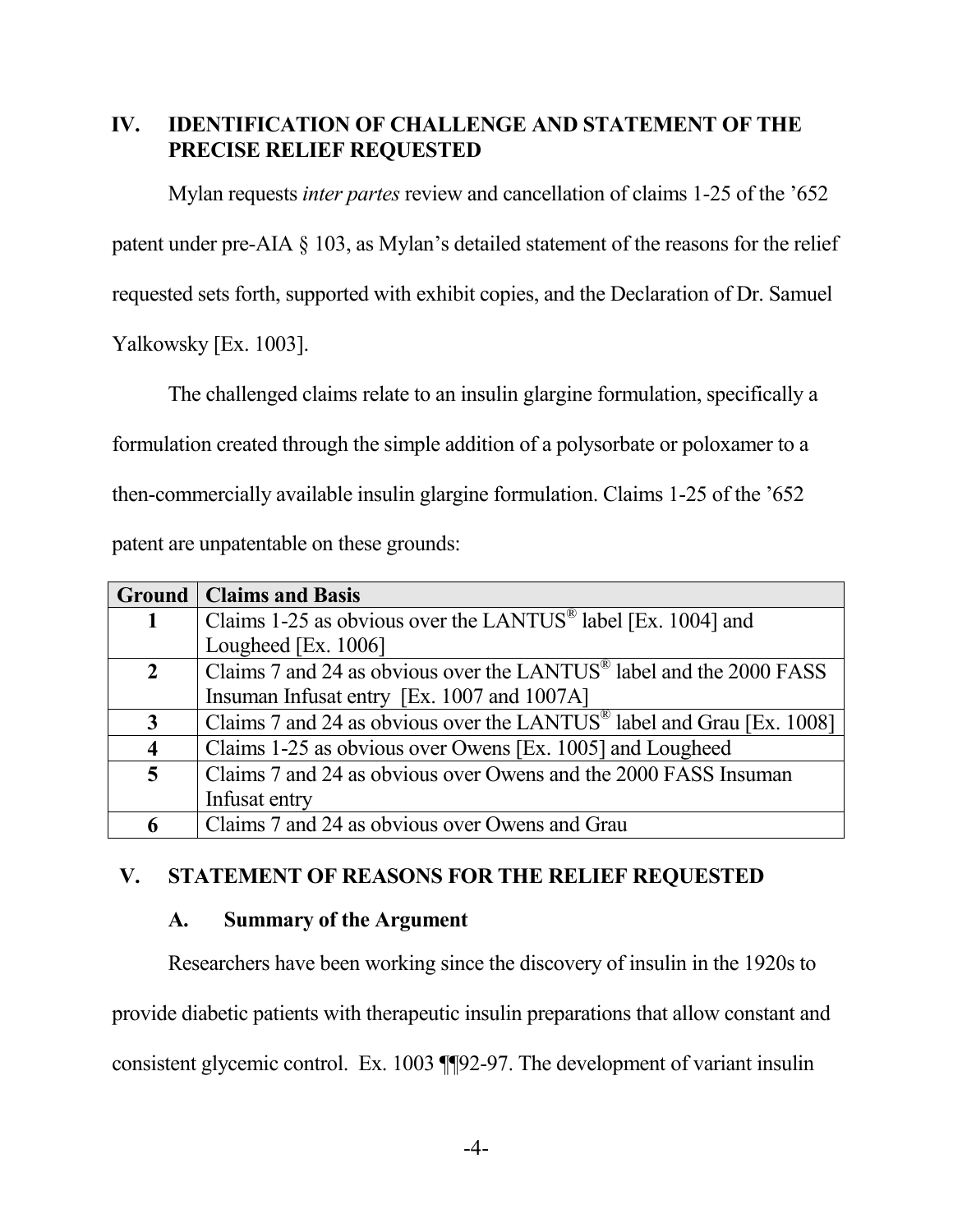## IV. IDENTIFICATION OF CHALLENGE AND STATEMENT OF THE PRECISE RELIEF REQUESTED

Mylan requests *inter partes* review and cancellation of claims 1-25 of the '652 patent under pre-AIA § 103, as Mylan's detailed statement of the reasons for the relief requested sets forth, supported with exhibit copies, and the Declaration of Dr. Samuel Yalkowsky [Ex. 1003].

The challenged claims relate to an insulin glargine formulation, specifically a formulation created through the simple addition of a polysorbate or poloxamer to a then-commercially available insulin glargine formulation. Claims 1-25 of the '652 patent are unpatentable on these grounds:

| Ground | Claims and Basis |
|---|---|
| **1** | Claims 1-25 as obvious over the LANTUS® label [Ex. 1004] and Lougheed [Ex. 1006] |
| **2** | Claims 7 and 24 as obvious over the LANTUS® label and the 2000 FASS Insuman Infusat entry [Ex. 1007 and 1007A] |
| **3** | Claims 7 and 24 as obvious over the LANTUS® label and Grau [Ex. 1008] |
| **4** | Claims 1-25 as obvious over Owens [Ex. 1005] and Lougheed |
| **5** | Claims 7 and 24 as obvious over Owens and the 2000 FASS Insuman Infusat entry |
| **6** | Claims 7 and 24 as obvious over Owens and Grau |

## V. STATEMENT OF REASONS FOR THE RELIEF REQUESTED

### A. Summary of the Argument

Researchers have been working since the discovery of insulin in the 1920s to provide diabetic patients with therapeutic insulin preparations that allow constant and consistent glycemic control. Ex. 1003 ¶¶92-97. The development of variant insulin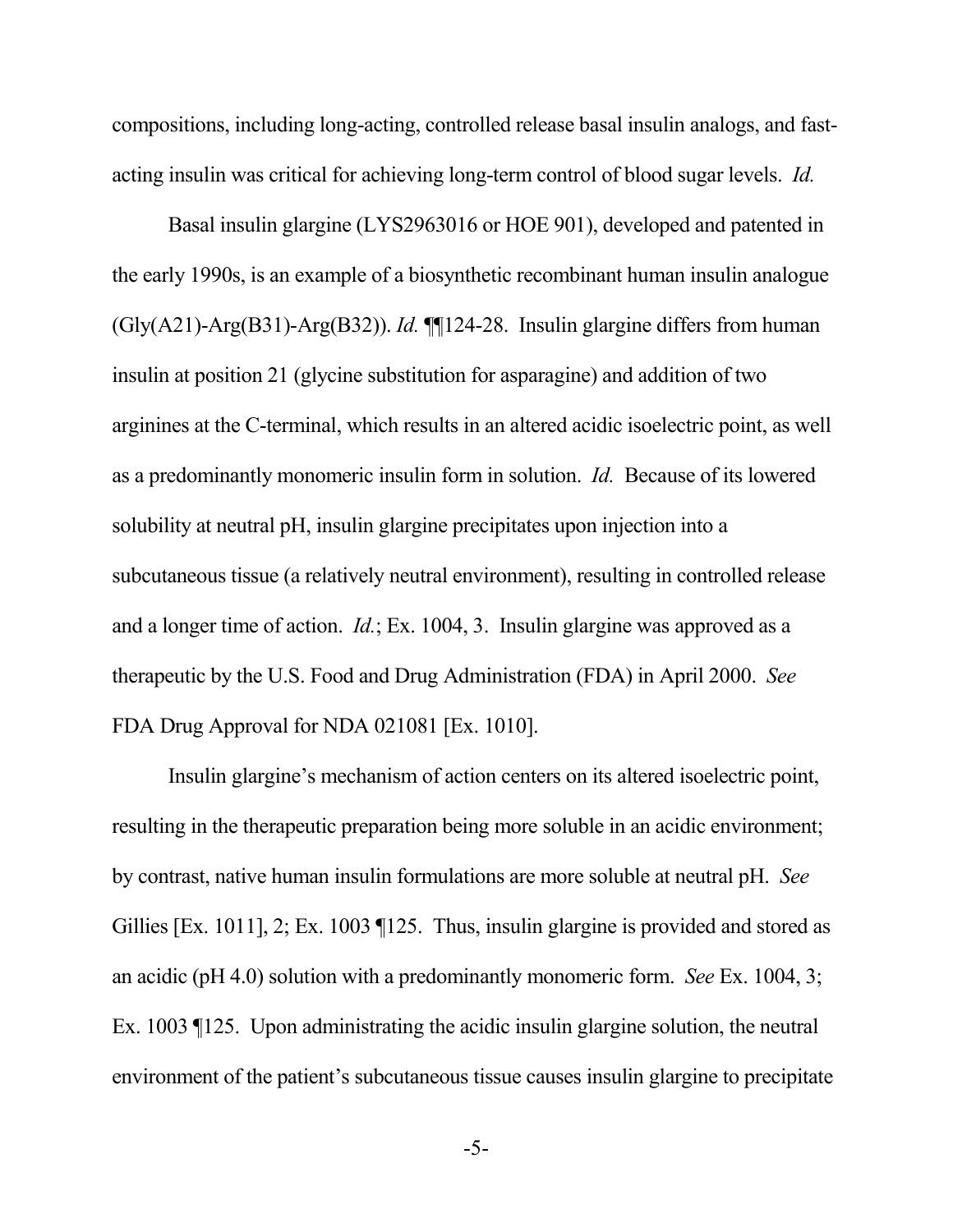compositions, including long-acting, controlled release basal insulin analogs, and fast-acting insulin was critical for achieving long-term control of blood sugar levels. *Id.*

Basal insulin glargine (LYS2963016 or HOE 901), developed and patented in the early 1990s, is an example of a biosynthetic recombinant human insulin analogue (Gly(A21)-Arg(B31)-Arg(B32)). *Id.* ¶¶124-28. Insulin glargine differs from human insulin at position 21 (glycine substitution for asparagine) and addition of two arginines at the C-terminal, which results in an altered acidic isoelectric point, as well as a predominantly monomeric insulin form in solution. *Id.* Because of its lowered solubility at neutral pH, insulin glargine precipitates upon injection into a subcutaneous tissue (a relatively neutral environment), resulting in controlled release and a longer time of action. *Id.*; Ex. 1004, 3. Insulin glargine was approved as a therapeutic by the U.S. Food and Drug Administration (FDA) in April 2000. *See* FDA Drug Approval for NDA 021081 [Ex. 1010].

Insulin glargine's mechanism of action centers on its altered isoelectric point, resulting in the therapeutic preparation being more soluble in an acidic environment; by contrast, native human insulin formulations are more soluble at neutral pH. *See* Gillies [Ex. 1011], 2; Ex. 1003 ¶125. Thus, insulin glargine is provided and stored as an acidic (pH 4.0) solution with a predominantly monomeric form. *See* Ex. 1004, 3; Ex. 1003 ¶125. Upon administrating the acidic insulin glargine solution, the neutral environment of the patient's subcutaneous tissue causes insulin glargine to precipitate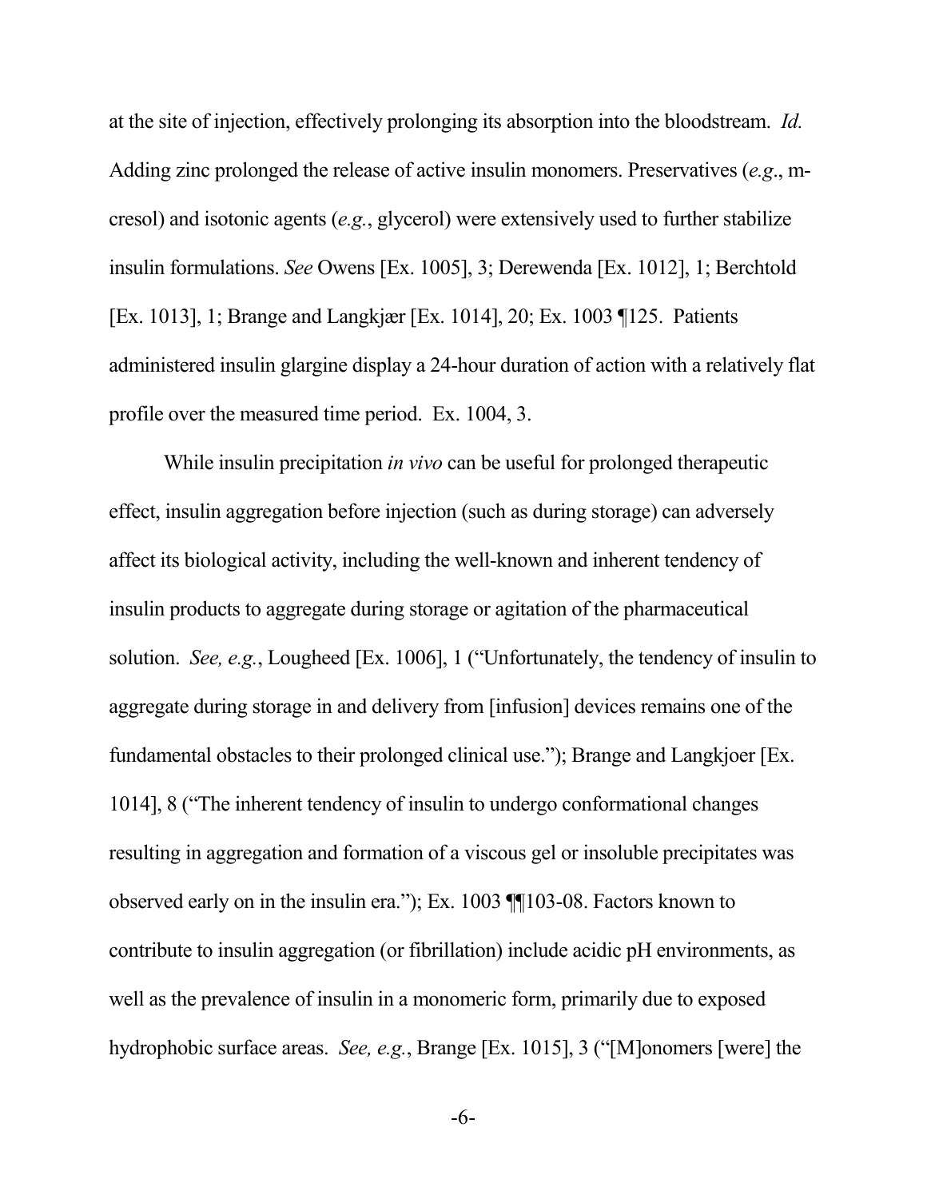at the site of injection, effectively prolonging its absorption into the bloodstream. *Id.* Adding zinc prolonged the release of active insulin monomers. Preservatives (*e.g*., m-cresol) and isotonic agents (*e.g.*, glycerol) were extensively used to further stabilize insulin formulations. *See* Owens [Ex. 1005], 3; Derewenda [Ex. 1012], 1; Berchtold [Ex. 1013], 1; Brange and Langkjær [Ex. 1014], 20; Ex. 1003 ¶125. Patients administered insulin glargine display a 24-hour duration of action with a relatively flat profile over the measured time period. Ex. 1004, 3.

While insulin precipitation *in vivo* can be useful for prolonged therapeutic effect, insulin aggregation before injection (such as during storage) can adversely affect its biological activity, including the well-known and inherent tendency of insulin products to aggregate during storage or agitation of the pharmaceutical solution. *See, e.g.*, Lougheed [Ex. 1006], 1 ("Unfortunately, the tendency of insulin to aggregate during storage in and delivery from [infusion] devices remains one of the fundamental obstacles to their prolonged clinical use."); Brange and Langkjoer [Ex. 1014], 8 ("The inherent tendency of insulin to undergo conformational changes resulting in aggregation and formation of a viscous gel or insoluble precipitates was observed early on in the insulin era."); Ex. 1003 ¶¶103-08. Factors known to contribute to insulin aggregation (or fibrillation) include acidic pH environments, as well as the prevalence of insulin in a monomeric form, primarily due to exposed hydrophobic surface areas. *See, e.g.*, Brange [Ex. 1015], 3 ("[M]onomers [were] the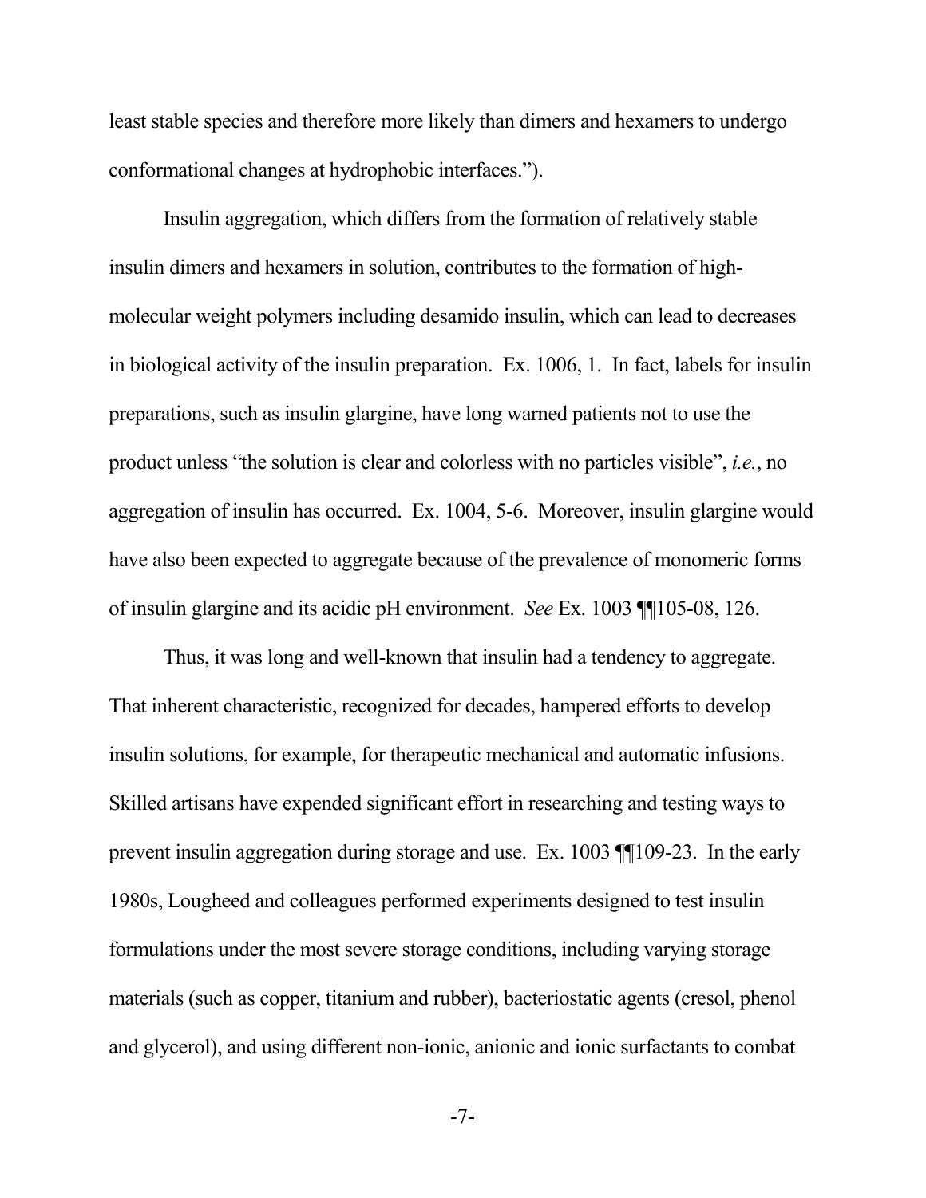least stable species and therefore more likely than dimers and hexamers to undergo conformational changes at hydrophobic interfaces.").

Insulin aggregation, which differs from the formation of relatively stable insulin dimers and hexamers in solution, contributes to the formation of high-molecular weight polymers including desamido insulin, which can lead to decreases in biological activity of the insulin preparation. Ex. 1006, 1. In fact, labels for insulin preparations, such as insulin glargine, have long warned patients not to use the product unless "the solution is clear and colorless with no particles visible", *i.e.*, no aggregation of insulin has occurred. Ex. 1004, 5-6. Moreover, insulin glargine would have also been expected to aggregate because of the prevalence of monomeric forms of insulin glargine and its acidic pH environment. *See* Ex. 1003 ¶¶105-08, 126.

Thus, it was long and well-known that insulin had a tendency to aggregate. That inherent characteristic, recognized for decades, hampered efforts to develop insulin solutions, for example, for therapeutic mechanical and automatic infusions. Skilled artisans have expended significant effort in researching and testing ways to prevent insulin aggregation during storage and use. Ex. 1003 ¶¶109-23. In the early 1980s, Lougheed and colleagues performed experiments designed to test insulin formulations under the most severe storage conditions, including varying storage materials (such as copper, titanium and rubber), bacteriostatic agents (cresol, phenol and glycerol), and using different non-ionic, anionic and ionic surfactants to combat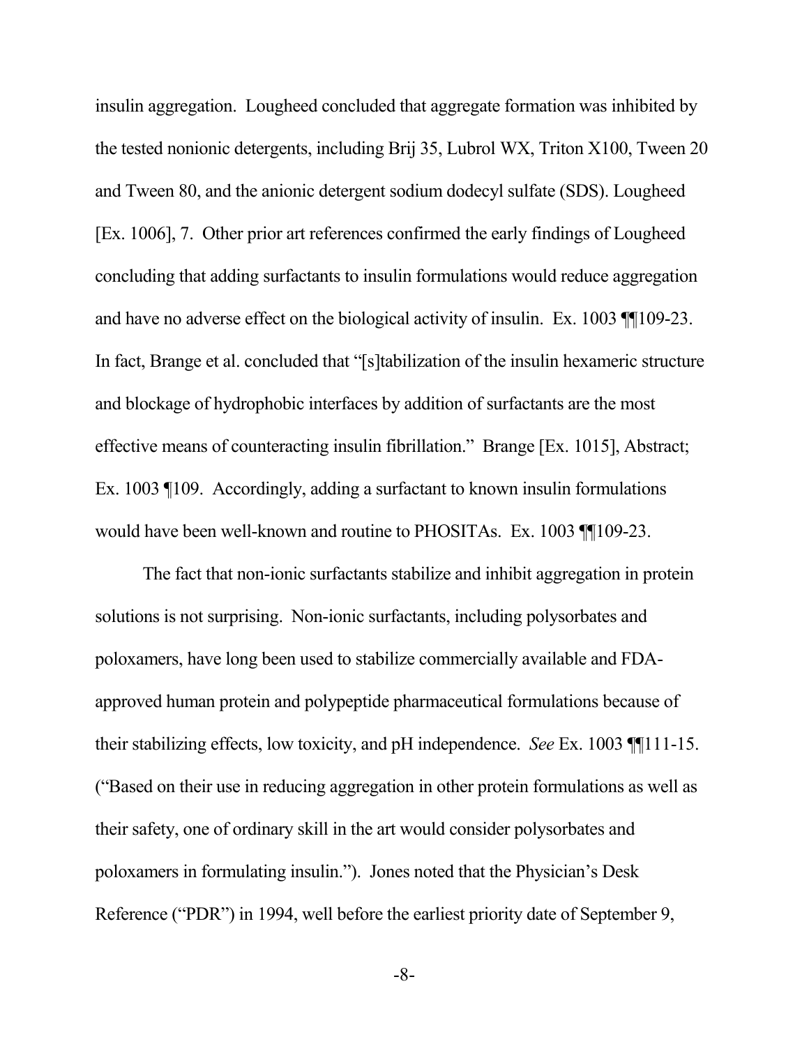insulin aggregation. Lougheed concluded that aggregate formation was inhibited by the tested nonionic detergents, including Brij 35, Lubrol WX, Triton X100, Tween 20 and Tween 80, and the anionic detergent sodium dodecyl sulfate (SDS). Lougheed [Ex. 1006], 7. Other prior art references confirmed the early findings of Lougheed concluding that adding surfactants to insulin formulations would reduce aggregation and have no adverse effect on the biological activity of insulin. Ex. 1003 ¶¶109-23. In fact, Brange et al. concluded that "[s]tabilization of the insulin hexameric structure and blockage of hydrophobic interfaces by addition of surfactants are the most effective means of counteracting insulin fibrillation." Brange [Ex. 1015], Abstract; Ex. 1003 ¶109. Accordingly, adding a surfactant to known insulin formulations would have been well-known and routine to PHOSITAs. Ex. 1003 ¶¶109-23.

The fact that non-ionic surfactants stabilize and inhibit aggregation in protein solutions is not surprising. Non-ionic surfactants, including polysorbates and poloxamers, have long been used to stabilize commercially available and FDA-approved human protein and polypeptide pharmaceutical formulations because of their stabilizing effects, low toxicity, and pH independence. *See* Ex. 1003 ¶¶111-15. ("Based on their use in reducing aggregation in other protein formulations as well as their safety, one of ordinary skill in the art would consider polysorbates and poloxamers in formulating insulin."). Jones noted that the Physician's Desk Reference ("PDR") in 1994, well before the earliest priority date of September 9,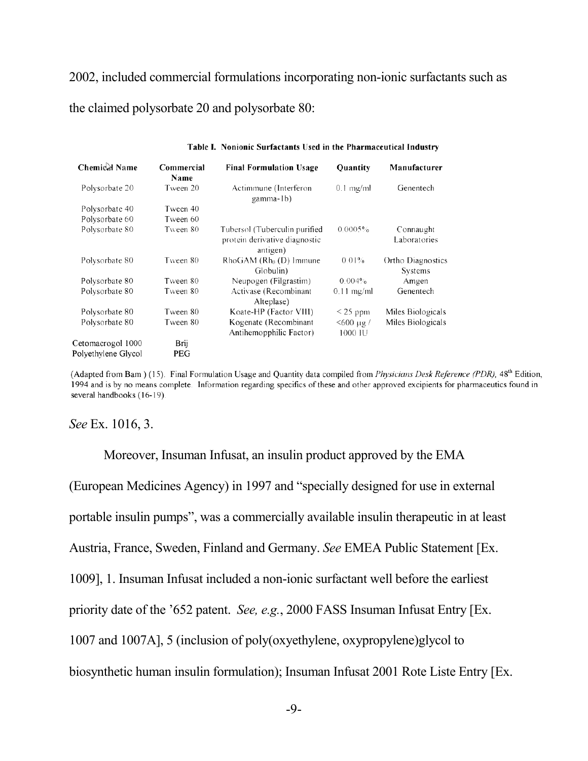2002, included commercial formulations incorporating non-ionic surfactants such as the claimed polysorbate 20 and polysorbate 80:

**Table I. Nonionic Surfactants Used in the Pharmaceutical Industry**

| Chemical Name | Commercial Name | Final Formulation Usage | Quantity | Manufacturer |
|---|---|---|---|---|
| Polysorbate 20 | Tween 20 | Actimmune (Interferon gamma-1b) | 0.1 mg/ml | Genentech |
| Polysorbate 40 | Tween 40 | | | |
| Polysorbate 60 | Tween 60 | | | |
| Polysorbate 80 | Tween 80 | Tubersol (Tuberculin purified protein derivative diagnostic antigen) | 0.0005% | Connaught Laboratories |
| Polysorbate 80 | Tween 80 | RhoGAM ($Rh_0$ (D) Immune Globulin) | 0.01% | Ortho Diagnostics Systems |
| Polysorbate 80 | Tween 80 | Neupogen (Filgrastim) | 0.004% | Amgen |
| Polysorbate 80 | Tween 80 | Activase (Recombinant Alteplase) | 0.11 mg/ml | Genentech |
| Polysorbate 80 | Tween 80 | Koate-HP (Factor VIII) | < 25 ppm | Miles Biologicals |
| Polysorbate 80 | Tween 80 | Kogenate (Recombinant Antihemopphilic Factor) | <600 μg / 1000 IU | Miles Biologicals |
| Cetomacrogol 1000 | Brij | | | |
| Polyethylene Glycol | PEG | | | |

(Adapted from Bam ) (15). Final Formulation Usage and Quantity data compiled from *Physicians Desk Reference (PDR)*, 48th Edition, 1994 and is by no means complete. Information regarding specifics of these and other approved excipients for pharmaceutics found in several handbooks (16-19).

*See* Ex. 1016, 3.

Moreover, Insuman Infusat, an insulin product approved by the EMA (European Medicines Agency) in 1997 and "specially designed for use in external portable insulin pumps", was a commercially available insulin therapeutic in at least Austria, France, Sweden, Finland and Germany. *See* EMEA Public Statement [Ex. 1009], 1. Insuman Infusat included a non-ionic surfactant well before the earliest priority date of the '652 patent. *See, e.g.*, 2000 FASS Insuman Infusat Entry [Ex. 1007 and 1007A], 5 (inclusion of poly(oxyethylene, oxypropylene)glycol to biosynthetic human insulin formulation); Insuman Infusat 2001 Rote Liste Entry [Ex.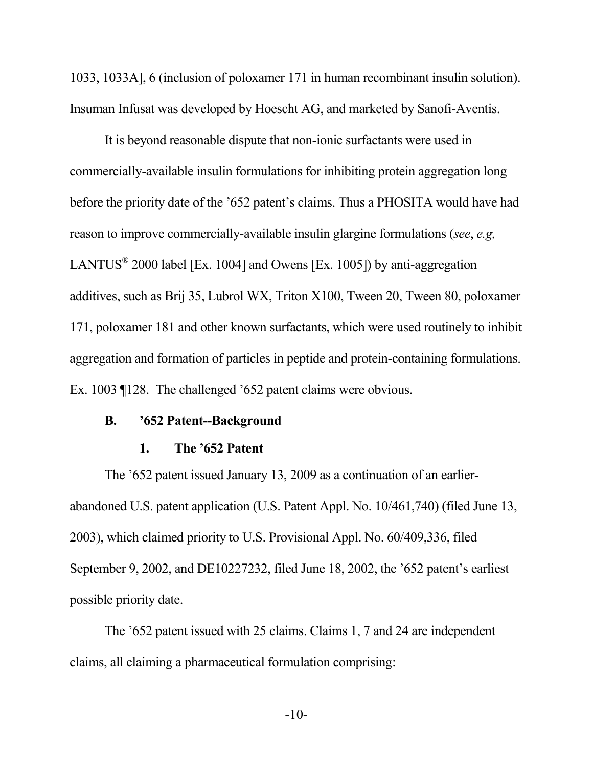1033, 1033A], 6 (inclusion of poloxamer 171 in human recombinant insulin solution). Insuman Infusat was developed by Hoescht AG, and marketed by Sanofi-Aventis.

It is beyond reasonable dispute that non-ionic surfactants were used in commercially-available insulin formulations for inhibiting protein aggregation long before the priority date of the '652 patent's claims. Thus a PHOSITA would have had reason to improve commercially-available insulin glargine formulations (*see*, *e.g,* LANTUS® 2000 label [Ex. 1004] and Owens [Ex. 1005]) by anti-aggregation additives, such as Brij 35, Lubrol WX, Triton X100, Tween 20, Tween 80, poloxamer 171, poloxamer 181 and other known surfactants, which were used routinely to inhibit aggregation and formation of particles in peptide and protein-containing formulations. Ex. 1003 ¶128. The challenged '652 patent claims were obvious.

### B. '652 Patent--Background

#### 1. The '652 Patent

The '652 patent issued January 13, 2009 as a continuation of an earlier-abandoned U.S. patent application (U.S. Patent Appl. No. 10/461,740) (filed June 13, 2003), which claimed priority to U.S. Provisional Appl. No. 60/409,336, filed September 9, 2002, and DE10227232, filed June 18, 2002, the '652 patent's earliest possible priority date.

The '652 patent issued with 25 claims. Claims 1, 7 and 24 are independent claims, all claiming a pharmaceutical formulation comprising: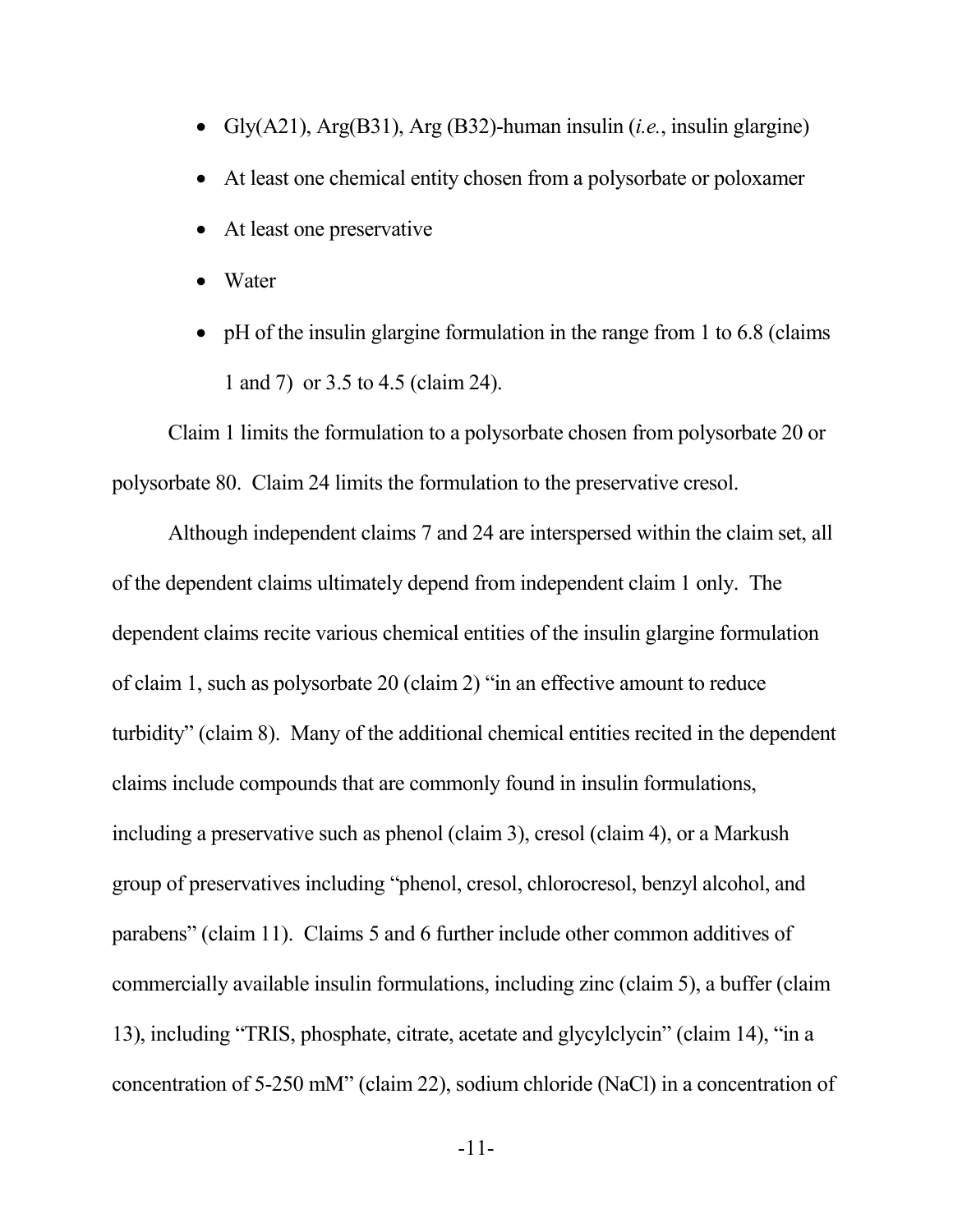- Gly(A21), Arg(B31), Arg (B32)-human insulin (*i.e.*, insulin glargine)
- At least one chemical entity chosen from a polysorbate or poloxamer
- At least one preservative
- Water
- pH of the insulin glargine formulation in the range from 1 to 6.8 (claims 1 and 7) or 3.5 to 4.5 (claim 24).

Claim 1 limits the formulation to a polysorbate chosen from polysorbate 20 or polysorbate 80. Claim 24 limits the formulation to the preservative cresol.

Although independent claims 7 and 24 are interspersed within the claim set, all of the dependent claims ultimately depend from independent claim 1 only. The dependent claims recite various chemical entities of the insulin glargine formulation of claim 1, such as polysorbate 20 (claim 2) "in an effective amount to reduce turbidity" (claim 8). Many of the additional chemical entities recited in the dependent claims include compounds that are commonly found in insulin formulations, including a preservative such as phenol (claim 3), cresol (claim 4), or a Markush group of preservatives including "phenol, cresol, chlorocresol, benzyl alcohol, and parabens" (claim 11). Claims 5 and 6 further include other common additives of commercially available insulin formulations, including zinc (claim 5), a buffer (claim 13), including "TRIS, phosphate, citrate, acetate and glycylclycin" (claim 14), "in a concentration of 5-250 mM" (claim 22), sodium chloride (NaCl) in a concentration of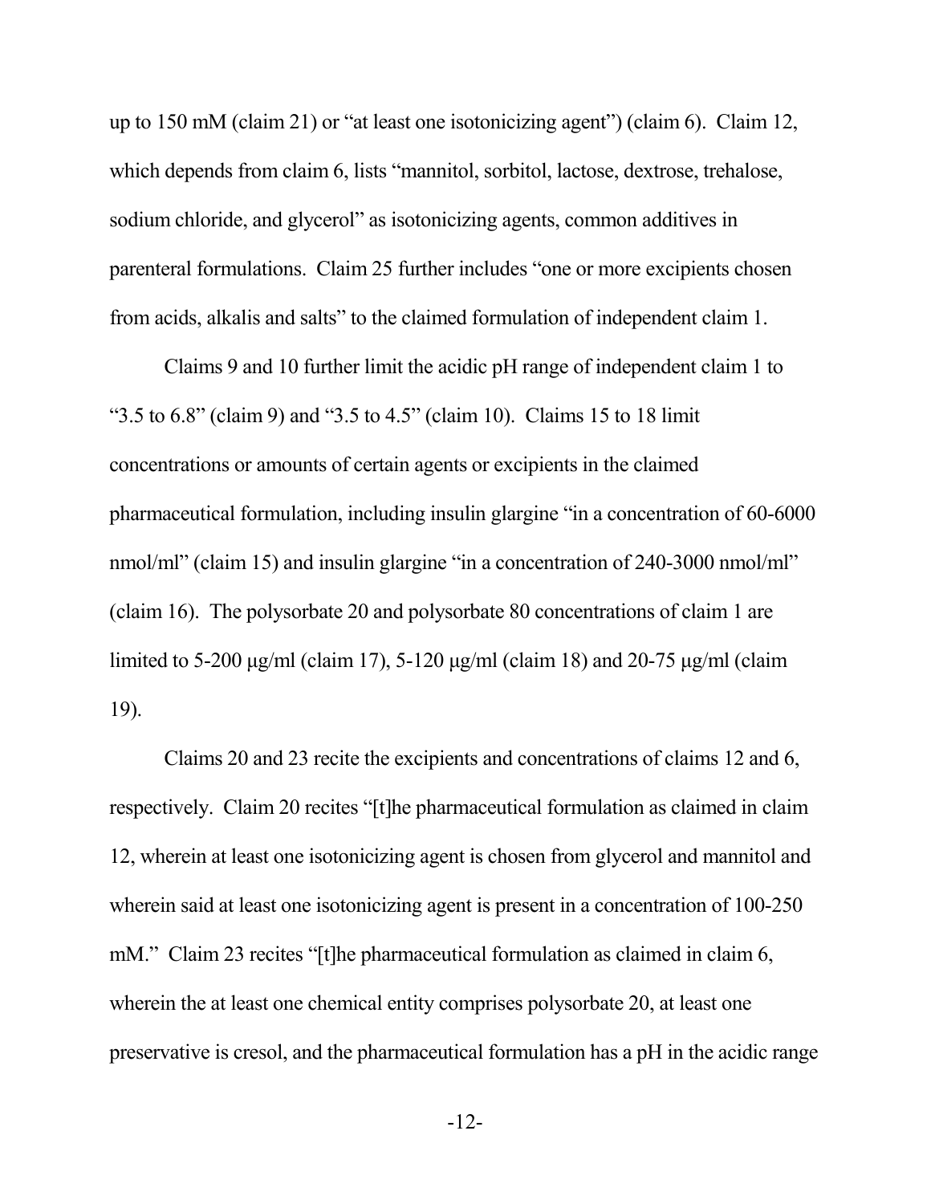up to 150 mM (claim 21) or "at least one isotonicizing agent") (claim 6). Claim 12, which depends from claim 6, lists "mannitol, sorbitol, lactose, dextrose, trehalose, sodium chloride, and glycerol" as isotonicizing agents, common additives in parenteral formulations. Claim 25 further includes "one or more excipients chosen from acids, alkalis and salts" to the claimed formulation of independent claim 1.

Claims 9 and 10 further limit the acidic pH range of independent claim 1 to "3.5 to 6.8" (claim 9) and "3.5 to 4.5" (claim 10). Claims 15 to 18 limit concentrations or amounts of certain agents or excipients in the claimed pharmaceutical formulation, including insulin glargine "in a concentration of 60-6000 nmol/ml" (claim 15) and insulin glargine "in a concentration of 240-3000 nmol/ml" (claim 16). The polysorbate 20 and polysorbate 80 concentrations of claim 1 are limited to 5-200 μg/ml (claim 17), 5-120 μg/ml (claim 18) and 20-75 μg/ml (claim 19).

Claims 20 and 23 recite the excipients and concentrations of claims 12 and 6, respectively. Claim 20 recites "[t]he pharmaceutical formulation as claimed in claim 12, wherein at least one isotonicizing agent is chosen from glycerol and mannitol and wherein said at least one isotonicizing agent is present in a concentration of 100-250 mM." Claim 23 recites "[t]he pharmaceutical formulation as claimed in claim 6, wherein the at least one chemical entity comprises polysorbate 20, at least one preservative is cresol, and the pharmaceutical formulation has a pH in the acidic range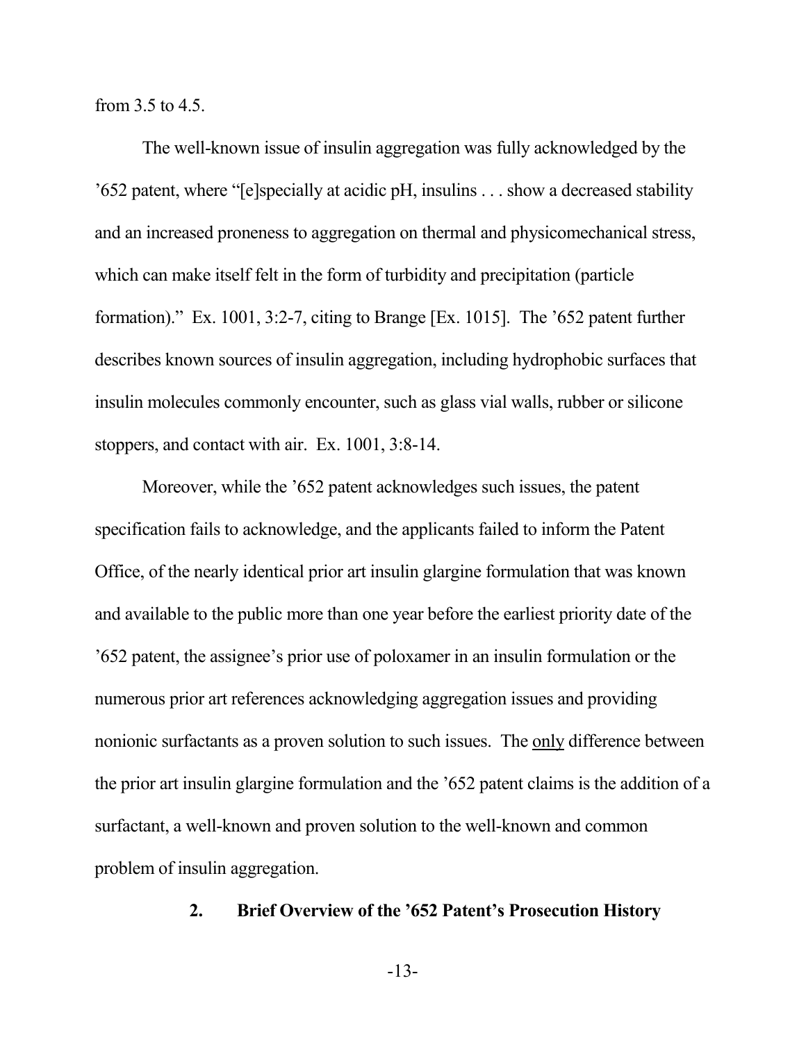from 3.5 to 4.5.

The well-known issue of insulin aggregation was fully acknowledged by the '652 patent, where "[e]specially at acidic pH, insulins . . . show a decreased stability and an increased proneness to aggregation on thermal and physicomechanical stress, which can make itself felt in the form of turbidity and precipitation (particle formation)." Ex. 1001, 3:2-7, citing to Brange [Ex. 1015]. The '652 patent further describes known sources of insulin aggregation, including hydrophobic surfaces that insulin molecules commonly encounter, such as glass vial walls, rubber or silicone stoppers, and contact with air. Ex. 1001, 3:8-14.

Moreover, while the '652 patent acknowledges such issues, the patent specification fails to acknowledge, and the applicants failed to inform the Patent Office, of the nearly identical prior art insulin glargine formulation that was known and available to the public more than one year before the earliest priority date of the '652 patent, the assignee's prior use of poloxamer in an insulin formulation or the numerous prior art references acknowledging aggregation issues and providing nonionic surfactants as a proven solution to such issues. The <u>only</u> difference between the prior art insulin glargine formulation and the '652 patent claims is the addition of a surfactant, a well-known and proven solution to the well-known and common problem of insulin aggregation.

### 2. Brief Overview of the '652 Patent's Prosecution History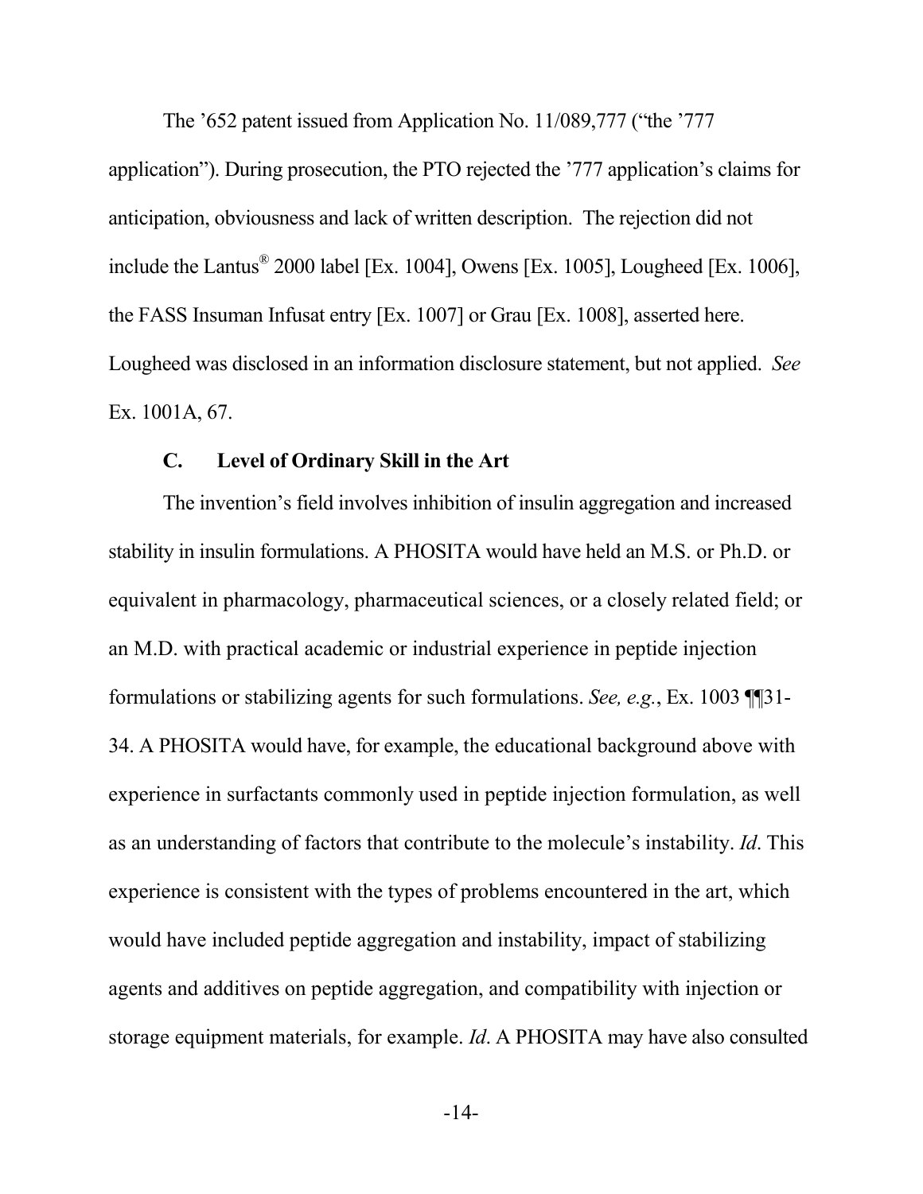The ’652 patent issued from Application No. 11/089,777 (“the ’777 application”). During prosecution, the PTO rejected the ’777 application’s claims for anticipation, obviousness and lack of written description. The rejection did not include the Lantus® 2000 label [Ex. 1004], Owens [Ex. 1005], Lougheed [Ex. 1006], the FASS Insuman Infusat entry [Ex. 1007] or Grau [Ex. 1008], asserted here. Lougheed was disclosed in an information disclosure statement, but not applied. *See* Ex. 1001A, 67.

### C. Level of Ordinary Skill in the Art

The invention’s field involves inhibition of insulin aggregation and increased stability in insulin formulations. A PHOSITA would have held an M.S. or Ph.D. or equivalent in pharmacology, pharmaceutical sciences, or a closely related field; or an M.D. with practical academic or industrial experience in peptide injection formulations or stabilizing agents for such formulations. *See, e.g.*, Ex. 1003 ¶¶31-34. A PHOSITA would have, for example, the educational background above with experience in surfactants commonly used in peptide injection formulation, as well as an understanding of factors that contribute to the molecule’s instability. *Id*. This experience is consistent with the types of problems encountered in the art, which would have included peptide aggregation and instability, impact of stabilizing agents and additives on peptide aggregation, and compatibility with injection or storage equipment materials, for example. *Id*. A PHOSITA may have also consulted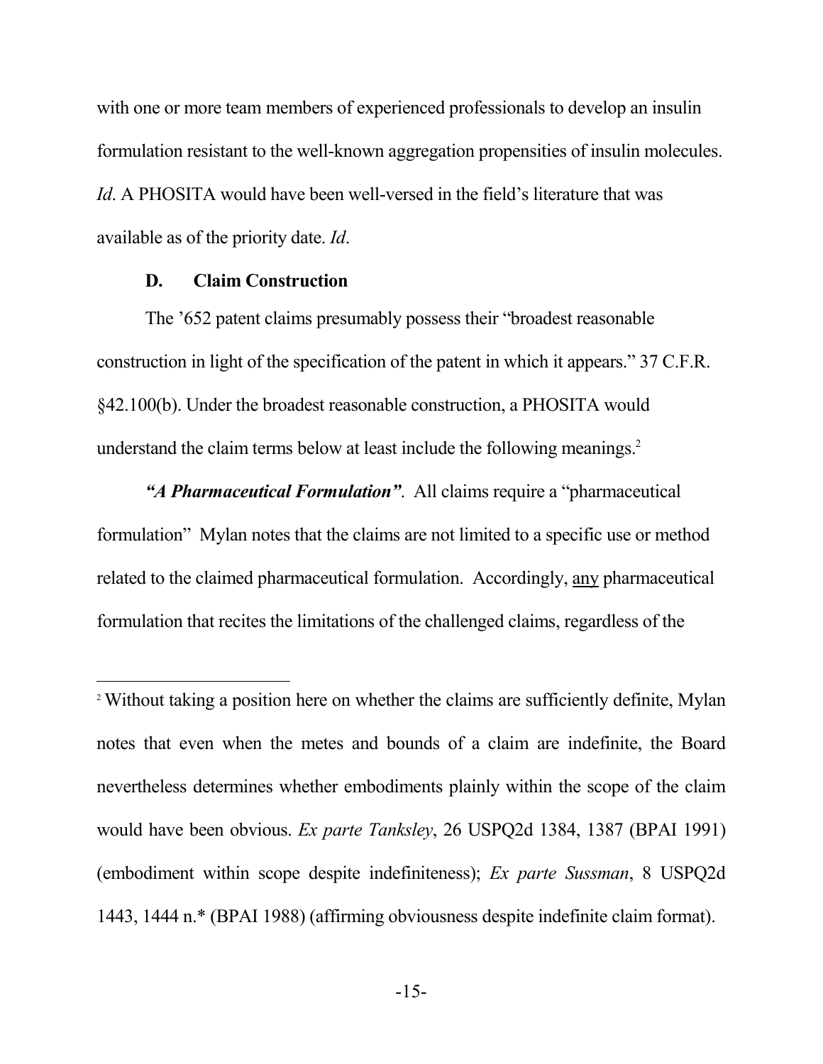with one or more team members of experienced professionals to develop an insulin formulation resistant to the well-known aggregation propensities of insulin molecules. *Id*. A PHOSITA would have been well-versed in the field's literature that was available as of the priority date. *Id*.

### D. Claim Construction

The '652 patent claims presumably possess their "broadest reasonable construction in light of the specification of the patent in which it appears." 37 C.F.R. §42.100(b). Under the broadest reasonable construction, a PHOSITA would understand the claim terms below at least include the following meanings.[2]

***"A Pharmaceutical Formulation"***. All claims require a "pharmaceutical formulation" Mylan notes that the claims are not limited to a specific use or method related to the claimed pharmaceutical formulation. Accordingly, <u>any</u> pharmaceutical formulation that recites the limitations of the challenged claims, regardless of the

---

[2] Without taking a position here on whether the claims are sufficiently definite, Mylan notes that even when the metes and bounds of a claim are indefinite, the Board nevertheless determines whether embodiments plainly within the scope of the claim would have been obvious. *Ex parte Tanksley*, 26 USPQ2d 1384, 1387 (BPAI 1991) (embodiment within scope despite indefiniteness); *Ex parte Sussman*, 8 USPQ2d 1443, 1444 n.* (BPAI 1988) (affirming obviousness despite indefinite claim format).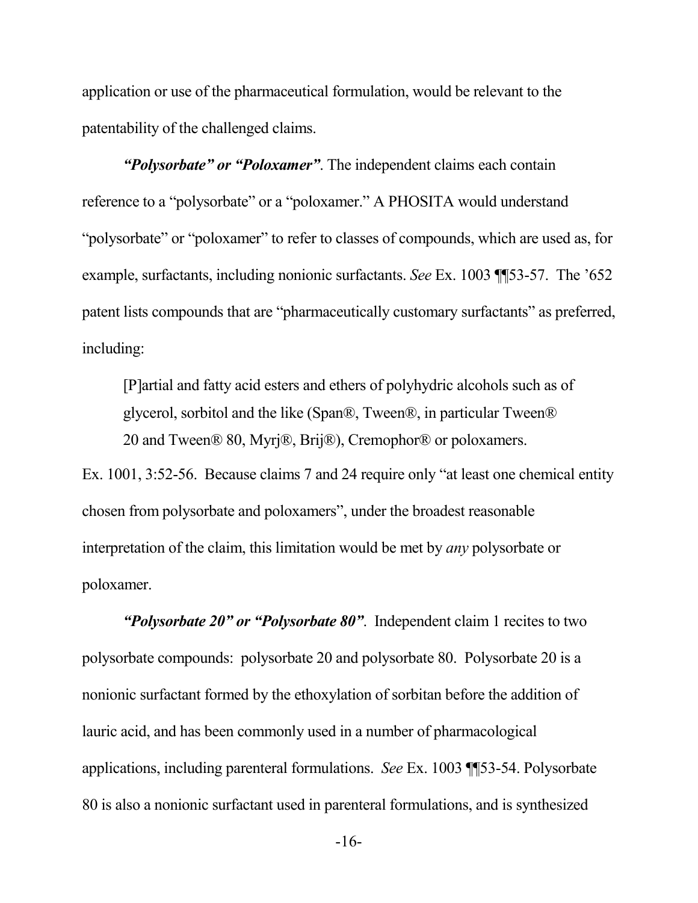application or use of the pharmaceutical formulation, would be relevant to the patentability of the challenged claims.

***"Polysorbate" or "Poloxamer"***. The independent claims each contain reference to a "polysorbate" or a "poloxamer." A PHOSITA would understand "polysorbate" or "poloxamer" to refer to classes of compounds, which are used as, for example, surfactants, including nonionic surfactants. *See* Ex. 1003 ¶¶53-57. The '652 patent lists compounds that are "pharmaceutically customary surfactants" as preferred, including:

> [P]artial and fatty acid esters and ethers of polyhydric alcohols such as of glycerol, sorbitol and the like (Span®, Tween®, in particular Tween® 20 and Tween® 80, Myrj®, Brij®), Cremophor® or poloxamers.

Ex. 1001, 3:52-56. Because claims 7 and 24 require only "at least one chemical entity chosen from polysorbate and poloxamers", under the broadest reasonable interpretation of the claim, this limitation would be met by *any* polysorbate or poloxamer.

***"Polysorbate 20" or "Polysorbate 80"***. Independent claim 1 recites to two polysorbate compounds: polysorbate 20 and polysorbate 80. Polysorbate 20 is a nonionic surfactant formed by the ethoxylation of sorbitan before the addition of lauric acid, and has been commonly used in a number of pharmacological applications, including parenteral formulations. *See* Ex. 1003 ¶¶53-54. Polysorbate 80 is also a nonionic surfactant used in parenteral formulations, and is synthesized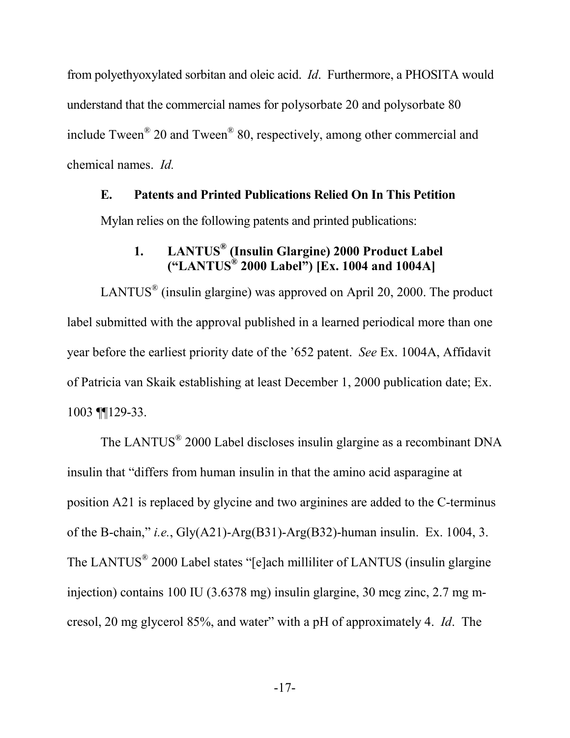from polyethyoxylated sorbitan and oleic acid. *Id*. Furthermore, a PHOSITA would understand that the commercial names for polysorbate 20 and polysorbate 80 include Tween® 20 and Tween® 80, respectively, among other commercial and chemical names. *Id.*

### E. Patents and Printed Publications Relied On In This Petition

Mylan relies on the following patents and printed publications:

#### 1. LANTUS® (Insulin Glargine) 2000 Product Label ("LANTUS® 2000 Label") [Ex. 1004 and 1004A]

LANTUS® (insulin glargine) was approved on April 20, 2000. The product label submitted with the approval published in a learned periodical more than one year before the earliest priority date of the '652 patent. *See* Ex. 1004A, Affidavit of Patricia van Skaik establishing at least December 1, 2000 publication date; Ex. 1003 ¶¶129-33.

The LANTUS® 2000 Label discloses insulin glargine as a recombinant DNA insulin that "differs from human insulin in that the amino acid asparagine at position A21 is replaced by glycine and two arginines are added to the C-terminus of the B-chain," *i.e.*, Gly(A21)-Arg(B31)-Arg(B32)-human insulin. Ex. 1004, 3. The LANTUS® 2000 Label states "[e]ach milliliter of LANTUS (insulin glargine injection) contains 100 IU (3.6378 mg) insulin glargine, 30 mcg zinc, 2.7 mg m-cresol, 20 mg glycerol 85%, and water" with a pH of approximately 4. *Id*. The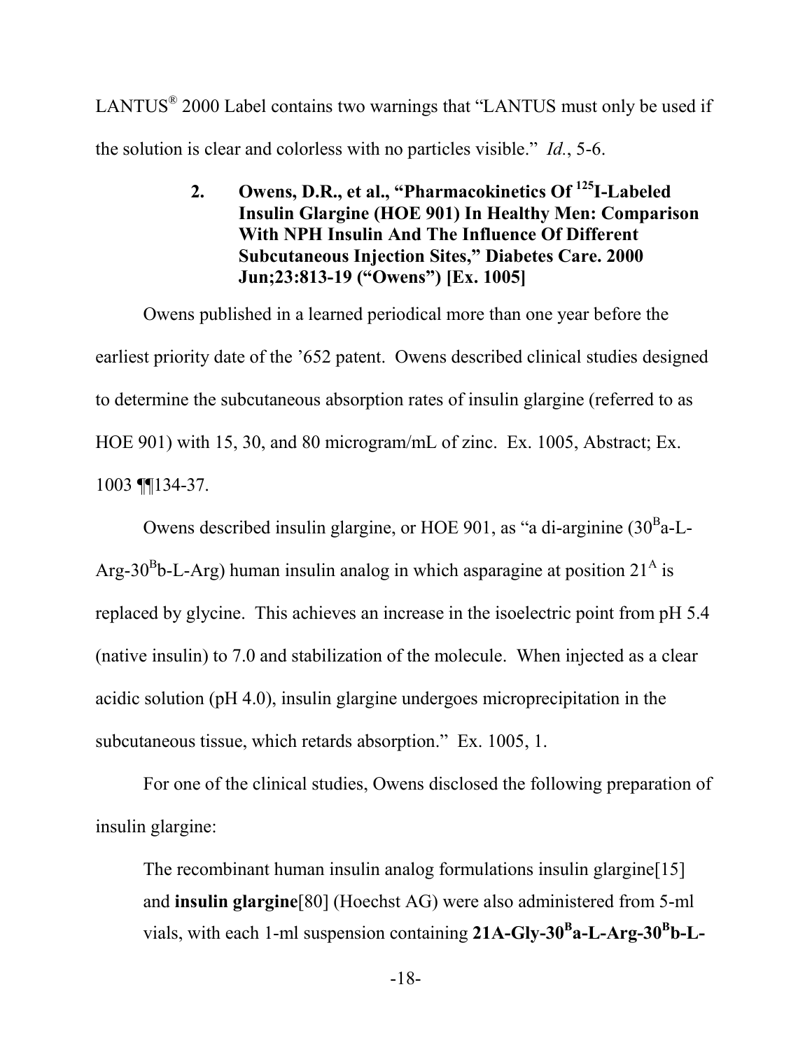LANTUS® 2000 Label contains two warnings that "LANTUS must only be used if the solution is clear and colorless with no particles visible." *Id.*, 5-6.

### 2. Owens, D.R., et al., "Pharmacokinetics Of $^{125}$I-Labeled Insulin Glargine (HOE 901) In Healthy Men: Comparison With NPH Insulin And The Influence Of Different Subcutaneous Injection Sites," Diabetes Care. 2000 Jun;23:813-19 ("Owens") [Ex. 1005]

Owens published in a learned periodical more than one year before the earliest priority date of the '652 patent. Owens described clinical studies designed to determine the subcutaneous absorption rates of insulin glargine (referred to as HOE 901) with 15, 30, and 80 microgram/mL of zinc. Ex. 1005, Abstract; Ex. 1003 ¶¶134-37.

Owens described insulin glargine, or HOE 901, as "a di-arginine ($30^{B}$a-L-Arg-$30^{B}$b-L-Arg) human insulin analog in which asparagine at position $21^{A}$ is replaced by glycine. This achieves an increase in the isoelectric point from pH 5.4 (native insulin) to 7.0 and stabilization of the molecule. When injected as a clear acidic solution (pH 4.0), insulin glargine undergoes microprecipitation in the subcutaneous tissue, which retards absorption." Ex. 1005, 1.

For one of the clinical studies, Owens disclosed the following preparation of insulin glargine:

> The recombinant human insulin analog formulations insulin glargine[15] and **insulin glargine**[80] (Hoechst AG) were also administered from 5-ml vials, with each 1-ml suspension containing **21A-Gly-$30^{B}$a-L-Arg-$30^{B}$b-L-**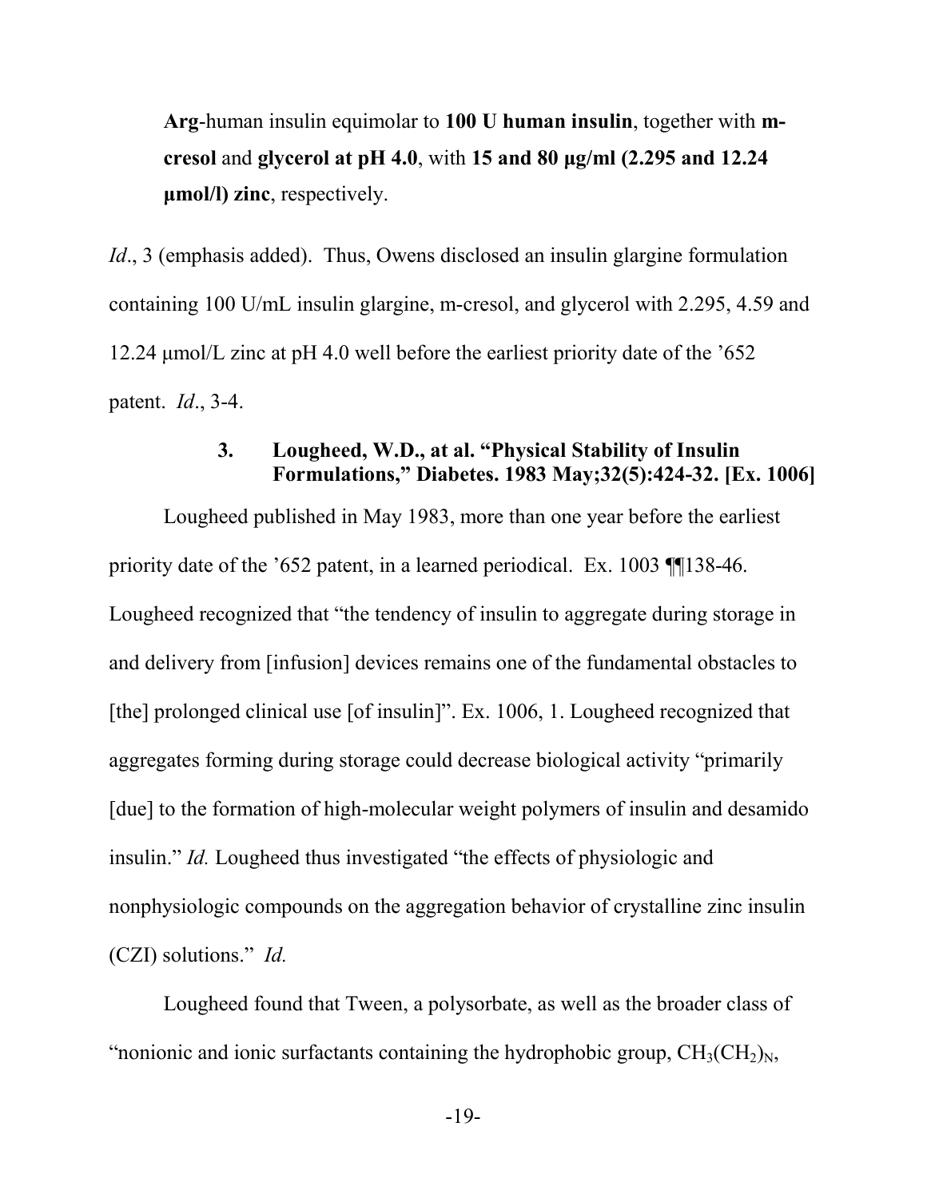> **Arg**-human insulin equimolar to **100 U human insulin**, together with **m-cresol** and **glycerol at pH 4.0**, with **15 and 80 μg/ml (2.295 and 12.24 μmol/l) zinc**, respectively.

*Id*., 3 (emphasis added). Thus, Owens disclosed an insulin glargine formulation containing 100 U/mL insulin glargine, m-cresol, and glycerol with 2.295, 4.59 and 12.24 μmol/L zinc at pH 4.0 well before the earliest priority date of the '652 patent. *Id*., 3-4.

#### 3. Lougheed, W.D., at al. "Physical Stability of Insulin Formulations," Diabetes. 1983 May;32(5):424-32. [Ex. 1006]

Lougheed published in May 1983, more than one year before the earliest priority date of the '652 patent, in a learned periodical. Ex. 1003 ¶¶138-46. Lougheed recognized that "the tendency of insulin to aggregate during storage in and delivery from [infusion] devices remains one of the fundamental obstacles to [the] prolonged clinical use [of insulin]". Ex. 1006, 1. Lougheed recognized that aggregates forming during storage could decrease biological activity "primarily [due] to the formation of high-molecular weight polymers of insulin and desamido insulin." *Id.* Lougheed thus investigated "the effects of physiologic and nonphysiologic compounds on the aggregation behavior of crystalline zinc insulin (CZI) solutions." *Id.*

Lougheed found that Tween, a polysorbate, as well as the broader class of "nonionic and ionic surfactants containing the hydrophobic group, $CH_3(CH_2)_N$,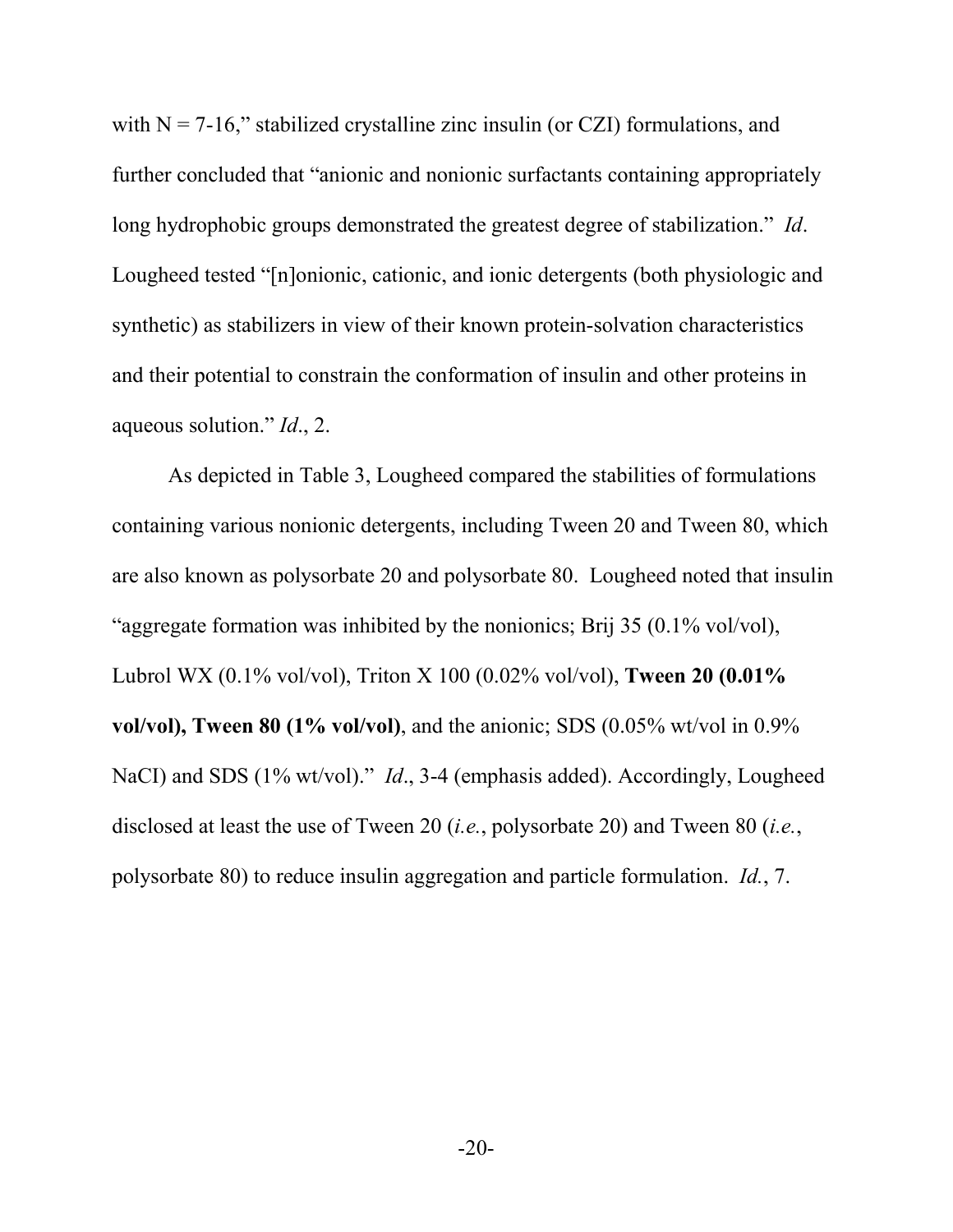with N = 7-16," stabilized crystalline zinc insulin (or CZI) formulations, and further concluded that "anionic and nonionic surfactants containing appropriately long hydrophobic groups demonstrated the greatest degree of stabilization." *Id*. Lougheed tested "[n]onionic, cationic, and ionic detergents (both physiologic and synthetic) as stabilizers in view of their known protein-solvation characteristics and their potential to constrain the conformation of insulin and other proteins in aqueous solution." *Id*., 2.

As depicted in Table 3, Lougheed compared the stabilities of formulations containing various nonionic detergents, including Tween 20 and Tween 80, which are also known as polysorbate 20 and polysorbate 80. Lougheed noted that insulin "aggregate formation was inhibited by the nonionics; Brij 35 (0.1% vol/vol), Lubrol WX (0.1% vol/vol), Triton X 100 (0.02% vol/vol), **Tween 20 (0.01% vol/vol), Tween 80 (1% vol/vol)**, and the anionic; SDS (0.05% wt/vol in 0.9% NaCI) and SDS (1% wt/vol)." *Id*., 3-4 (emphasis added). Accordingly, Lougheed disclosed at least the use of Tween 20 (*i.e.*, polysorbate 20) and Tween 80 (*i.e.*, polysorbate 80) to reduce insulin aggregation and particle formulation. *Id.*, 7.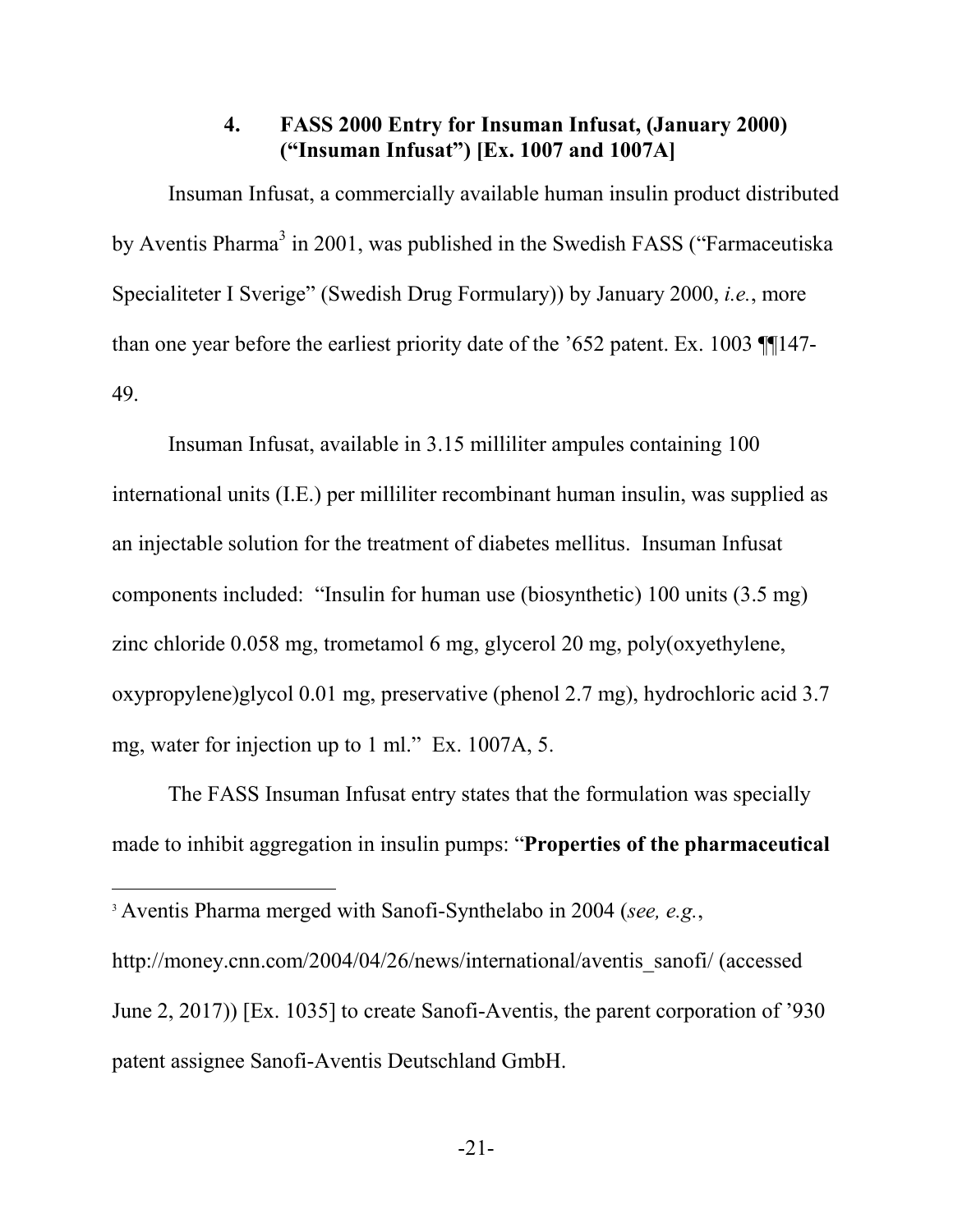### 4. FASS 2000 Entry for Insuman Infusat, (January 2000) ("Insuman Infusat") [Ex. 1007 and 1007A]

Insuman Infusat, a commercially available human insulin product distributed by Aventis Pharma[3] in 2001, was published in the Swedish FASS ("Farmaceutiska Specialiteter I Sverige" (Swedish Drug Formulary)) by January 2000, *i.e.*, more than one year before the earliest priority date of the '652 patent. Ex. 1003 ¶¶147-49.

Insuman Infusat, available in 3.15 milliliter ampules containing 100 international units (I.E.) per milliliter recombinant human insulin, was supplied as an injectable solution for the treatment of diabetes mellitus. Insuman Infusat components included: "Insulin for human use (biosynthetic) 100 units (3.5 mg) zinc chloride 0.058 mg, trometamol 6 mg, glycerol 20 mg, poly(oxyethylene, oxypropylene)glycol 0.01 mg, preservative (phenol 2.7 mg), hydrochloric acid 3.7 mg, water for injection up to 1 ml." Ex. 1007A, 5.

The FASS Insuman Infusat entry states that the formulation was specially made to inhibit aggregation in insulin pumps: "**Properties of the pharmaceutical**

---

[3] Aventis Pharma merged with Sanofi-Synthelabo in 2004 (*see, e.g.*, http://money.cnn.com/2004/04/26/news/international/aventis_sanofi/ (accessed June 2, 2017)) [Ex. 1035] to create Sanofi-Aventis, the parent corporation of '930 patent assignee Sanofi-Aventis Deutschland GmbH.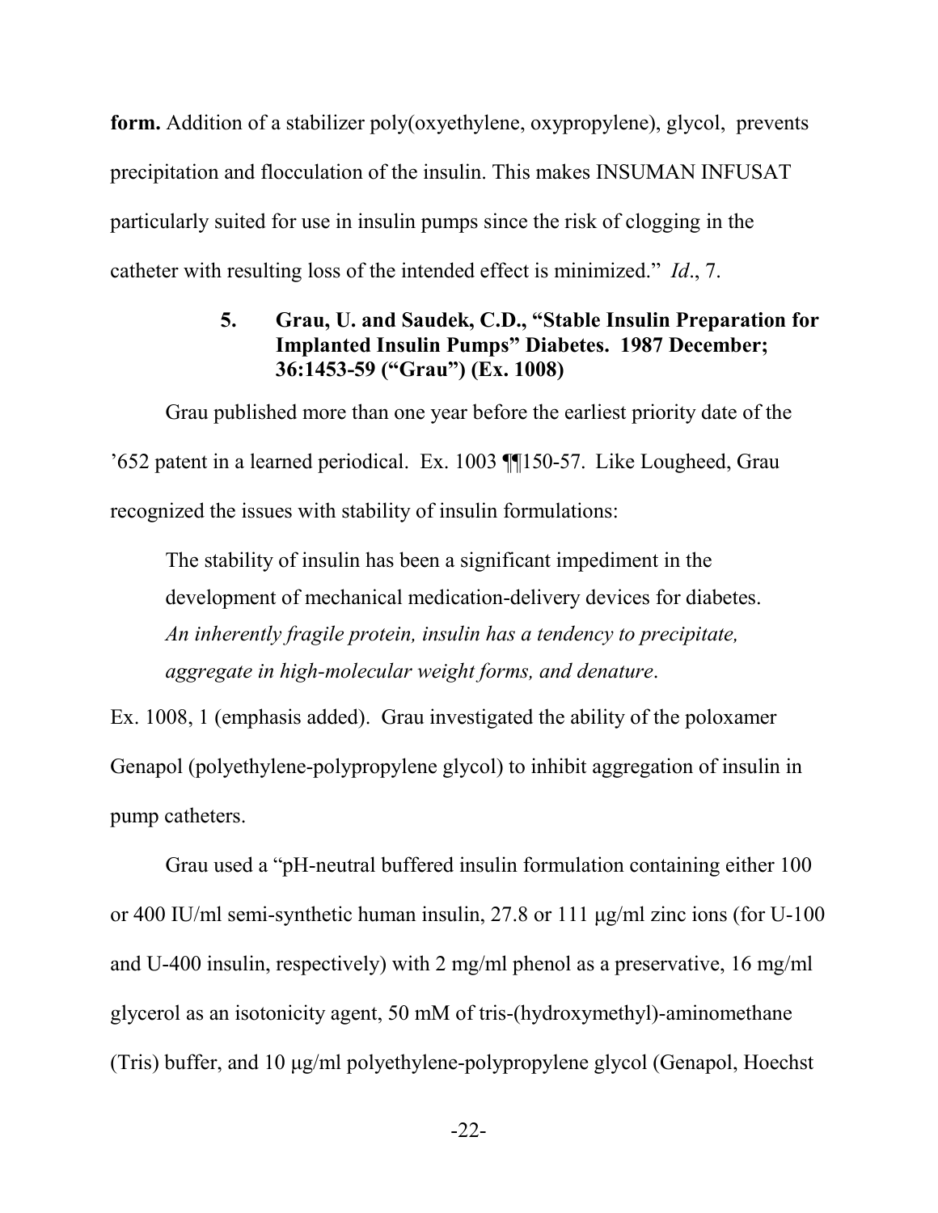**form.** Addition of a stabilizer poly(oxyethylene, oxypropylene), glycol, prevents precipitation and flocculation of the insulin. This makes INSUMAN INFUSAT particularly suited for use in insulin pumps since the risk of clogging in the catheter with resulting loss of the intended effect is minimized." *Id*., 7.

#### 5. Grau, U. and Saudek, C.D., "Stable Insulin Preparation for Implanted Insulin Pumps" Diabetes. 1987 December; 36:1453-59 ("Grau") (Ex. 1008)

Grau published more than one year before the earliest priority date of the '652 patent in a learned periodical. Ex. 1003 ¶¶150-57. Like Lougheed, Grau recognized the issues with stability of insulin formulations:

> The stability of insulin has been a significant impediment in the development of mechanical medication-delivery devices for diabetes. *An inherently fragile protein, insulin has a tendency to precipitate, aggregate in high-molecular weight forms, and denature*.

Ex. 1008, 1 (emphasis added). Grau investigated the ability of the poloxamer Genapol (polyethylene-polypropylene glycol) to inhibit aggregation of insulin in pump catheters.

Grau used a "pH-neutral buffered insulin formulation containing either 100 or 400 IU/ml semi-synthetic human insulin, 27.8 or 111 µg/ml zinc ions (for U-100 and U-400 insulin, respectively) with 2 mg/ml phenol as a preservative, 16 mg/ml glycerol as an isotonicity agent, 50 mM of tris-(hydroxymethyl)-aminomethane (Tris) buffer, and 10 µg/ml polyethylene-polypropylene glycol (Genapol, Hoechst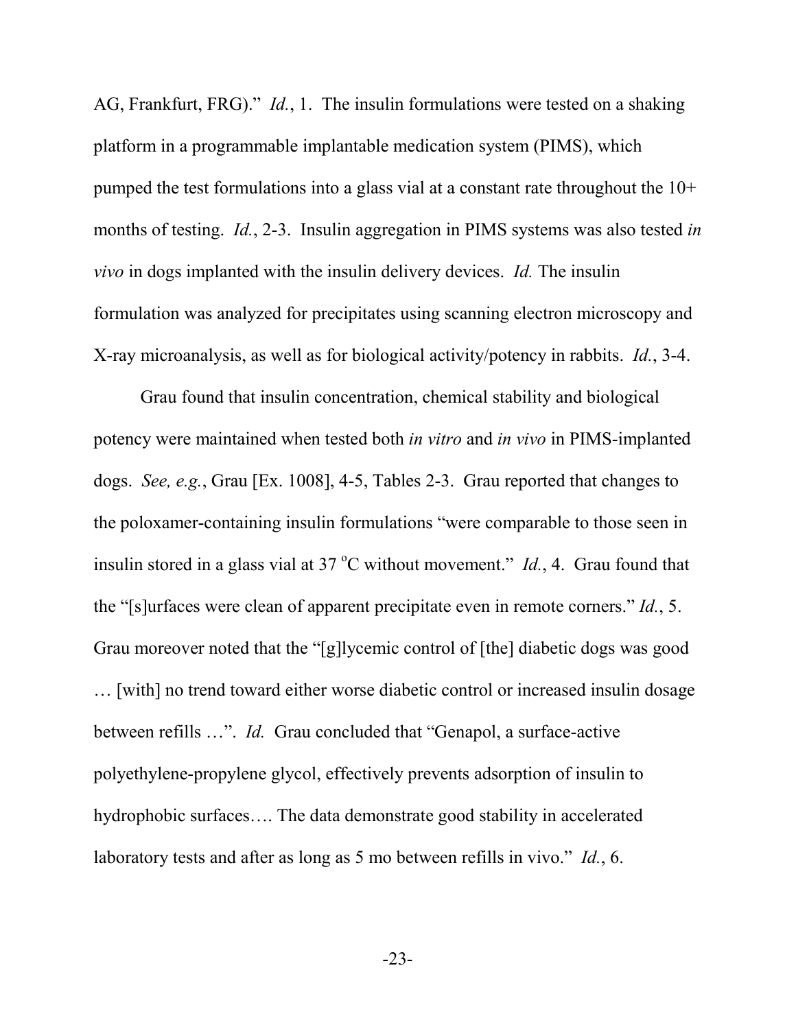AG, Frankfurt, FRG)." *Id.*, 1. The insulin formulations were tested on a shaking platform in a programmable implantable medication system (PIMS), which pumped the test formulations into a glass vial at a constant rate throughout the 10+ months of testing. *Id.*, 2-3. Insulin aggregation in PIMS systems was also tested *in vivo* in dogs implanted with the insulin delivery devices. *Id.* The insulin formulation was analyzed for precipitates using scanning electron microscopy and X-ray microanalysis, as well as for biological activity/potency in rabbits. *Id.*, 3-4.

Grau found that insulin concentration, chemical stability and biological potency were maintained when tested both *in vitro* and *in vivo* in PIMS-implanted dogs. *See, e.g.*, Grau [Ex. 1008], 4-5, Tables 2-3. Grau reported that changes to the poloxamer-containing insulin formulations "were comparable to those seen in insulin stored in a glass vial at 37 °C without movement." *Id.*, 4. Grau found that the "[s]urfaces were clean of apparent precipitate even in remote corners." *Id.*, 5. Grau moreover noted that the "[g]lycemic control of [the] diabetic dogs was good … [with] no trend toward either worse diabetic control or increased insulin dosage between refills …". *Id.* Grau concluded that "Genapol, a surface-active polyethylene-propylene glycol, effectively prevents adsorption of insulin to hydrophobic surfaces…. The data demonstrate good stability in accelerated laboratory tests and after as long as 5 mo between refills in vivo." *Id.*, 6.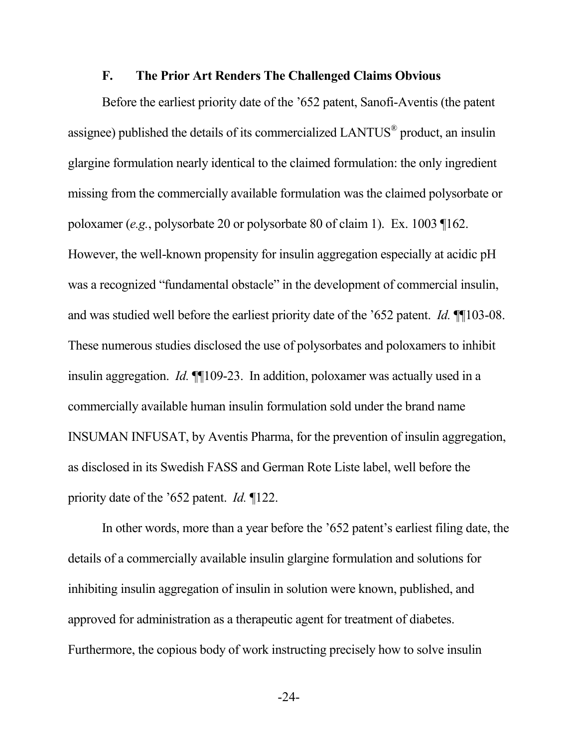### F. The Prior Art Renders The Challenged Claims Obvious

Before the earliest priority date of the ’652 patent, Sanofi-Aventis (the patent assignee) published the details of its commercialized LANTUS® product, an insulin glargine formulation nearly identical to the claimed formulation: the only ingredient missing from the commercially available formulation was the claimed polysorbate or poloxamer (*e.g.*, polysorbate 20 or polysorbate 80 of claim 1). Ex. 1003 ¶162. However, the well-known propensity for insulin aggregation especially at acidic pH was a recognized “fundamental obstacle” in the development of commercial insulin, and was studied well before the earliest priority date of the ’652 patent. *Id.* ¶¶103-08. These numerous studies disclosed the use of polysorbates and poloxamers to inhibit insulin aggregation. *Id.* ¶¶109-23. In addition, poloxamer was actually used in a commercially available human insulin formulation sold under the brand name INSUMAN INFUSAT, by Aventis Pharma, for the prevention of insulin aggregation, as disclosed in its Swedish FASS and German Rote Liste label, well before the priority date of the ’652 patent. *Id.* ¶122.

In other words, more than a year before the ’652 patent’s earliest filing date, the details of a commercially available insulin glargine formulation and solutions for inhibiting insulin aggregation of insulin in solution were known, published, and approved for administration as a therapeutic agent for treatment of diabetes. Furthermore, the copious body of work instructing precisely how to solve insulin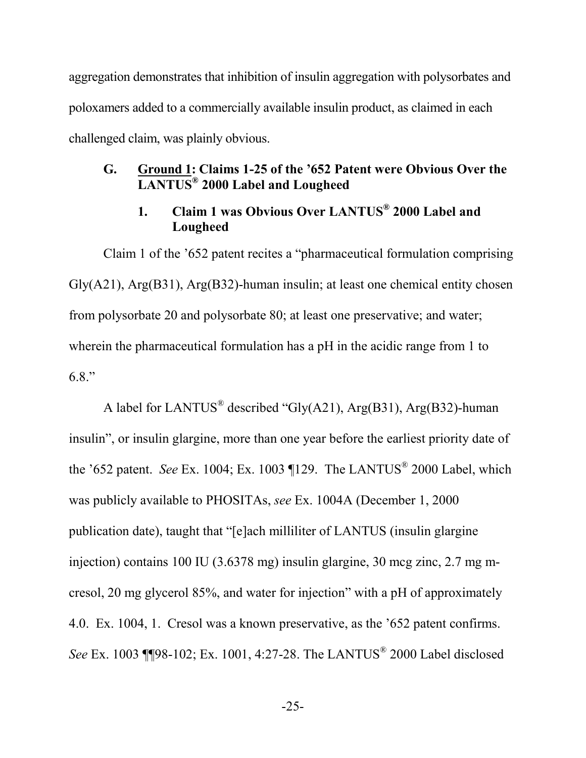aggregation demonstrates that inhibition of insulin aggregation with polysorbates and poloxamers added to a commercially available insulin product, as claimed in each challenged claim, was plainly obvious.

### G. <u>Ground 1</u>: Claims 1-25 of the '652 Patent were Obvious Over the LANTUS® 2000 Label and Lougheed

#### 1. Claim 1 was Obvious Over LANTUS® 2000 Label and Lougheed

Claim 1 of the '652 patent recites a "pharmaceutical formulation comprising Gly(A21), Arg(B31), Arg(B32)-human insulin; at least one chemical entity chosen from polysorbate 20 and polysorbate 80; at least one preservative; and water; wherein the pharmaceutical formulation has a pH in the acidic range from 1 to 6.8."

A label for LANTUS® described "Gly(A21), Arg(B31), Arg(B32)-human insulin", or insulin glargine, more than one year before the earliest priority date of the '652 patent. *See* Ex. 1004; Ex. 1003 ¶129. The LANTUS® 2000 Label, which was publicly available to PHOSITAs, *see* Ex. 1004A (December 1, 2000 publication date), taught that "[e]ach milliliter of LANTUS (insulin glargine injection) contains 100 IU (3.6378 mg) insulin glargine, 30 mcg zinc, 2.7 mg m-cresol, 20 mg glycerol 85%, and water for injection" with a pH of approximately 4.0. Ex. 1004, 1. Cresol was a known preservative, as the '652 patent confirms. *See* Ex. 1003 ¶¶98-102; Ex. 1001, 4:27-28. The LANTUS® 2000 Label disclosed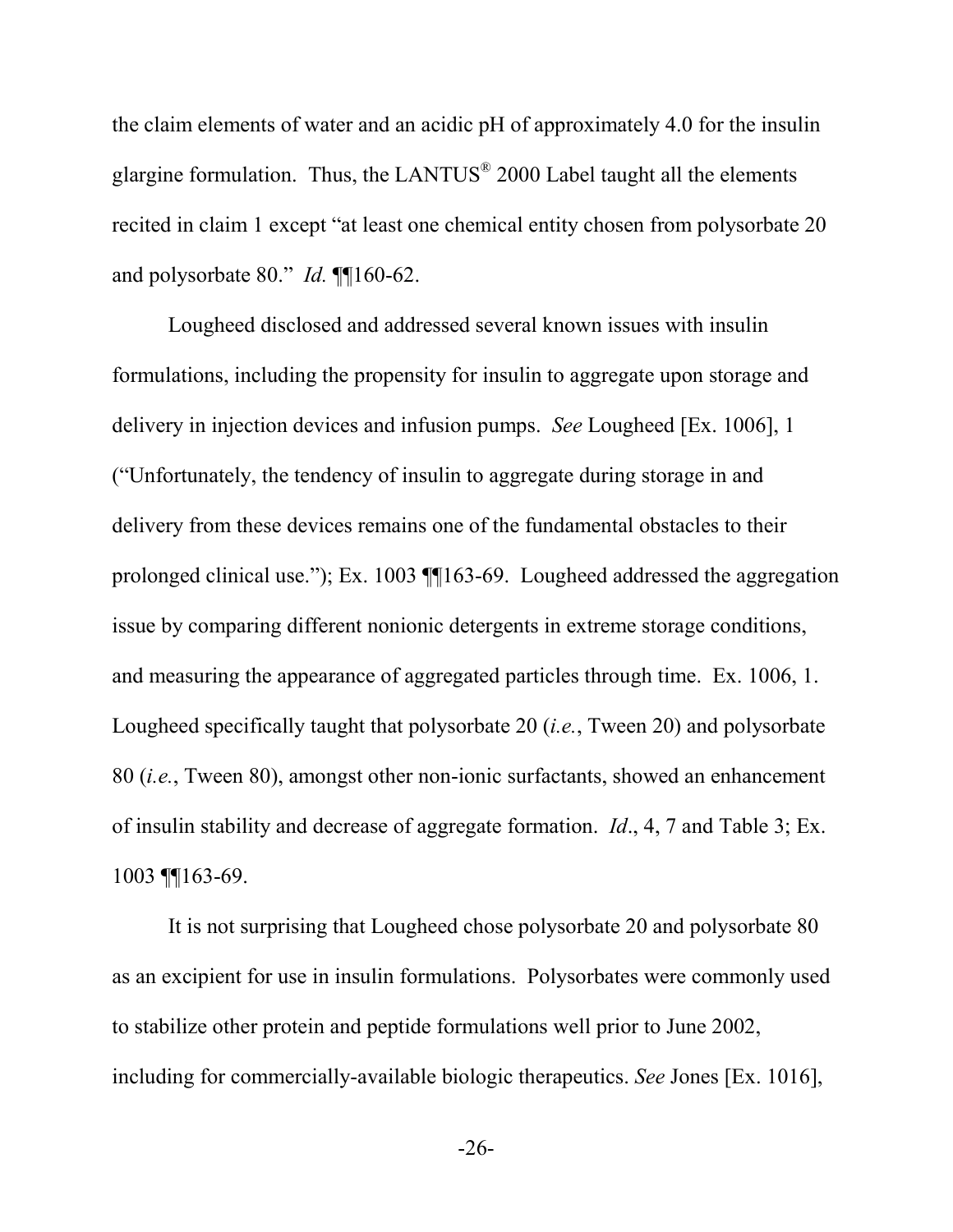the claim elements of water and an acidic pH of approximately 4.0 for the insulin glargine formulation. Thus, the LANTUS® 2000 Label taught all the elements recited in claim 1 except "at least one chemical entity chosen from polysorbate 20 and polysorbate 80." *Id.* ¶¶160-62.

Lougheed disclosed and addressed several known issues with insulin formulations, including the propensity for insulin to aggregate upon storage and delivery in injection devices and infusion pumps. *See* Lougheed [Ex. 1006], 1 ("Unfortunately, the tendency of insulin to aggregate during storage in and delivery from these devices remains one of the fundamental obstacles to their prolonged clinical use."); Ex. 1003 ¶¶163-69. Lougheed addressed the aggregation issue by comparing different nonionic detergents in extreme storage conditions, and measuring the appearance of aggregated particles through time. Ex. 1006, 1. Lougheed specifically taught that polysorbate 20 (*i.e.*, Tween 20) and polysorbate 80 (*i.e.*, Tween 80), amongst other non-ionic surfactants, showed an enhancement of insulin stability and decrease of aggregate formation. *Id*., 4, 7 and Table 3; Ex. 1003 ¶¶163-69.

It is not surprising that Lougheed chose polysorbate 20 and polysorbate 80 as an excipient for use in insulin formulations. Polysorbates were commonly used to stabilize other protein and peptide formulations well prior to June 2002, including for commercially-available biologic therapeutics. *See* Jones [Ex. 1016],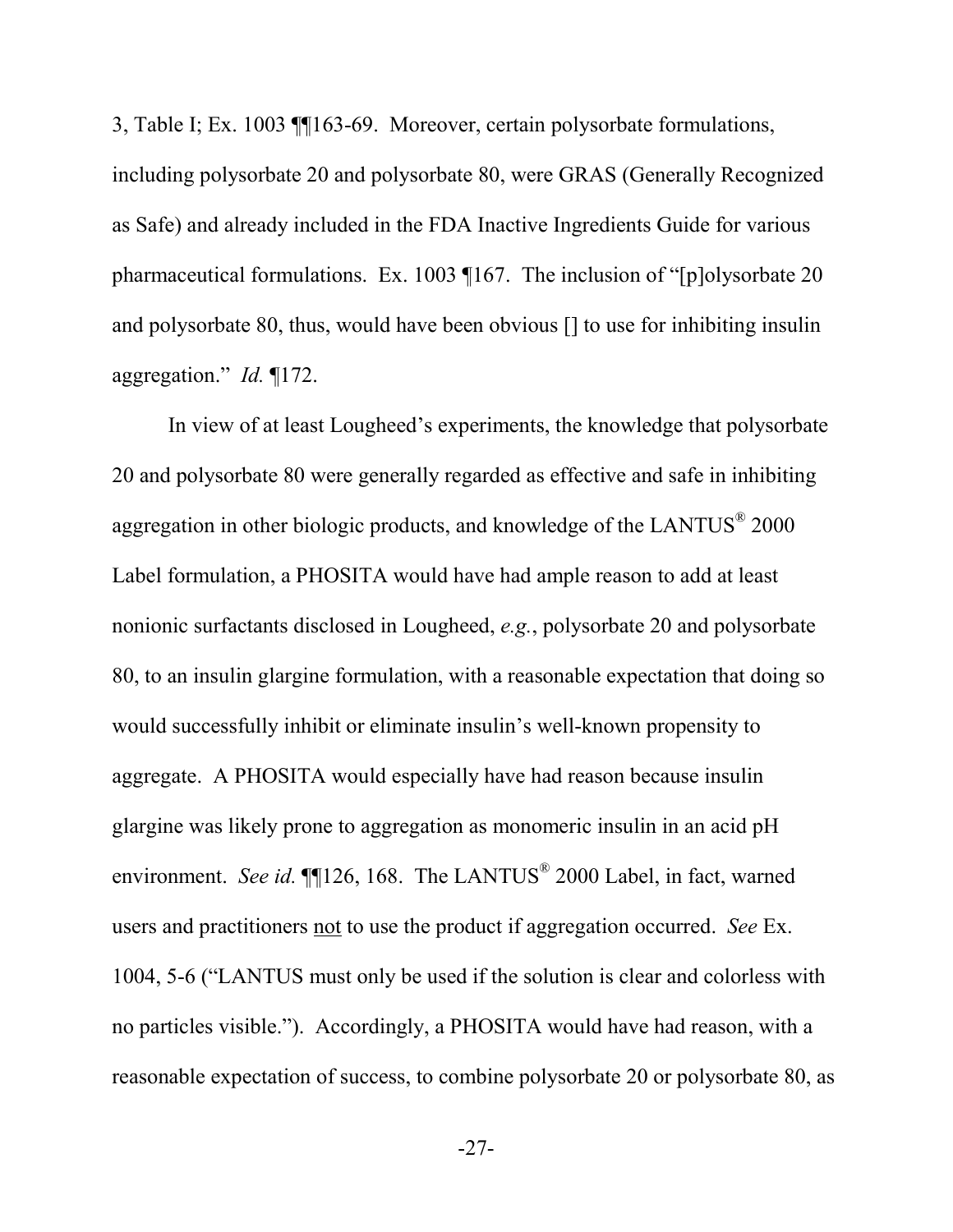3, Table I; Ex. 1003 ¶¶163-69. Moreover, certain polysorbate formulations, including polysorbate 20 and polysorbate 80, were GRAS (Generally Recognized as Safe) and already included in the FDA Inactive Ingredients Guide for various pharmaceutical formulations. Ex. 1003 ¶167. The inclusion of "[p]olysorbate 20 and polysorbate 80, thus, would have been obvious [] to use for inhibiting insulin aggregation." *Id.* ¶172.

In view of at least Lougheed's experiments, the knowledge that polysorbate 20 and polysorbate 80 were generally regarded as effective and safe in inhibiting aggregation in other biologic products, and knowledge of the LANTUS® 2000 Label formulation, a PHOSITA would have had ample reason to add at least nonionic surfactants disclosed in Lougheed, *e.g.*, polysorbate 20 and polysorbate 80, to an insulin glargine formulation, with a reasonable expectation that doing so would successfully inhibit or eliminate insulin's well-known propensity to aggregate. A PHOSITA would especially have had reason because insulin glargine was likely prone to aggregation as monomeric insulin in an acid pH environment. *See id.* ¶¶126, 168. The LANTUS® 2000 Label, in fact, warned users and practitioners <u>not</u> to use the product if aggregation occurred. *See* Ex. 1004, 5-6 ("LANTUS must only be used if the solution is clear and colorless with no particles visible."). Accordingly, a PHOSITA would have had reason, with a reasonable expectation of success, to combine polysorbate 20 or polysorbate 80, as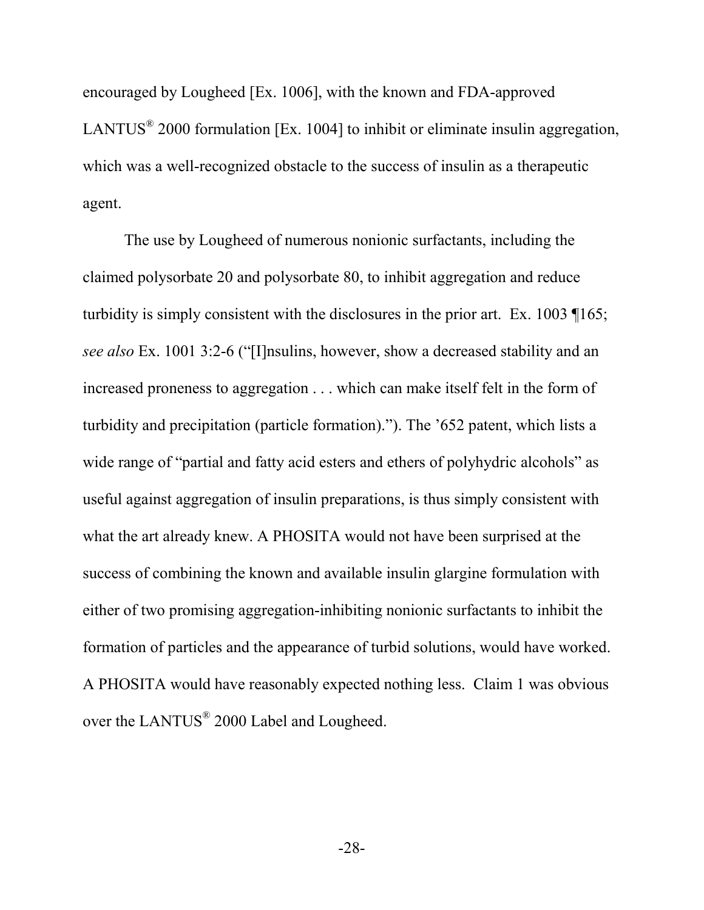encouraged by Lougheed [Ex. 1006], with the known and FDA-approved LANTUS® 2000 formulation [Ex. 1004] to inhibit or eliminate insulin aggregation, which was a well-recognized obstacle to the success of insulin as a therapeutic agent.

The use by Lougheed of numerous nonionic surfactants, including the claimed polysorbate 20 and polysorbate 80, to inhibit aggregation and reduce turbidity is simply consistent with the disclosures in the prior art. Ex. 1003 ¶165; *see also* Ex. 1001 3:2-6 ("[I]nsulins, however, show a decreased stability and an increased proneness to aggregation . . . which can make itself felt in the form of turbidity and precipitation (particle formation)."). The '652 patent, which lists a wide range of "partial and fatty acid esters and ethers of polyhydric alcohols" as useful against aggregation of insulin preparations, is thus simply consistent with what the art already knew. A PHOSITA would not have been surprised at the success of combining the known and available insulin glargine formulation with either of two promising aggregation-inhibiting nonionic surfactants to inhibit the formation of particles and the appearance of turbid solutions, would have worked. A PHOSITA would have reasonably expected nothing less. Claim 1 was obvious over the LANTUS® 2000 Label and Lougheed.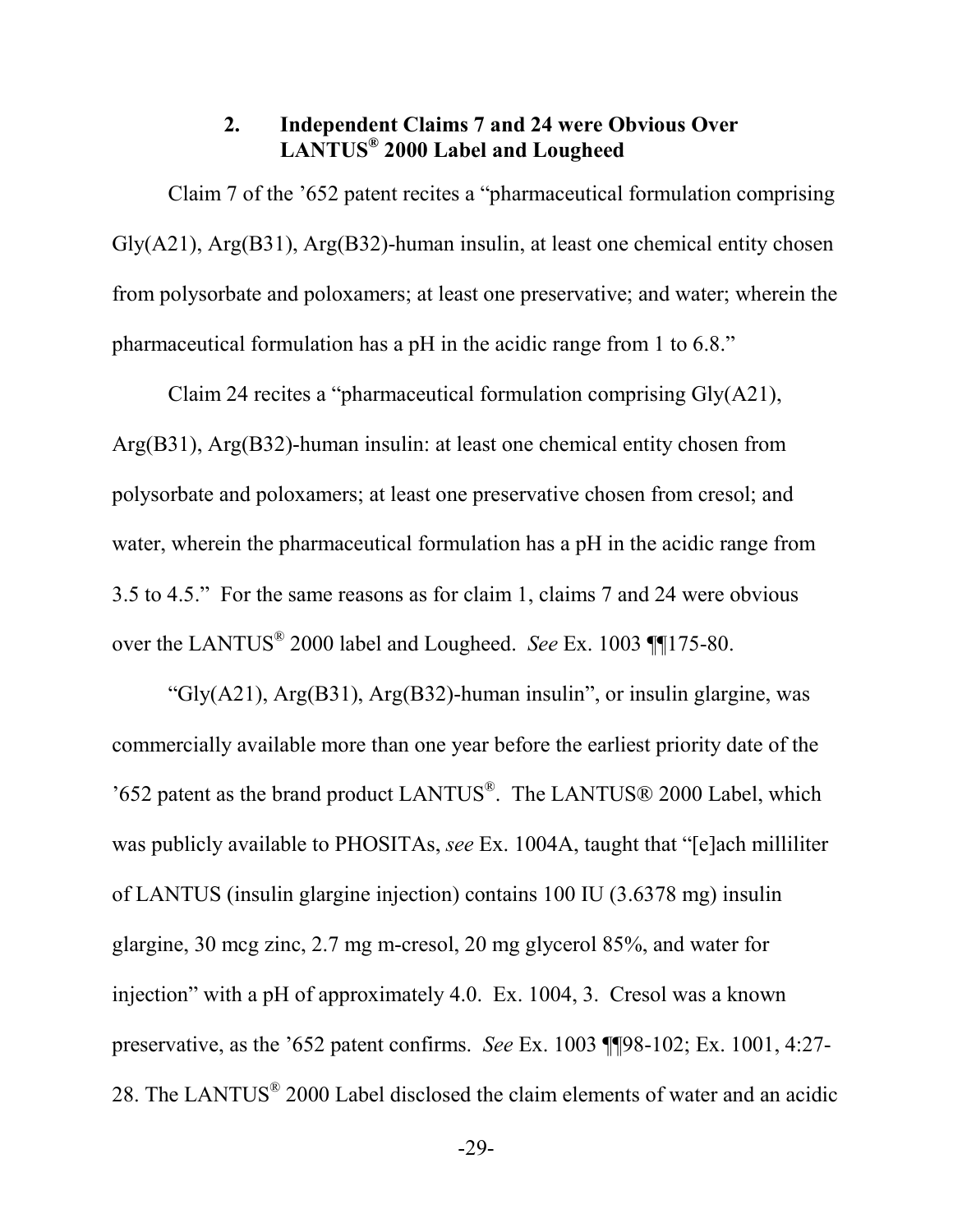### 2. Independent Claims 7 and 24 were Obvious Over LANTUS® 2000 Label and Lougheed

Claim 7 of the '652 patent recites a "pharmaceutical formulation comprising Gly(A21), Arg(B31), Arg(B32)-human insulin, at least one chemical entity chosen from polysorbate and poloxamers; at least one preservative; and water; wherein the pharmaceutical formulation has a pH in the acidic range from 1 to 6.8."

Claim 24 recites a "pharmaceutical formulation comprising Gly(A21), Arg(B31), Arg(B32)-human insulin: at least one chemical entity chosen from polysorbate and poloxamers; at least one preservative chosen from cresol; and water, wherein the pharmaceutical formulation has a pH in the acidic range from 3.5 to 4.5." For the same reasons as for claim 1, claims 7 and 24 were obvious over the LANTUS® 2000 label and Lougheed. *See* Ex. 1003 ¶¶175-80.

"Gly(A21), Arg(B31), Arg(B32)-human insulin", or insulin glargine, was commercially available more than one year before the earliest priority date of the '652 patent as the brand product LANTUS®. The LANTUS® 2000 Label, which was publicly available to PHOSITAs, *see* Ex. 1004A, taught that "[e]ach milliliter of LANTUS (insulin glargine injection) contains 100 IU (3.6378 mg) insulin glargine, 30 mcg zinc, 2.7 mg m-cresol, 20 mg glycerol 85%, and water for injection" with a pH of approximately 4.0. Ex. 1004, 3. Cresol was a known preservative, as the '652 patent confirms. *See* Ex. 1003 ¶¶98-102; Ex. 1001, 4:27-28. The LANTUS® 2000 Label disclosed the claim elements of water and an acidic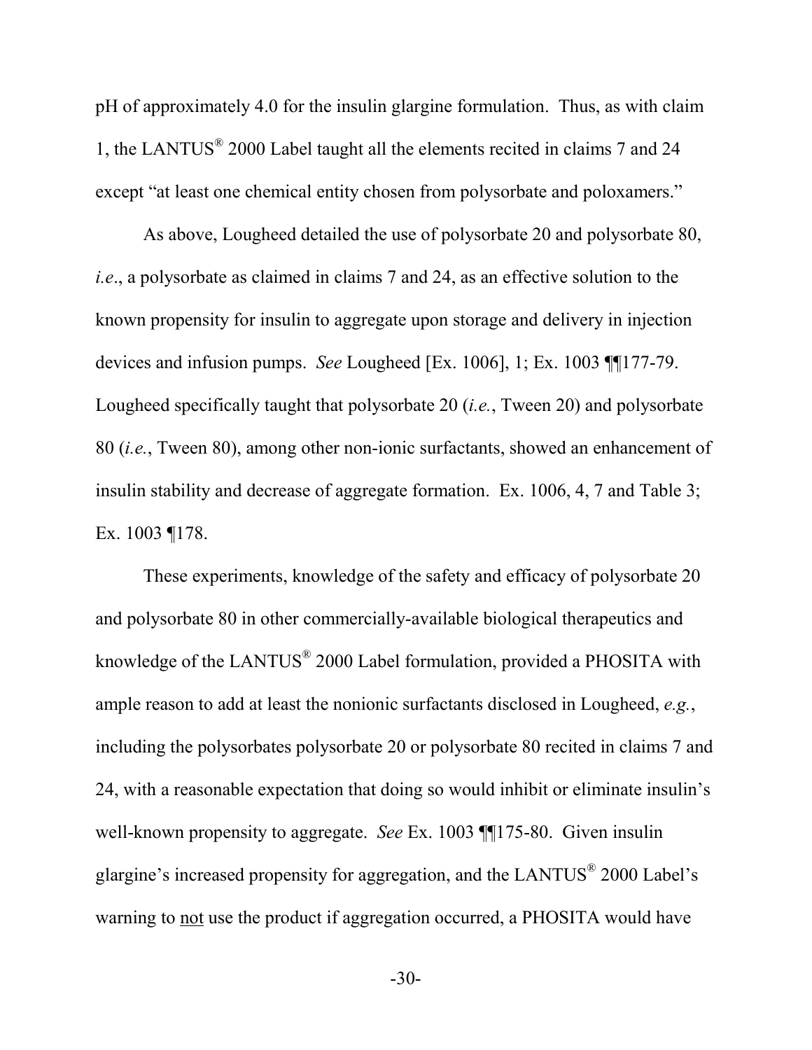pH of approximately 4.0 for the insulin glargine formulation. Thus, as with claim 1, the LANTUS® 2000 Label taught all the elements recited in claims 7 and 24 except "at least one chemical entity chosen from polysorbate and poloxamers."

As above, Lougheed detailed the use of polysorbate 20 and polysorbate 80, *i.e*., a polysorbate as claimed in claims 7 and 24, as an effective solution to the known propensity for insulin to aggregate upon storage and delivery in injection devices and infusion pumps. *See* Lougheed [Ex. 1006], 1; Ex. 1003 ¶¶177-79. Lougheed specifically taught that polysorbate 20 (*i.e.*, Tween 20) and polysorbate 80 (*i.e.*, Tween 80), among other non-ionic surfactants, showed an enhancement of insulin stability and decrease of aggregate formation. Ex. 1006, 4, 7 and Table 3; Ex. 1003 ¶178.

These experiments, knowledge of the safety and efficacy of polysorbate 20 and polysorbate 80 in other commercially-available biological therapeutics and knowledge of the LANTUS® 2000 Label formulation, provided a PHOSITA with ample reason to add at least the nonionic surfactants disclosed in Lougheed, *e.g.*, including the polysorbates polysorbate 20 or polysorbate 80 recited in claims 7 and 24, with a reasonable expectation that doing so would inhibit or eliminate insulin's well-known propensity to aggregate. *See* Ex. 1003 ¶¶175-80. Given insulin glargine's increased propensity for aggregation, and the LANTUS® 2000 Label's warning to <u>not</u> use the product if aggregation occurred, a PHOSITA would have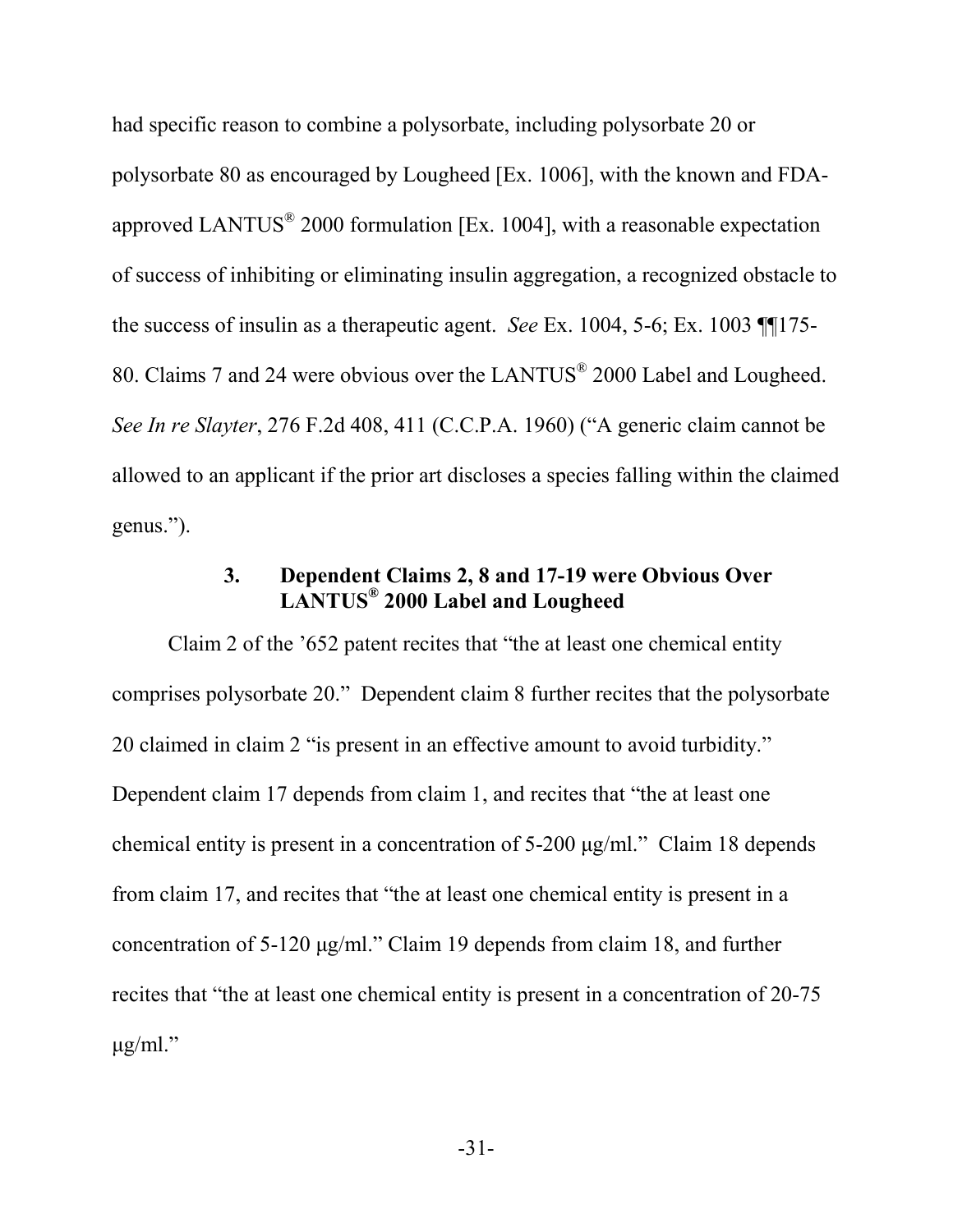had specific reason to combine a polysorbate, including polysorbate 20 or polysorbate 80 as encouraged by Lougheed [Ex. 1006], with the known and FDA-approved LANTUS® 2000 formulation [Ex. 1004], with a reasonable expectation of success of inhibiting or eliminating insulin aggregation, a recognized obstacle to the success of insulin as a therapeutic agent. *See* Ex. 1004, 5-6; Ex. 1003 ¶¶175-80. Claims 7 and 24 were obvious over the LANTUS® 2000 Label and Lougheed. *See In re Slayter*, 276 F.2d 408, 411 (C.C.P.A. 1960) ("A generic claim cannot be allowed to an applicant if the prior art discloses a species falling within the claimed genus.").

### 3. Dependent Claims 2, 8 and 17-19 were Obvious Over LANTUS® 2000 Label and Lougheed

Claim 2 of the '652 patent recites that "the at least one chemical entity comprises polysorbate 20." Dependent claim 8 further recites that the polysorbate 20 claimed in claim 2 "is present in an effective amount to avoid turbidity." Dependent claim 17 depends from claim 1, and recites that "the at least one chemical entity is present in a concentration of 5-200 μg/ml." Claim 18 depends from claim 17, and recites that "the at least one chemical entity is present in a concentration of 5-120 μg/ml." Claim 19 depends from claim 18, and further recites that "the at least one chemical entity is present in a concentration of 20-75 μg/ml."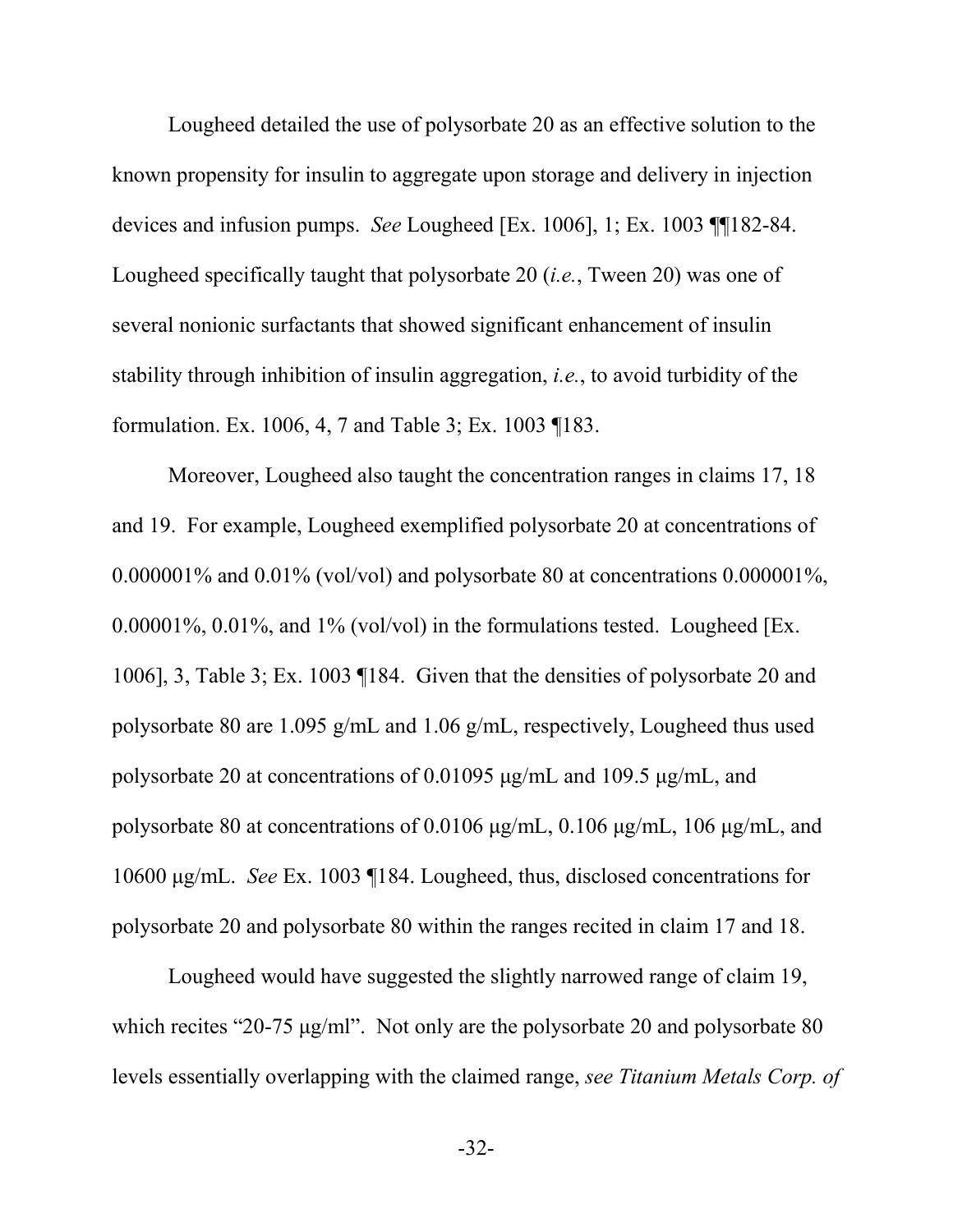Lougheed detailed the use of polysorbate 20 as an effective solution to the known propensity for insulin to aggregate upon storage and delivery in injection devices and infusion pumps. *See* Lougheed [Ex. 1006], 1; Ex. 1003 ¶¶182-84. Lougheed specifically taught that polysorbate 20 (*i.e.*, Tween 20) was one of several nonionic surfactants that showed significant enhancement of insulin stability through inhibition of insulin aggregation, *i.e.*, to avoid turbidity of the formulation. Ex. 1006, 4, 7 and Table 3; Ex. 1003 ¶183.

Moreover, Lougheed also taught the concentration ranges in claims 17, 18 and 19. For example, Lougheed exemplified polysorbate 20 at concentrations of 0.000001% and 0.01% (vol/vol) and polysorbate 80 at concentrations 0.000001%, 0.00001%, 0.01%, and 1% (vol/vol) in the formulations tested. Lougheed [Ex. 1006], 3, Table 3; Ex. 1003 ¶184. Given that the densities of polysorbate 20 and polysorbate 80 are 1.095 g/mL and 1.06 g/mL, respectively, Lougheed thus used polysorbate 20 at concentrations of 0.01095 μg/mL and 109.5 μg/mL, and polysorbate 80 at concentrations of 0.0106 μg/mL, 0.106 μg/mL, 106 μg/mL, and 10600 μg/mL. *See* Ex. 1003 ¶184. Lougheed, thus, disclosed concentrations for polysorbate 20 and polysorbate 80 within the ranges recited in claim 17 and 18.

Lougheed would have suggested the slightly narrowed range of claim 19, which recites "20-75 μg/ml". Not only are the polysorbate 20 and polysorbate 80 levels essentially overlapping with the claimed range, *see Titanium Metals Corp. of*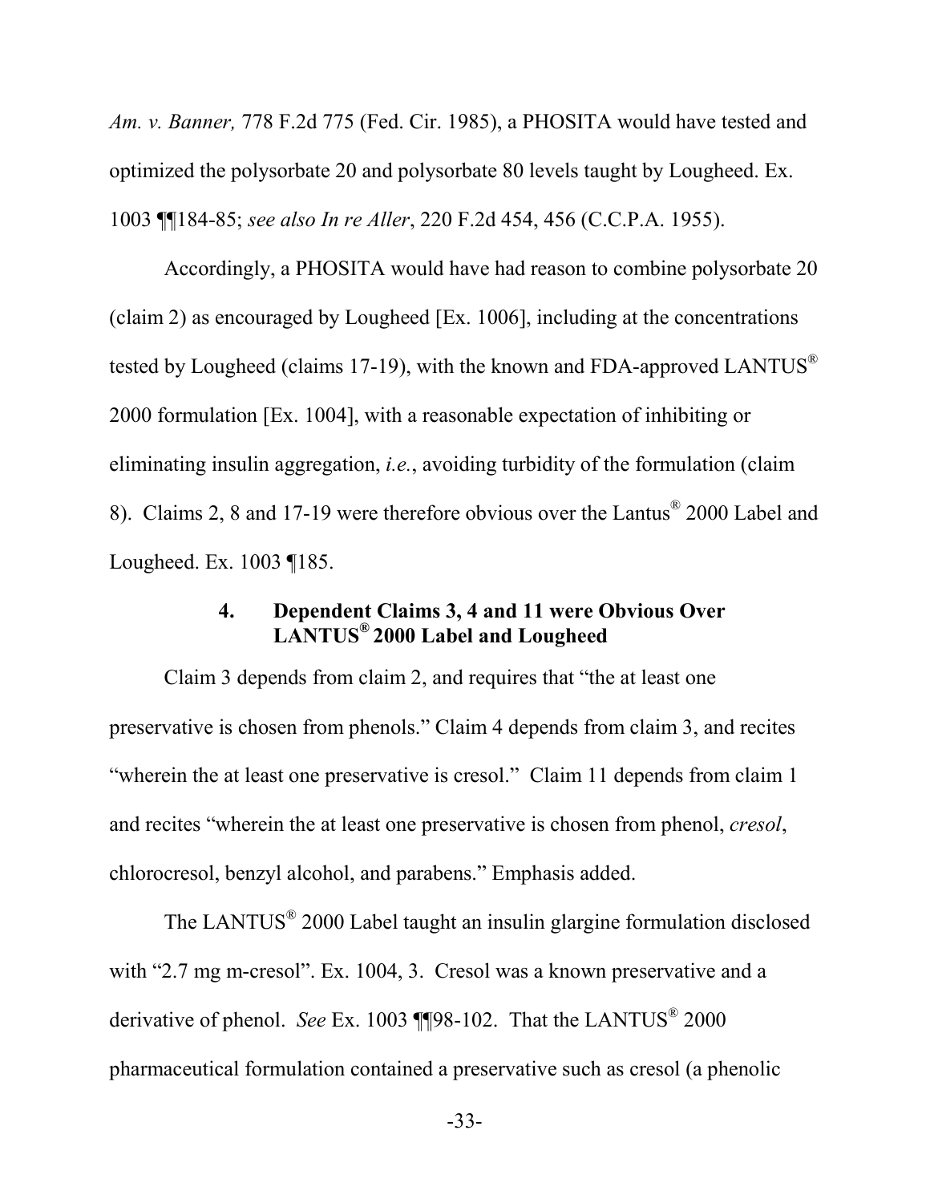*Am. v. Banner,* 778 F.2d 775 (Fed. Cir. 1985), a PHOSITA would have tested and optimized the polysorbate 20 and polysorbate 80 levels taught by Lougheed. Ex. 1003 ¶¶184-85; *see also In re Aller*, 220 F.2d 454, 456 (C.C.P.A. 1955).

Accordingly, a PHOSITA would have had reason to combine polysorbate 20 (claim 2) as encouraged by Lougheed [Ex. 1006], including at the concentrations tested by Lougheed (claims 17-19), with the known and FDA-approved LANTUS® 2000 formulation [Ex. 1004], with a reasonable expectation of inhibiting or eliminating insulin aggregation, *i.e.*, avoiding turbidity of the formulation (claim 8). Claims 2, 8 and 17-19 were therefore obvious over the Lantus® 2000 Label and Lougheed. Ex. 1003 ¶185.

#### 4. Dependent Claims 3, 4 and 11 were Obvious Over LANTUS® 2000 Label and Lougheed

Claim 3 depends from claim 2, and requires that "the at least one preservative is chosen from phenols." Claim 4 depends from claim 3, and recites "wherein the at least one preservative is cresol." Claim 11 depends from claim 1 and recites "wherein the at least one preservative is chosen from phenol, *cresol*, chlorocresol, benzyl alcohol, and parabens." Emphasis added.

The LANTUS® 2000 Label taught an insulin glargine formulation disclosed with "2.7 mg m-cresol". Ex. 1004, 3. Cresol was a known preservative and a derivative of phenol. *See* Ex. 1003 ¶¶98-102. That the LANTUS® 2000 pharmaceutical formulation contained a preservative such as cresol (a phenolic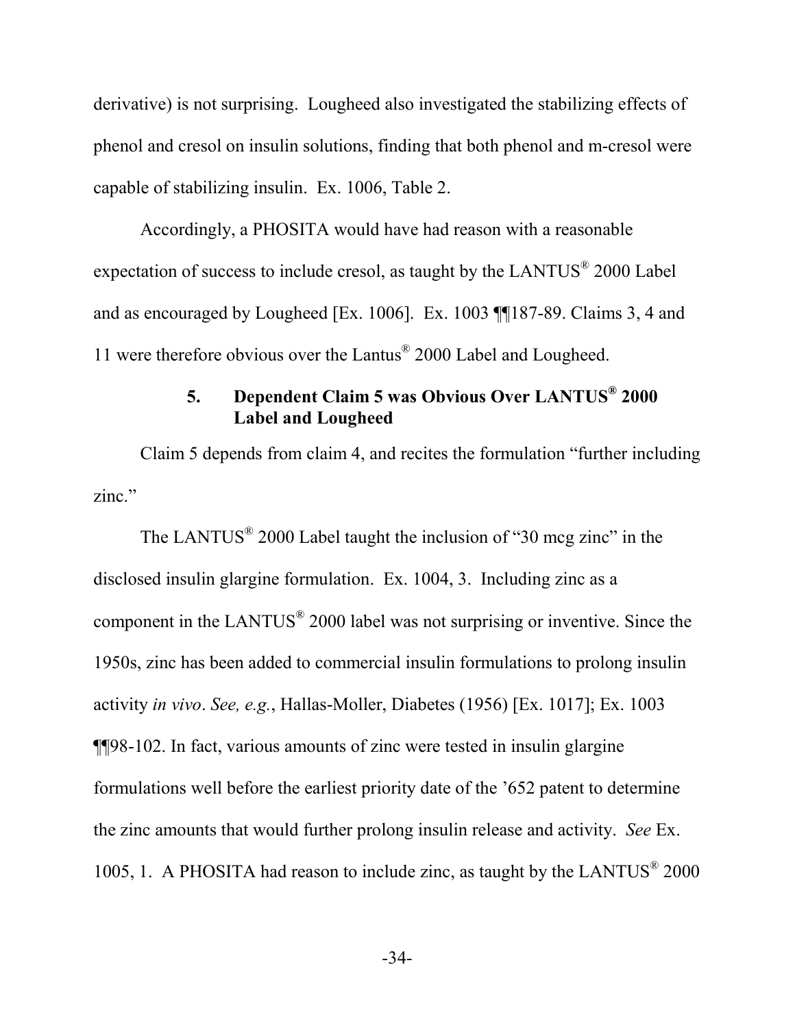derivative) is not surprising. Lougheed also investigated the stabilizing effects of phenol and cresol on insulin solutions, finding that both phenol and m-cresol were capable of stabilizing insulin. Ex. 1006, Table 2.

Accordingly, a PHOSITA would have had reason with a reasonable expectation of success to include cresol, as taught by the LANTUS® 2000 Label and as encouraged by Lougheed [Ex. 1006]. Ex. 1003 ¶¶187-89. Claims 3, 4 and 11 were therefore obvious over the Lantus® 2000 Label and Lougheed.

### 5. Dependent Claim 5 was Obvious Over LANTUS® 2000 Label and Lougheed

Claim 5 depends from claim 4, and recites the formulation "further including zinc."

The LANTUS® 2000 Label taught the inclusion of "30 mcg zinc" in the disclosed insulin glargine formulation. Ex. 1004, 3. Including zinc as a component in the LANTUS® 2000 label was not surprising or inventive. Since the 1950s, zinc has been added to commercial insulin formulations to prolong insulin activity *in vivo*. *See, e.g.*, Hallas-Moller, Diabetes (1956) [Ex. 1017]; Ex. 1003 ¶¶98-102. In fact, various amounts of zinc were tested in insulin glargine formulations well before the earliest priority date of the '652 patent to determine the zinc amounts that would further prolong insulin release and activity. *See* Ex. 1005, 1. A PHOSITA had reason to include zinc, as taught by the LANTUS® 2000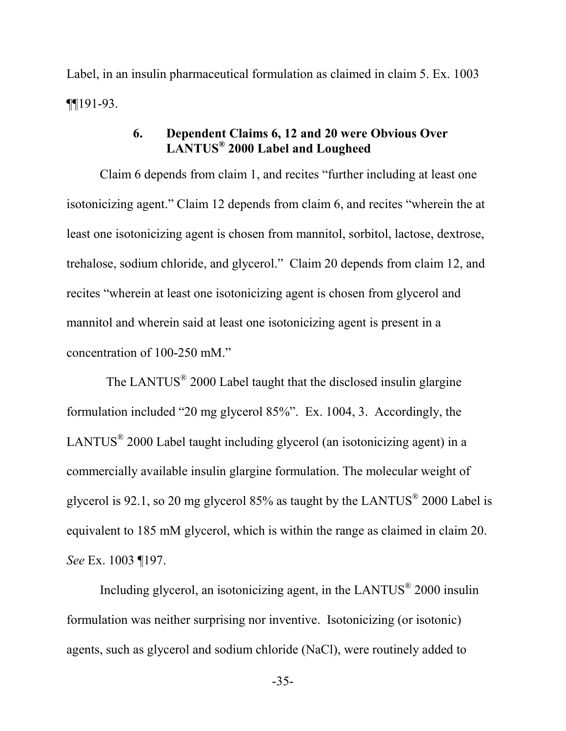Label, in an insulin pharmaceutical formulation as claimed in claim 5. Ex. 1003 ¶¶191-93.

### 6. Dependent Claims 6, 12 and 20 were Obvious Over LANTUS® 2000 Label and Lougheed

Claim 6 depends from claim 1, and recites "further including at least one isotonicizing agent." Claim 12 depends from claim 6, and recites "wherein the at least one isotonicizing agent is chosen from mannitol, sorbitol, lactose, dextrose, trehalose, sodium chloride, and glycerol." Claim 20 depends from claim 12, and recites "wherein at least one isotonicizing agent is chosen from glycerol and mannitol and wherein said at least one isotonicizing agent is present in a concentration of 100-250 mM."

The LANTUS® 2000 Label taught that the disclosed insulin glargine formulation included "20 mg glycerol 85%". Ex. 1004, 3. Accordingly, the LANTUS® 2000 Label taught including glycerol (an isotonicizing agent) in a commercially available insulin glargine formulation. The molecular weight of glycerol is 92.1, so 20 mg glycerol 85% as taught by the LANTUS® 2000 Label is equivalent to 185 mM glycerol, which is within the range as claimed in claim 20. *See* Ex. 1003 ¶197.

Including glycerol, an isotonicizing agent, in the LANTUS® 2000 insulin formulation was neither surprising nor inventive. Isotonicizing (or isotonic) agents, such as glycerol and sodium chloride (NaCl), were routinely added to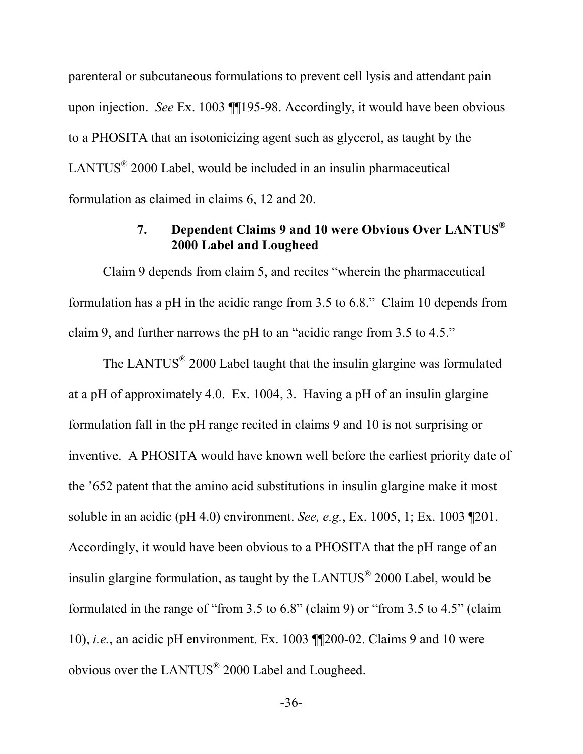parenteral or subcutaneous formulations to prevent cell lysis and attendant pain upon injection. *See* Ex. 1003 ¶¶195-98. Accordingly, it would have been obvious to a PHOSITA that an isotonicizing agent such as glycerol, as taught by the LANTUS® 2000 Label, would be included in an insulin pharmaceutical formulation as claimed in claims 6, 12 and 20.

### 7. Dependent Claims 9 and 10 were Obvious Over LANTUS® 2000 Label and Lougheed

Claim 9 depends from claim 5, and recites "wherein the pharmaceutical formulation has a pH in the acidic range from 3.5 to 6.8." Claim 10 depends from claim 9, and further narrows the pH to an "acidic range from 3.5 to 4.5."

The LANTUS® 2000 Label taught that the insulin glargine was formulated at a pH of approximately 4.0. Ex. 1004, 3. Having a pH of an insulin glargine formulation fall in the pH range recited in claims 9 and 10 is not surprising or inventive. A PHOSITA would have known well before the earliest priority date of the '652 patent that the amino acid substitutions in insulin glargine make it most soluble in an acidic (pH 4.0) environment. *See, e.g.*, Ex. 1005, 1; Ex. 1003 ¶201. Accordingly, it would have been obvious to a PHOSITA that the pH range of an insulin glargine formulation, as taught by the LANTUS® 2000 Label, would be formulated in the range of "from 3.5 to 6.8" (claim 9) or "from 3.5 to 4.5" (claim 10), *i.e.*, an acidic pH environment. Ex. 1003 ¶¶200-02. Claims 9 and 10 were obvious over the LANTUS® 2000 Label and Lougheed.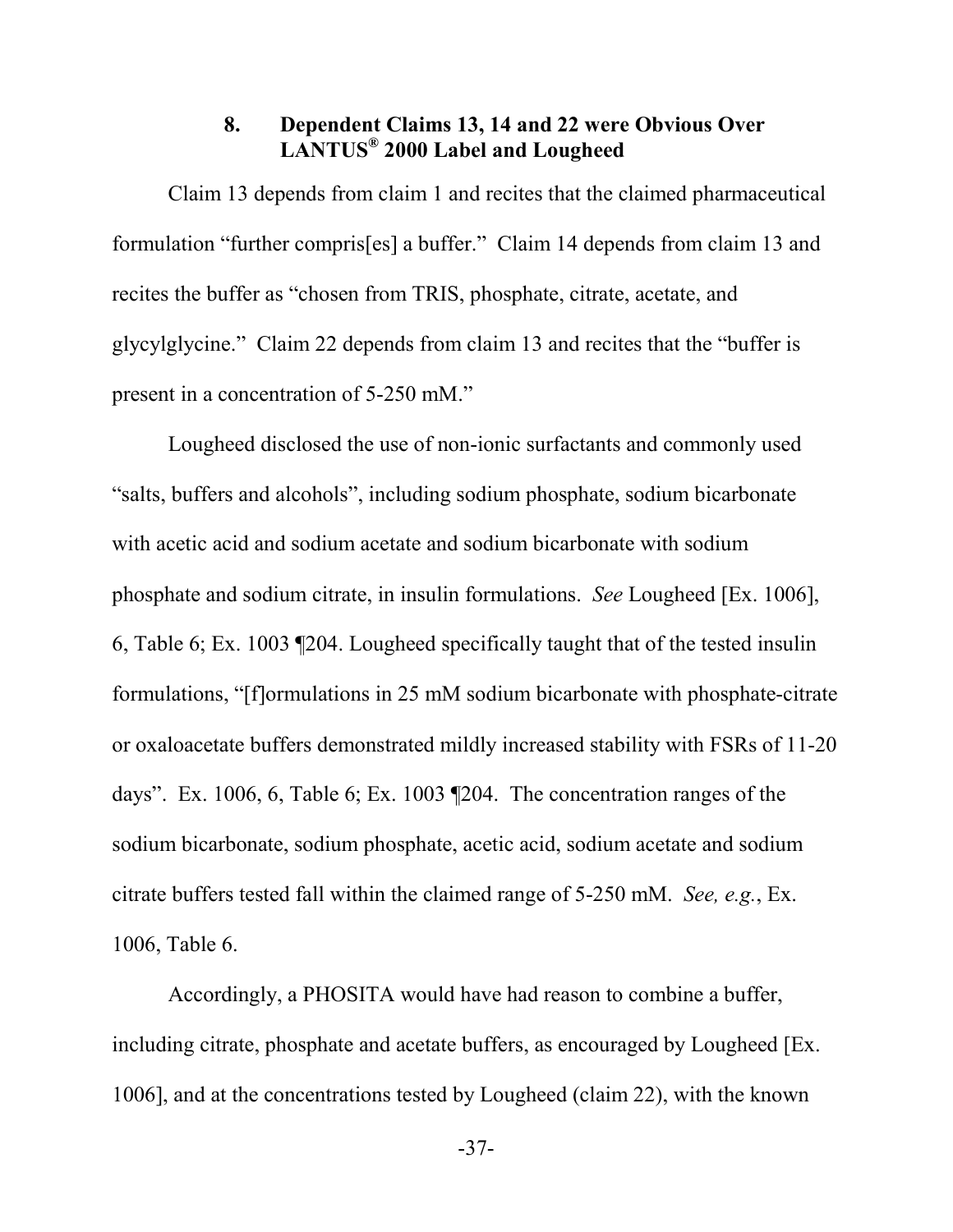### 8. Dependent Claims 13, 14 and 22 were Obvious Over LANTUS® 2000 Label and Lougheed

Claim 13 depends from claim 1 and recites that the claimed pharmaceutical formulation "further compris[es] a buffer." Claim 14 depends from claim 13 and recites the buffer as "chosen from TRIS, phosphate, citrate, acetate, and glycylglycine." Claim 22 depends from claim 13 and recites that the "buffer is present in a concentration of 5-250 mM."

Lougheed disclosed the use of non-ionic surfactants and commonly used "salts, buffers and alcohols", including sodium phosphate, sodium bicarbonate with acetic acid and sodium acetate and sodium bicarbonate with sodium phosphate and sodium citrate, in insulin formulations. *See* Lougheed [Ex. 1006], 6, Table 6; Ex. 1003 ¶204. Lougheed specifically taught that of the tested insulin formulations, "[f]ormulations in 25 mM sodium bicarbonate with phosphate-citrate or oxaloacetate buffers demonstrated mildly increased stability with FSRs of 11-20 days". Ex. 1006, 6, Table 6; Ex. 1003 ¶204. The concentration ranges of the sodium bicarbonate, sodium phosphate, acetic acid, sodium acetate and sodium citrate buffers tested fall within the claimed range of 5-250 mM. *See, e.g.*, Ex. 1006, Table 6.

Accordingly, a PHOSITA would have had reason to combine a buffer, including citrate, phosphate and acetate buffers, as encouraged by Lougheed [Ex. 1006], and at the concentrations tested by Lougheed (claim 22), with the known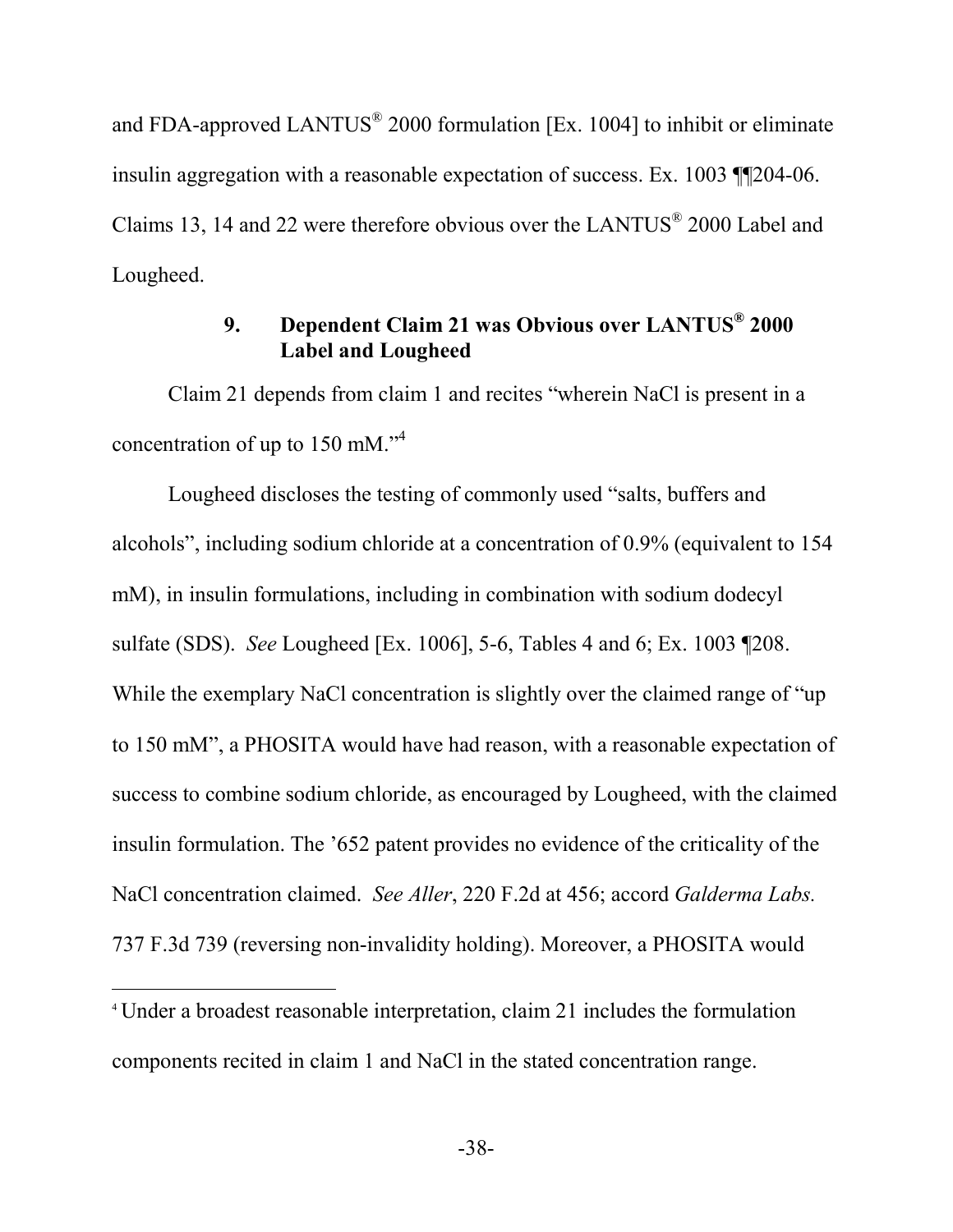and FDA-approved LANTUS® 2000 formulation [Ex. 1004] to inhibit or eliminate insulin aggregation with a reasonable expectation of success. Ex. 1003 ¶¶204-06. Claims 13, 14 and 22 were therefore obvious over the LANTUS® 2000 Label and Lougheed.

### 9. Dependent Claim 21 was Obvious over LANTUS® 2000 Label and Lougheed

Claim 21 depends from claim 1 and recites "wherein NaCl is present in a concentration of up to 150 mM."[4]

Lougheed discloses the testing of commonly used "salts, buffers and alcohols", including sodium chloride at a concentration of 0.9% (equivalent to 154 mM), in insulin formulations, including in combination with sodium dodecyl sulfate (SDS). *See* Lougheed [Ex. 1006], 5-6, Tables 4 and 6; Ex. 1003 ¶208. While the exemplary NaCl concentration is slightly over the claimed range of "up to 150 mM", a PHOSITA would have had reason, with a reasonable expectation of success to combine sodium chloride, as encouraged by Lougheed, with the claimed insulin formulation. The '652 patent provides no evidence of the criticality of the NaCl concentration claimed. *See Aller*, 220 F.2d at 456; accord *Galderma Labs.* 737 F.3d 739 (reversing non-invalidity holding). Moreover, a PHOSITA would

---

[4] Under a broadest reasonable interpretation, claim 21 includes the formulation components recited in claim 1 and NaCl in the stated concentration range.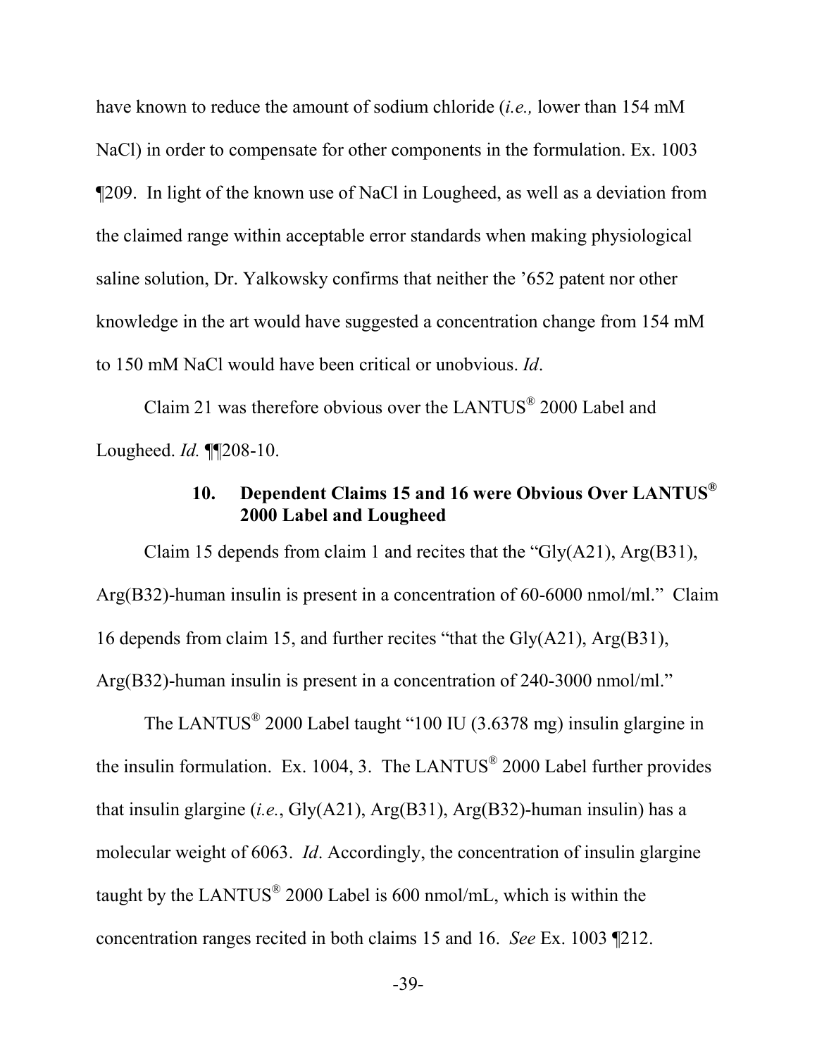have known to reduce the amount of sodium chloride (*i.e.,* lower than 154 mM NaCl) in order to compensate for other components in the formulation. Ex. 1003 ¶209. In light of the known use of NaCl in Lougheed, as well as a deviation from the claimed range within acceptable error standards when making physiological saline solution, Dr. Yalkowsky confirms that neither the '652 patent nor other knowledge in the art would have suggested a concentration change from 154 mM to 150 mM NaCl would have been critical or unobvious. *Id*.

Claim 21 was therefore obvious over the LANTUS® 2000 Label and Lougheed. *Id.* ¶¶208-10.

### 10. Dependent Claims 15 and 16 were Obvious Over LANTUS® 2000 Label and Lougheed

Claim 15 depends from claim 1 and recites that the "Gly(A21), Arg(B31), Arg(B32)-human insulin is present in a concentration of 60-6000 nmol/ml." Claim 16 depends from claim 15, and further recites "that the Gly(A21), Arg(B31), Arg(B32)-human insulin is present in a concentration of 240-3000 nmol/ml."

The LANTUS® 2000 Label taught "100 IU (3.6378 mg) insulin glargine in the insulin formulation. Ex. 1004, 3. The LANTUS® 2000 Label further provides that insulin glargine (*i.e.*, Gly(A21), Arg(B31), Arg(B32)-human insulin) has a molecular weight of 6063. *Id*. Accordingly, the concentration of insulin glargine taught by the LANTUS® 2000 Label is 600 nmol/mL, which is within the concentration ranges recited in both claims 15 and 16. *See* Ex. 1003 ¶212.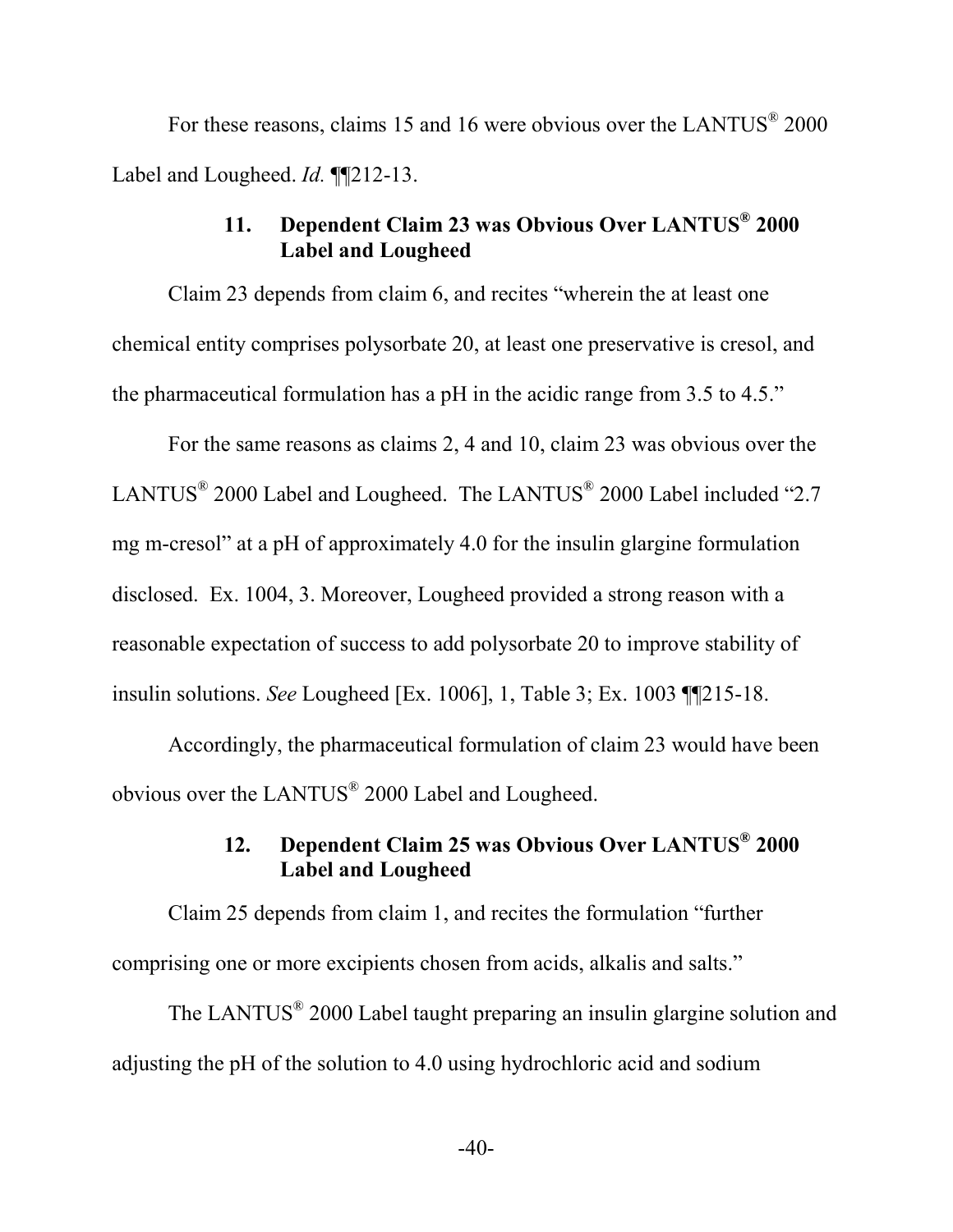For these reasons, claims 15 and 16 were obvious over the LANTUS® 2000 Label and Lougheed. *Id.* ¶¶212-13.

#### 11. Dependent Claim 23 was Obvious Over LANTUS® 2000 Label and Lougheed

Claim 23 depends from claim 6, and recites "wherein the at least one chemical entity comprises polysorbate 20, at least one preservative is cresol, and the pharmaceutical formulation has a pH in the acidic range from 3.5 to 4.5."

For the same reasons as claims 2, 4 and 10, claim 23 was obvious over the LANTUS® 2000 Label and Lougheed. The LANTUS® 2000 Label included "2.7 mg m-cresol" at a pH of approximately 4.0 for the insulin glargine formulation disclosed. Ex. 1004, 3. Moreover, Lougheed provided a strong reason with a reasonable expectation of success to add polysorbate 20 to improve stability of insulin solutions. *See* Lougheed [Ex. 1006], 1, Table 3; Ex. 1003 ¶¶215-18.

Accordingly, the pharmaceutical formulation of claim 23 would have been obvious over the LANTUS® 2000 Label and Lougheed.

#### 12. Dependent Claim 25 was Obvious Over LANTUS® 2000 Label and Lougheed

Claim 25 depends from claim 1, and recites the formulation "further comprising one or more excipients chosen from acids, alkalis and salts."

The LANTUS® 2000 Label taught preparing an insulin glargine solution and adjusting the pH of the solution to 4.0 using hydrochloric acid and sodium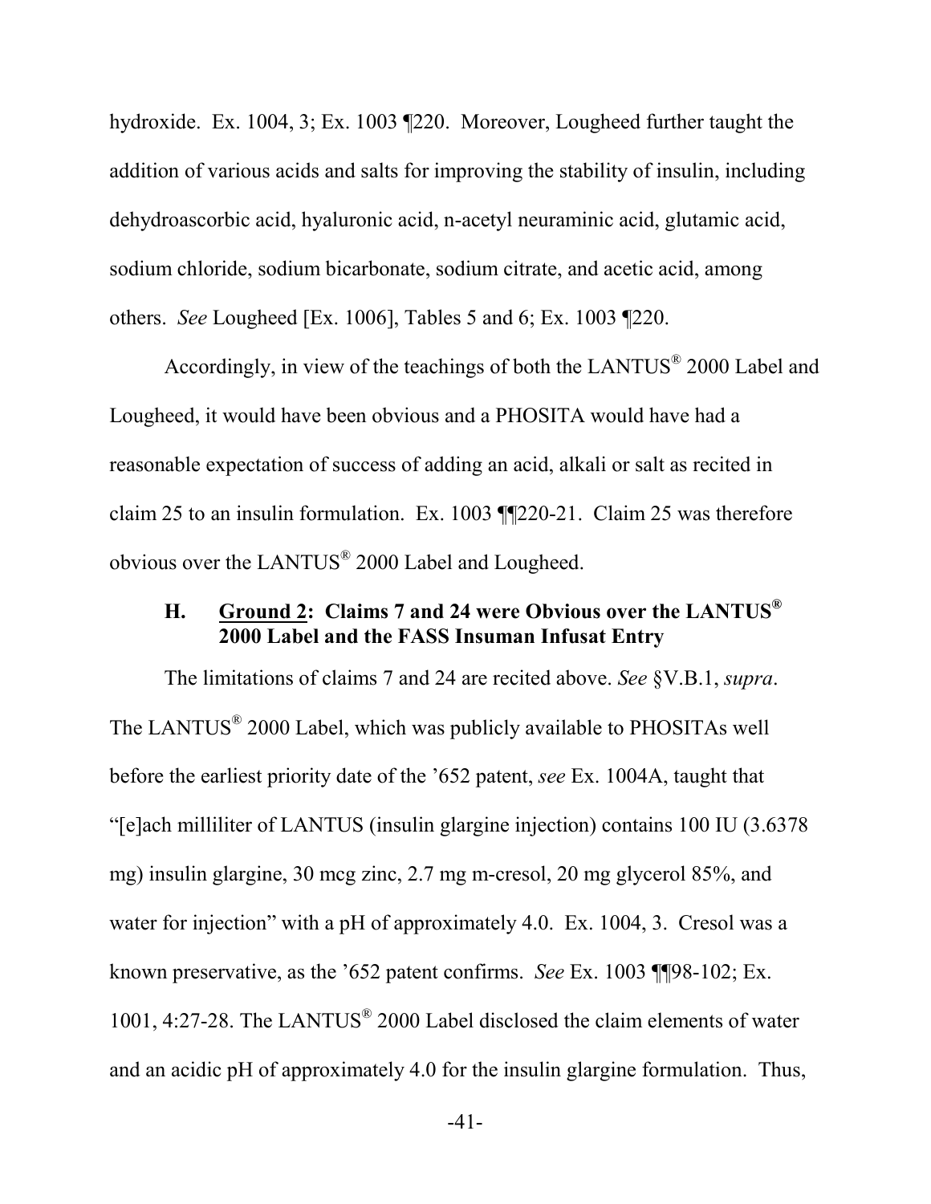hydroxide. Ex. 1004, 3; Ex. 1003 ¶220. Moreover, Lougheed further taught the addition of various acids and salts for improving the stability of insulin, including dehydroascorbic acid, hyaluronic acid, n-acetyl neuraminic acid, glutamic acid, sodium chloride, sodium bicarbonate, sodium citrate, and acetic acid, among others. *See* Lougheed [Ex. 1006], Tables 5 and 6; Ex. 1003 ¶220.

Accordingly, in view of the teachings of both the LANTUS® 2000 Label and Lougheed, it would have been obvious and a PHOSITA would have had a reasonable expectation of success of adding an acid, alkali or salt as recited in claim 25 to an insulin formulation. Ex. 1003 ¶¶220-21. Claim 25 was therefore obvious over the LANTUS® 2000 Label and Lougheed.

### H. <u>Ground 2</u>: Claims 7 and 24 were Obvious over the LANTUS® 2000 Label and the FASS Insuman Infusat Entry

The limitations of claims 7 and 24 are recited above. *See* §V.B.1, *supra*. The LANTUS® 2000 Label, which was publicly available to PHOSITAs well before the earliest priority date of the '652 patent, *see* Ex. 1004A, taught that "[e]ach milliliter of LANTUS (insulin glargine injection) contains 100 IU (3.6378 mg) insulin glargine, 30 mcg zinc, 2.7 mg m-cresol, 20 mg glycerol 85%, and water for injection" with a pH of approximately 4.0. Ex. 1004, 3. Cresol was a known preservative, as the '652 patent confirms. *See* Ex. 1003 ¶¶98-102; Ex. 1001, 4:27-28. The LANTUS® 2000 Label disclosed the claim elements of water and an acidic pH of approximately 4.0 for the insulin glargine formulation. Thus,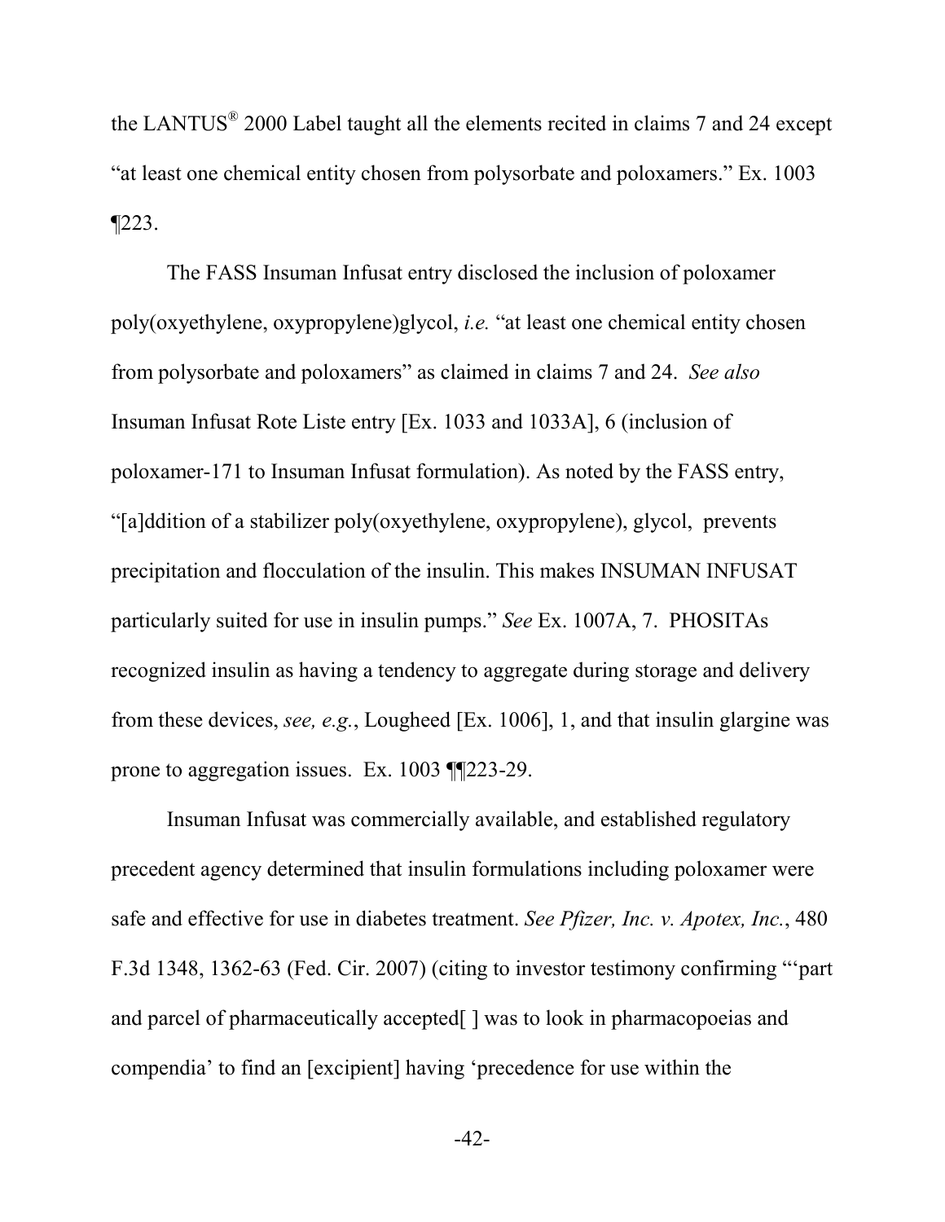the LANTUS® 2000 Label taught all the elements recited in claims 7 and 24 except "at least one chemical entity chosen from polysorbate and poloxamers." Ex. 1003 ¶223.

The FASS Insuman Infusat entry disclosed the inclusion of poloxamer poly(oxyethylene, oxypropylene)glycol, *i.e.* "at least one chemical entity chosen from polysorbate and poloxamers" as claimed in claims 7 and 24. *See also* Insuman Infusat Rote Liste entry [Ex. 1033 and 1033A], 6 (inclusion of poloxamer-171 to Insuman Infusat formulation). As noted by the FASS entry, "[a]ddition of a stabilizer poly(oxyethylene, oxypropylene), glycol, prevents precipitation and flocculation of the insulin. This makes INSUMAN INFUSAT particularly suited for use in insulin pumps." *See* Ex. 1007A, 7. PHOSITAs recognized insulin as having a tendency to aggregate during storage and delivery from these devices, *see, e.g.*, Lougheed [Ex. 1006], 1, and that insulin glargine was prone to aggregation issues. Ex. 1003 ¶¶223-29.

Insuman Infusat was commercially available, and established regulatory precedent agency determined that insulin formulations including poloxamer were safe and effective for use in diabetes treatment. *See Pfizer, Inc. v. Apotex, Inc.*, 480 F.3d 1348, 1362-63 (Fed. Cir. 2007) (citing to investor testimony confirming "'part and parcel of pharmaceutically accepted[ ] was to look in pharmacopoeias and compendia' to find an [excipient] having 'precedence for use within the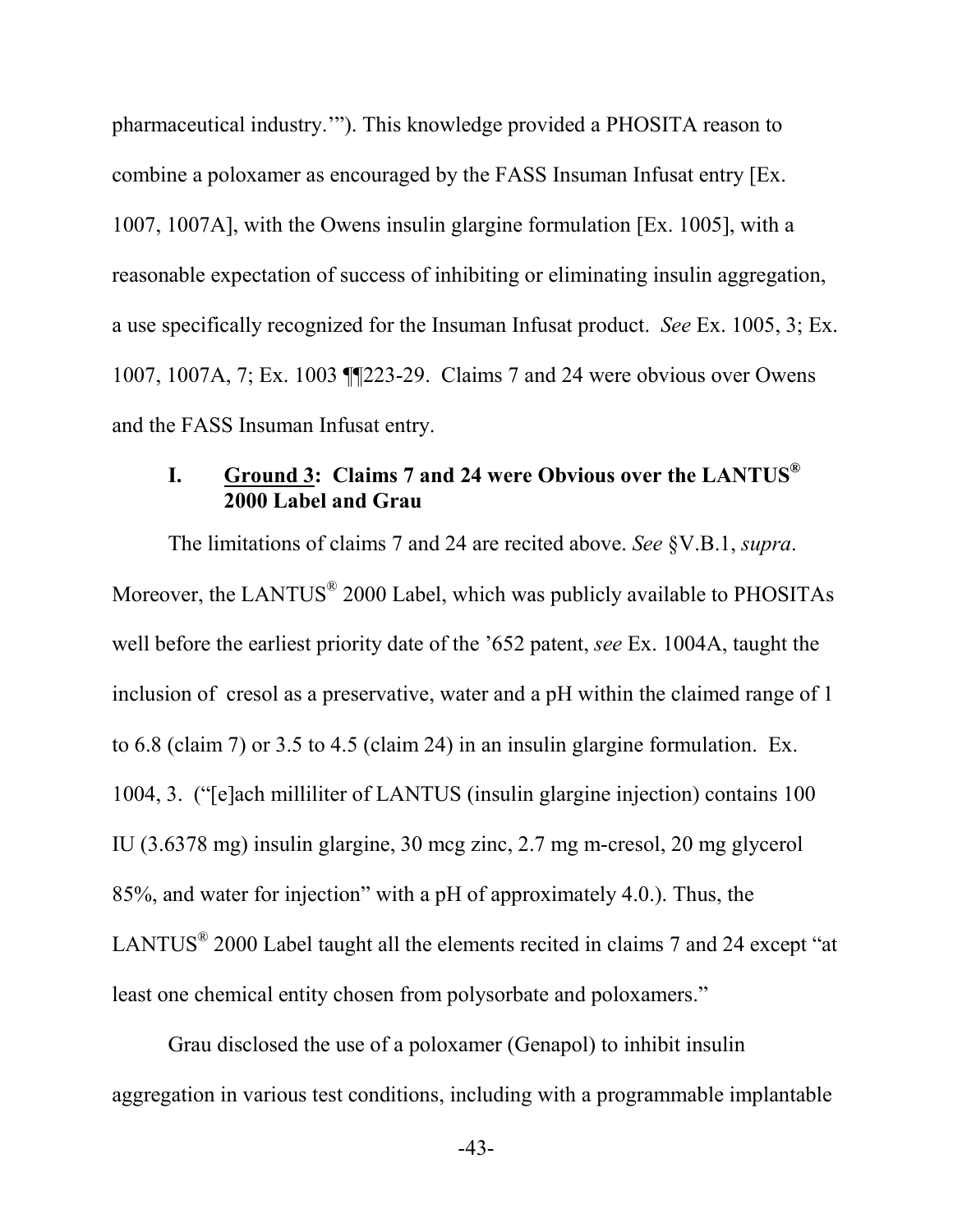pharmaceutical industry.'"). This knowledge provided a PHOSITA reason to combine a poloxamer as encouraged by the FASS Insuman Infusat entry [Ex. 1007, 1007A], with the Owens insulin glargine formulation [Ex. 1005], with a reasonable expectation of success of inhibiting or eliminating insulin aggregation, a use specifically recognized for the Insuman Infusat product. *See* Ex. 1005, 3; Ex. 1007, 1007A, 7; Ex. 1003 ¶¶223-29. Claims 7 and 24 were obvious over Owens and the FASS Insuman Infusat entry.

## I. <u>Ground 3</u>: Claims 7 and 24 were Obvious over the LANTUS® 2000 Label and Grau

The limitations of claims 7 and 24 are recited above. *See* §V.B.1, *supra*. Moreover, the LANTUS® 2000 Label, which was publicly available to PHOSITAs well before the earliest priority date of the '652 patent, *see* Ex. 1004A, taught the inclusion of cresol as a preservative, water and a pH within the claimed range of 1 to 6.8 (claim 7) or 3.5 to 4.5 (claim 24) in an insulin glargine formulation. Ex. 1004, 3. ("[e]ach milliliter of LANTUS (insulin glargine injection) contains 100 IU (3.6378 mg) insulin glargine, 30 mcg zinc, 2.7 mg m-cresol, 20 mg glycerol 85%, and water for injection" with a pH of approximately 4.0.). Thus, the LANTUS® 2000 Label taught all the elements recited in claims 7 and 24 except "at least one chemical entity chosen from polysorbate and poloxamers."

Grau disclosed the use of a poloxamer (Genapol) to inhibit insulin aggregation in various test conditions, including with a programmable implantable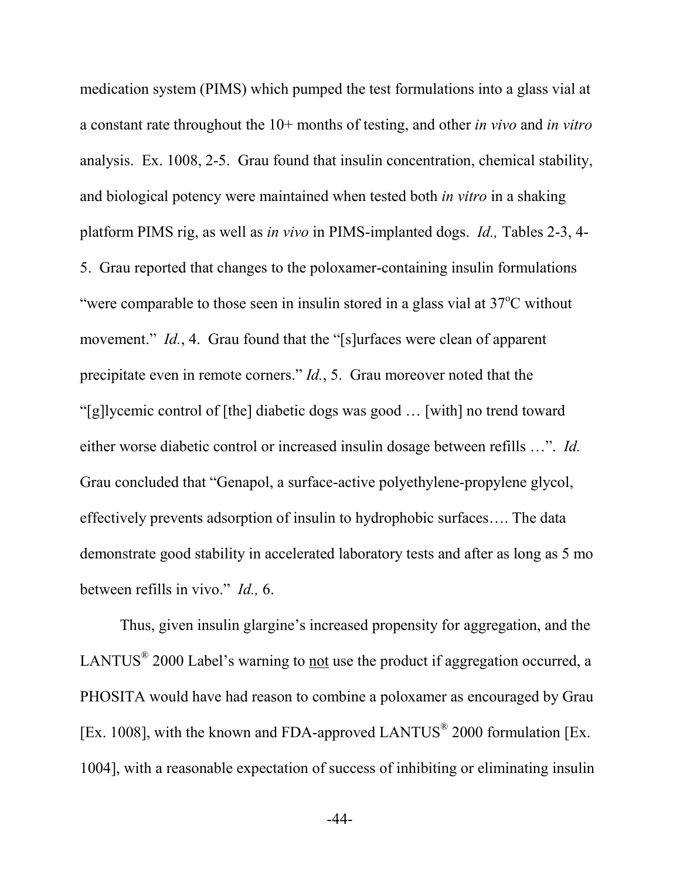medication system (PIMS) which pumped the test formulations into a glass vial at a constant rate throughout the 10+ months of testing, and other *in vivo* and *in vitro* analysis. Ex. 1008, 2-5. Grau found that insulin concentration, chemical stability, and biological potency were maintained when tested both *in vitro* in a shaking platform PIMS rig, as well as *in vivo* in PIMS-implanted dogs. *Id.,* Tables 2-3, 4-5. Grau reported that changes to the poloxamer-containing insulin formulations "were comparable to those seen in insulin stored in a glass vial at 37°C without movement." *Id.*, 4. Grau found that the "[s]urfaces were clean of apparent precipitate even in remote corners." *Id.*, 5. Grau moreover noted that the "[g]lycemic control of [the] diabetic dogs was good … [with] no trend toward either worse diabetic control or increased insulin dosage between refills …". *Id.* Grau concluded that "Genapol, a surface-active polyethylene-propylene glycol, effectively prevents adsorption of insulin to hydrophobic surfaces…. The data demonstrate good stability in accelerated laboratory tests and after as long as 5 mo between refills in vivo." *Id.,* 6.

Thus, given insulin glargine's increased propensity for aggregation, and the LANTUS® 2000 Label's warning to <u>not</u> use the product if aggregation occurred, a PHOSITA would have had reason to combine a poloxamer as encouraged by Grau [Ex. 1008], with the known and FDA-approved LANTUS® 2000 formulation [Ex. 1004], with a reasonable expectation of success of inhibiting or eliminating insulin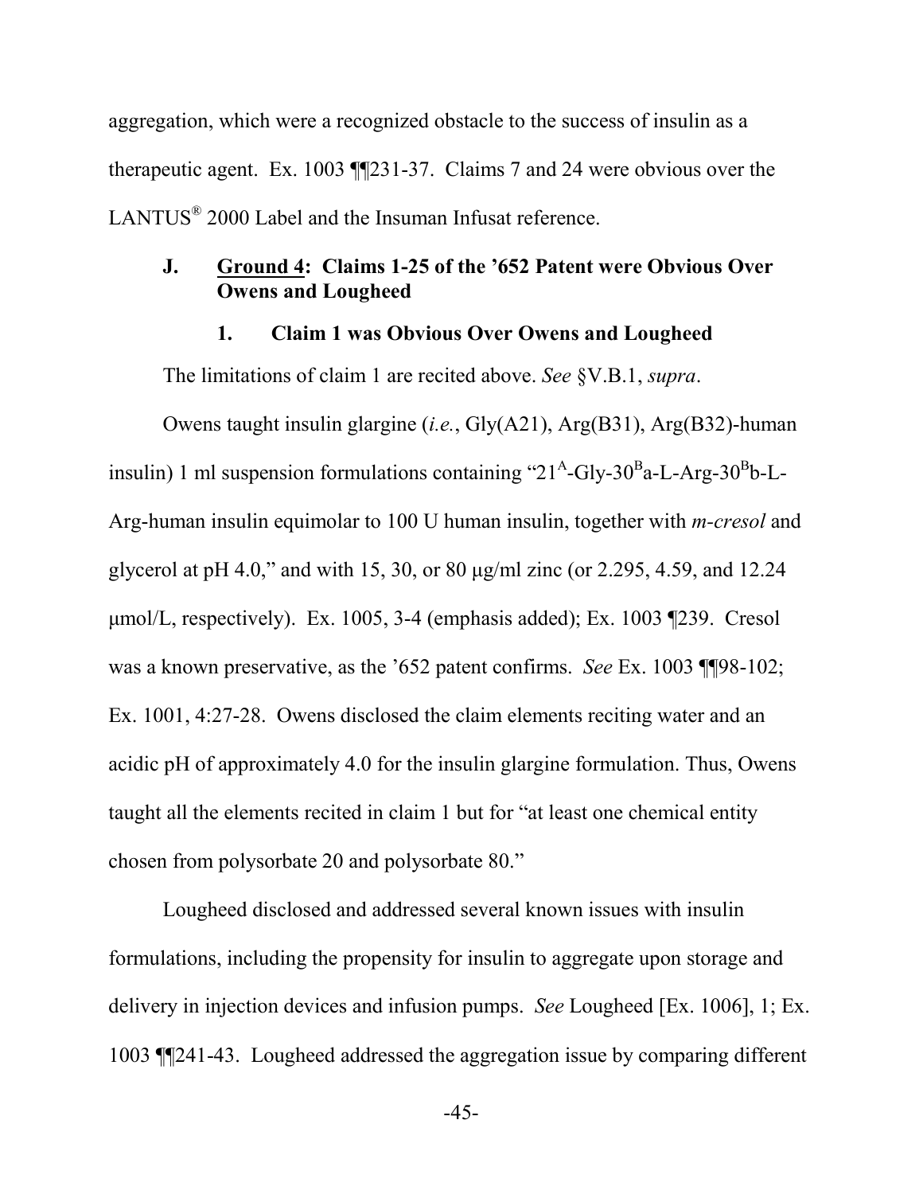aggregation, which were a recognized obstacle to the success of insulin as a therapeutic agent. Ex. 1003 ¶¶231-37. Claims 7 and 24 were obvious over the LANTUS® 2000 Label and the Insuman Infusat reference.

### J. **Ground 4: Claims 1-25 of the '652 Patent were Obvious Over Owens and Lougheed**

#### 1. Claim 1 was Obvious Over Owens and Lougheed

The limitations of claim 1 are recited above. *See* §V.B.1, *supra*.

Owens taught insulin glargine (*i.e.*, Gly(A21), Arg(B31), Arg(B32)-human insulin) 1 ml suspension formulations containing "$21^A$-Gly-$30^B$a-L-Arg-$30^B$b-L-Arg-human insulin equimolar to 100 U human insulin, together with *m-cresol* and glycerol at pH 4.0," and with 15, 30, or 80 μg/ml zinc (or 2.295, 4.59, and 12.24 μmol/L, respectively). Ex. 1005, 3-4 (emphasis added); Ex. 1003 ¶239. Cresol was a known preservative, as the '652 patent confirms. *See* Ex. 1003 ¶¶98-102; Ex. 1001, 4:27-28. Owens disclosed the claim elements reciting water and an acidic pH of approximately 4.0 for the insulin glargine formulation. Thus, Owens taught all the elements recited in claim 1 but for "at least one chemical entity chosen from polysorbate 20 and polysorbate 80."

Lougheed disclosed and addressed several known issues with insulin formulations, including the propensity for insulin to aggregate upon storage and delivery in injection devices and infusion pumps. *See* Lougheed [Ex. 1006], 1; Ex. 1003 ¶¶241-43. Lougheed addressed the aggregation issue by comparing different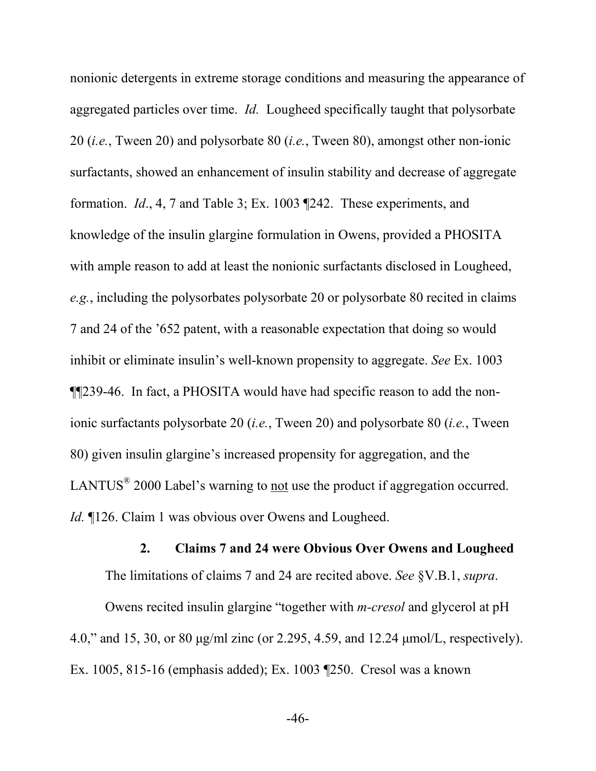nonionic detergents in extreme storage conditions and measuring the appearance of aggregated particles over time. *Id.* Lougheed specifically taught that polysorbate 20 (*i.e.*, Tween 20) and polysorbate 80 (*i.e.*, Tween 80), amongst other non-ionic surfactants, showed an enhancement of insulin stability and decrease of aggregate formation. *Id*., 4, 7 and Table 3; Ex. 1003 ¶242. These experiments, and knowledge of the insulin glargine formulation in Owens, provided a PHOSITA with ample reason to add at least the nonionic surfactants disclosed in Lougheed, *e.g.*, including the polysorbates polysorbate 20 or polysorbate 80 recited in claims 7 and 24 of the '652 patent, with a reasonable expectation that doing so would inhibit or eliminate insulin's well-known propensity to aggregate. *See* Ex. 1003 ¶¶239-46. In fact, a PHOSITA would have had specific reason to add the non-ionic surfactants polysorbate 20 (*i.e.*, Tween 20) and polysorbate 80 (*i.e.*, Tween 80) given insulin glargine's increased propensity for aggregation, and the LANTUS® 2000 Label's warning to <u>not</u> use the product if aggregation occurred. *Id.* ¶126. Claim 1 was obvious over Owens and Lougheed.

### 2. Claims 7 and 24 were Obvious Over Owens and Lougheed

The limitations of claims 7 and 24 are recited above. *See* §V.B.1, *supra*.

Owens recited insulin glargine "together with *m-cresol* and glycerol at pH 4.0," and 15, 30, or 80 μg/ml zinc (or 2.295, 4.59, and 12.24 μmol/L, respectively). Ex. 1005, 815-16 (emphasis added); Ex. 1003 ¶250. Cresol was a known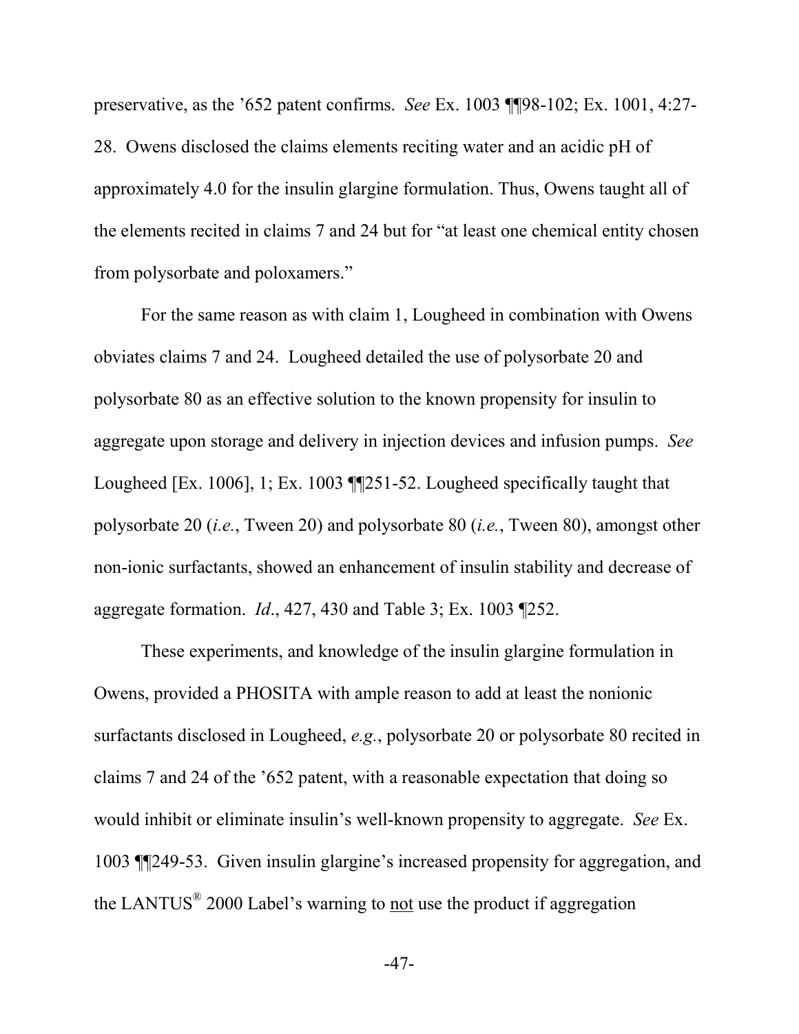preservative, as the '652 patent confirms. *See* Ex. 1003 ¶¶98-102; Ex. 1001, 4:27-28. Owens disclosed the claims elements reciting water and an acidic pH of approximately 4.0 for the insulin glargine formulation. Thus, Owens taught all of the elements recited in claims 7 and 24 but for "at least one chemical entity chosen from polysorbate and poloxamers."

For the same reason as with claim 1, Lougheed in combination with Owens obviates claims 7 and 24. Lougheed detailed the use of polysorbate 20 and polysorbate 80 as an effective solution to the known propensity for insulin to aggregate upon storage and delivery in injection devices and infusion pumps. *See* Lougheed [Ex. 1006], 1; Ex. 1003 ¶¶251-52. Lougheed specifically taught that polysorbate 20 (*i.e.*, Tween 20) and polysorbate 80 (*i.e.*, Tween 80), amongst other non-ionic surfactants, showed an enhancement of insulin stability and decrease of aggregate formation. *Id*., 427, 430 and Table 3; Ex. 1003 ¶252.

These experiments, and knowledge of the insulin glargine formulation in Owens, provided a PHOSITA with ample reason to add at least the nonionic surfactants disclosed in Lougheed, *e.g.*, polysorbate 20 or polysorbate 80 recited in claims 7 and 24 of the '652 patent, with a reasonable expectation that doing so would inhibit or eliminate insulin's well-known propensity to aggregate. *See* Ex. 1003 ¶¶249-53. Given insulin glargine's increased propensity for aggregation, and the LANTUS® 2000 Label's warning to <u>not</u> use the product if aggregation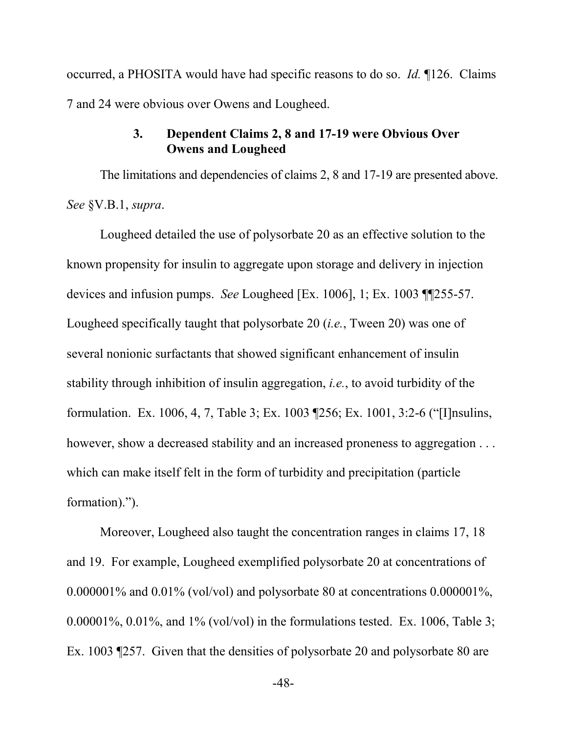occurred, a PHOSITA would have had specific reasons to do so. *Id.* ¶126. Claims 7 and 24 were obvious over Owens and Lougheed.

### 3. Dependent Claims 2, 8 and 17-19 were Obvious Over Owens and Lougheed

The limitations and dependencies of claims 2, 8 and 17-19 are presented above. *See* §V.B.1, *supra*.

Lougheed detailed the use of polysorbate 20 as an effective solution to the known propensity for insulin to aggregate upon storage and delivery in injection devices and infusion pumps. *See* Lougheed [Ex. 1006], 1; Ex. 1003 ¶¶255-57. Lougheed specifically taught that polysorbate 20 (*i.e.*, Tween 20) was one of several nonionic surfactants that showed significant enhancement of insulin stability through inhibition of insulin aggregation, *i.e.*, to avoid turbidity of the formulation. Ex. 1006, 4, 7, Table 3; Ex. 1003 ¶256; Ex. 1001, 3:2-6 ("[I]nsulins, however, show a decreased stability and an increased proneness to aggregation . . . which can make itself felt in the form of turbidity and precipitation (particle formation).").

Moreover, Lougheed also taught the concentration ranges in claims 17, 18 and 19. For example, Lougheed exemplified polysorbate 20 at concentrations of 0.000001% and 0.01% (vol/vol) and polysorbate 80 at concentrations 0.000001%, 0.00001%, 0.01%, and 1% (vol/vol) in the formulations tested. Ex. 1006, Table 3; Ex. 1003 ¶257. Given that the densities of polysorbate 20 and polysorbate 80 are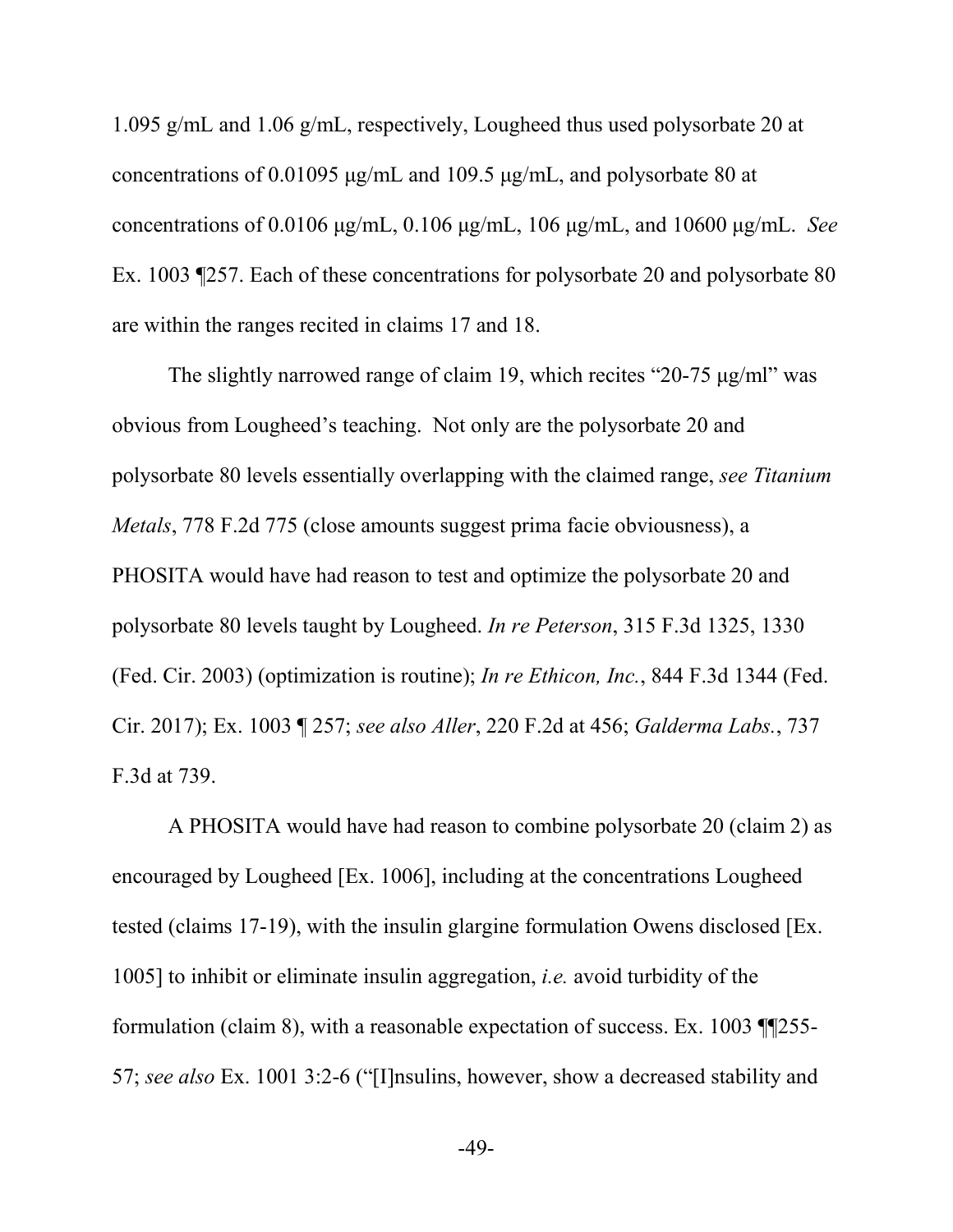1.095 g/mL and 1.06 g/mL, respectively, Lougheed thus used polysorbate 20 at concentrations of 0.01095 μg/mL and 109.5 μg/mL, and polysorbate 80 at concentrations of 0.0106 μg/mL, 0.106 μg/mL, 106 μg/mL, and 10600 μg/mL. *See* Ex. 1003 ¶257. Each of these concentrations for polysorbate 20 and polysorbate 80 are within the ranges recited in claims 17 and 18.

The slightly narrowed range of claim 19, which recites "20-75 μg/ml" was obvious from Lougheed's teaching. Not only are the polysorbate 20 and polysorbate 80 levels essentially overlapping with the claimed range, *see Titanium Metals*, 778 F.2d 775 (close amounts suggest prima facie obviousness), a PHOSITA would have had reason to test and optimize the polysorbate 20 and polysorbate 80 levels taught by Lougheed. *In re Peterson*, 315 F.3d 1325, 1330 (Fed. Cir. 2003) (optimization is routine); *In re Ethicon, Inc.*, 844 F.3d 1344 (Fed. Cir. 2017); Ex. 1003 ¶ 257; *see also Aller*, 220 F.2d at 456; *Galderma Labs.*, 737 F.3d at 739.

A PHOSITA would have had reason to combine polysorbate 20 (claim 2) as encouraged by Lougheed [Ex. 1006], including at the concentrations Lougheed tested (claims 17-19), with the insulin glargine formulation Owens disclosed [Ex. 1005] to inhibit or eliminate insulin aggregation, *i.e.* avoid turbidity of the formulation (claim 8), with a reasonable expectation of success. Ex. 1003 ¶¶255-57; *see also* Ex. 1001 3:2-6 ("[I]nsulins, however, show a decreased stability and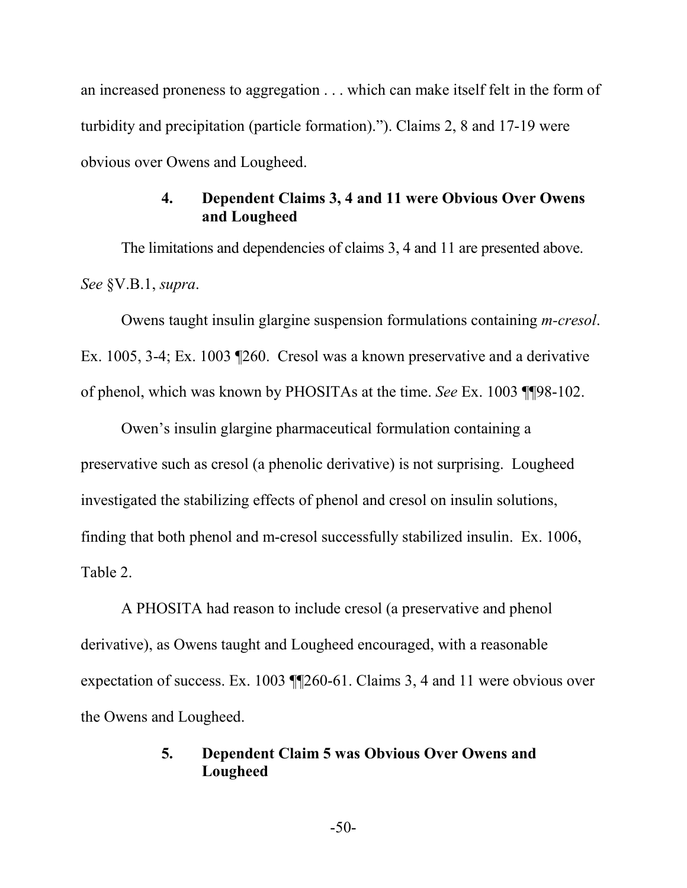an increased proneness to aggregation . . . which can make itself felt in the form of turbidity and precipitation (particle formation)."). Claims 2, 8 and 17-19 were obvious over Owens and Lougheed.

### 4. Dependent Claims 3, 4 and 11 were Obvious Over Owens and Lougheed

The limitations and dependencies of claims 3, 4 and 11 are presented above. *See* §V.B.1, *supra*.

Owens taught insulin glargine suspension formulations containing *m-cresol*. Ex. 1005, 3-4; Ex. 1003 ¶260. Cresol was a known preservative and a derivative of phenol, which was known by PHOSITAs at the time. *See* Ex. 1003 ¶¶98-102.

Owen's insulin glargine pharmaceutical formulation containing a preservative such as cresol (a phenolic derivative) is not surprising. Lougheed investigated the stabilizing effects of phenol and cresol on insulin solutions, finding that both phenol and m-cresol successfully stabilized insulin. Ex. 1006, Table 2.

A PHOSITA had reason to include cresol (a preservative and phenol derivative), as Owens taught and Lougheed encouraged, with a reasonable expectation of success. Ex. 1003 ¶¶260-61. Claims 3, 4 and 11 were obvious over the Owens and Lougheed.

### 5. Dependent Claim 5 was Obvious Over Owens and Lougheed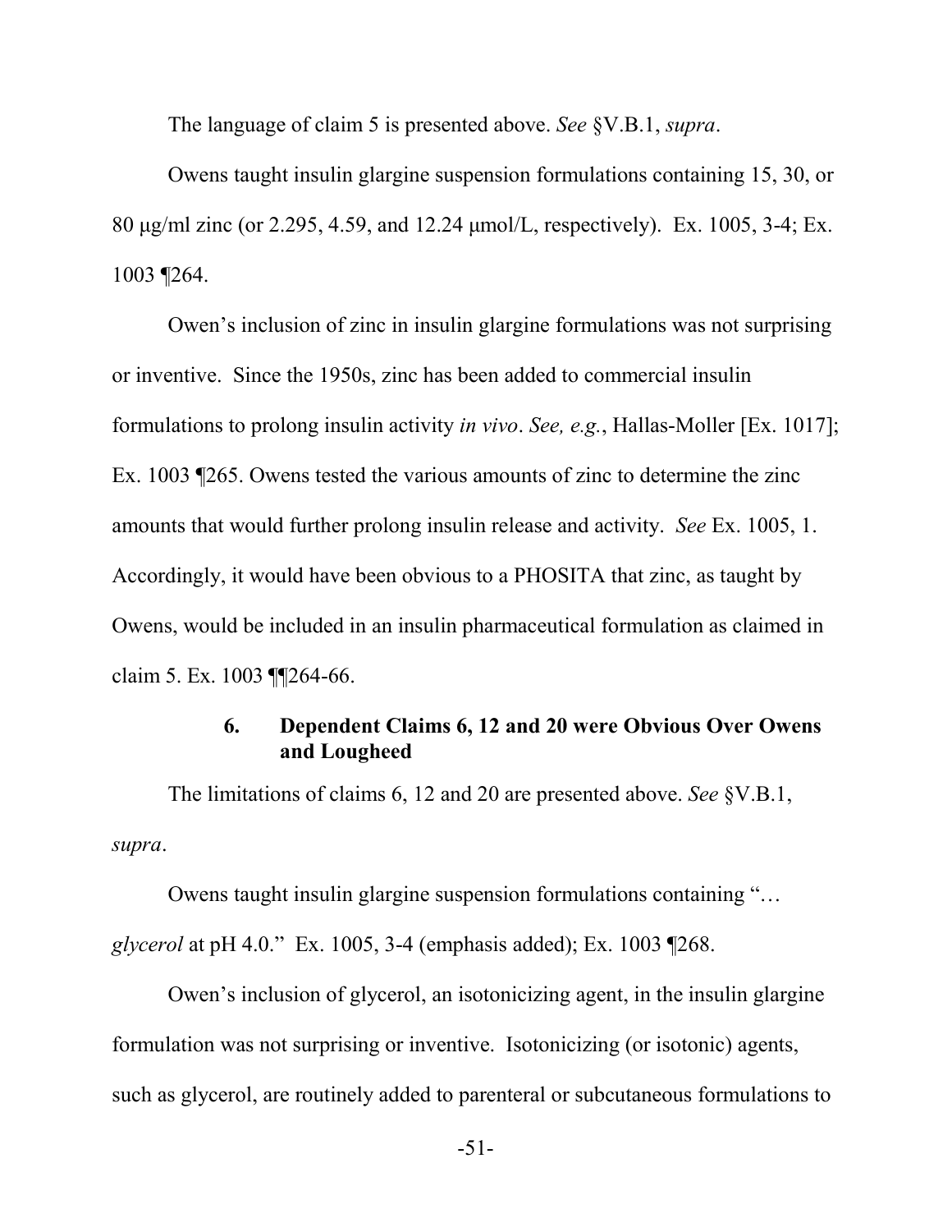The language of claim 5 is presented above. *See* §V.B.1, *supra*.

Owens taught insulin glargine suspension formulations containing 15, 30, or 80 μg/ml zinc (or 2.295, 4.59, and 12.24 μmol/L, respectively). Ex. 1005, 3-4; Ex. 1003 ¶264.

Owen's inclusion of zinc in insulin glargine formulations was not surprising or inventive. Since the 1950s, zinc has been added to commercial insulin formulations to prolong insulin activity *in vivo*. *See, e.g.*, Hallas-Moller [Ex. 1017]; Ex. 1003 ¶265. Owens tested the various amounts of zinc to determine the zinc amounts that would further prolong insulin release and activity. *See* Ex. 1005, 1. Accordingly, it would have been obvious to a PHOSITA that zinc, as taught by Owens, would be included in an insulin pharmaceutical formulation as claimed in claim 5. Ex. 1003 ¶¶264-66.

### 6. Dependent Claims 6, 12 and 20 were Obvious Over Owens and Lougheed

The limitations of claims 6, 12 and 20 are presented above. *See* §V.B.1, *supra*.

Owens taught insulin glargine suspension formulations containing "… *glycerol* at pH 4.0." Ex. 1005, 3-4 (emphasis added); Ex. 1003 ¶268.

Owen's inclusion of glycerol, an isotonicizing agent, in the insulin glargine formulation was not surprising or inventive. Isotonicizing (or isotonic) agents, such as glycerol, are routinely added to parenteral or subcutaneous formulations to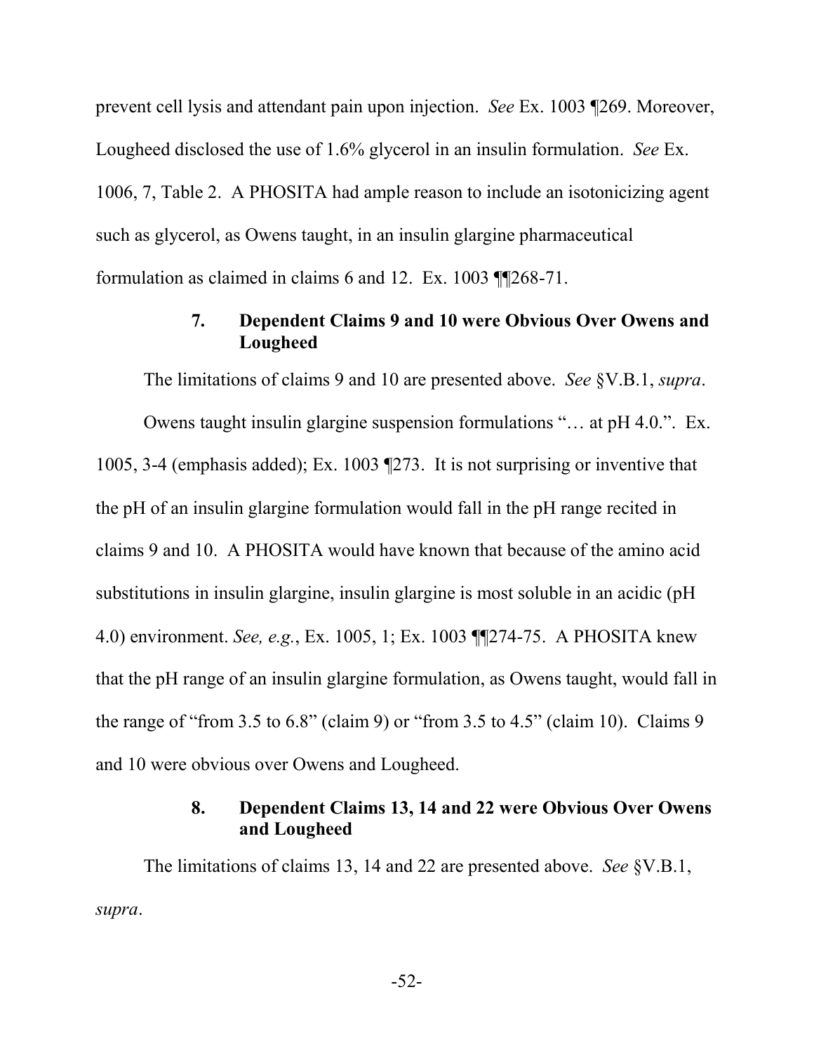prevent cell lysis and attendant pain upon injection. *See* Ex. 1003 ¶269. Moreover, Lougheed disclosed the use of 1.6% glycerol in an insulin formulation. *See* Ex. 1006, 7, Table 2. A PHOSITA had ample reason to include an isotonicizing agent such as glycerol, as Owens taught, in an insulin glargine pharmaceutical formulation as claimed in claims 6 and 12. Ex. 1003 ¶¶268-71.

### 7. Dependent Claims 9 and 10 were Obvious Over Owens and Lougheed

The limitations of claims 9 and 10 are presented above. *See* §V.B.1, *supra*.

Owens taught insulin glargine suspension formulations "… at pH 4.0.". Ex. 1005, 3-4 (emphasis added); Ex. 1003 ¶273. It is not surprising or inventive that the pH of an insulin glargine formulation would fall in the pH range recited in claims 9 and 10. A PHOSITA would have known that because of the amino acid substitutions in insulin glargine, insulin glargine is most soluble in an acidic (pH 4.0) environment. *See, e.g.*, Ex. 1005, 1; Ex. 1003 ¶¶274-75. A PHOSITA knew that the pH range of an insulin glargine formulation, as Owens taught, would fall in the range of "from 3.5 to 6.8" (claim 9) or "from 3.5 to 4.5" (claim 10). Claims 9 and 10 were obvious over Owens and Lougheed.

### 8. Dependent Claims 13, 14 and 22 were Obvious Over Owens and Lougheed

The limitations of claims 13, 14 and 22 are presented above. *See* §V.B.1, *supra*.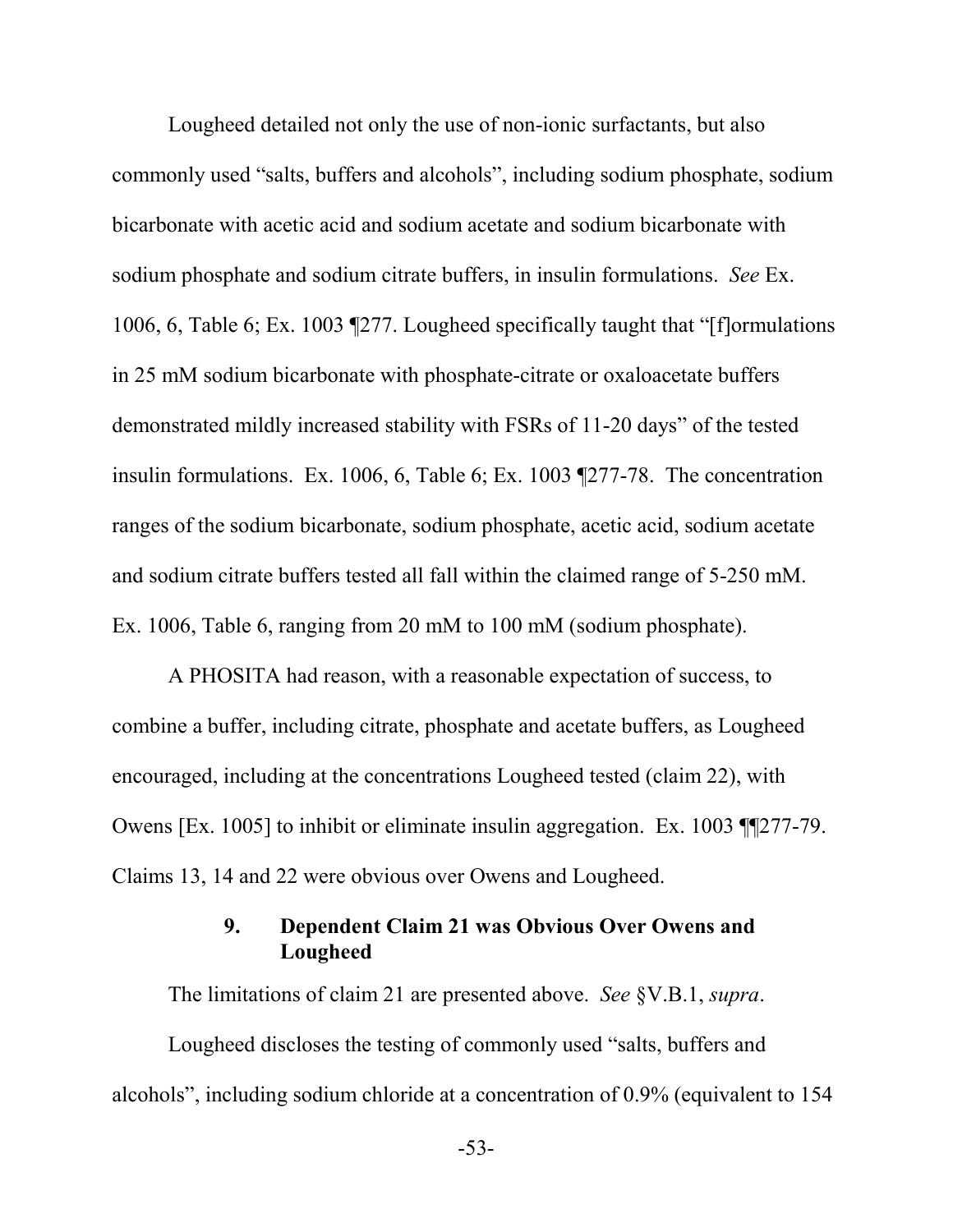Lougheed detailed not only the use of non-ionic surfactants, but also commonly used "salts, buffers and alcohols", including sodium phosphate, sodium bicarbonate with acetic acid and sodium acetate and sodium bicarbonate with sodium phosphate and sodium citrate buffers, in insulin formulations. *See* Ex. 1006, 6, Table 6; Ex. 1003 ¶277. Lougheed specifically taught that "[f]ormulations in 25 mM sodium bicarbonate with phosphate-citrate or oxaloacetate buffers demonstrated mildly increased stability with FSRs of 11-20 days" of the tested insulin formulations. Ex. 1006, 6, Table 6; Ex. 1003 ¶277-78. The concentration ranges of the sodium bicarbonate, sodium phosphate, acetic acid, sodium acetate and sodium citrate buffers tested all fall within the claimed range of 5-250 mM. Ex. 1006, Table 6, ranging from 20 mM to 100 mM (sodium phosphate).

A PHOSITA had reason, with a reasonable expectation of success, to combine a buffer, including citrate, phosphate and acetate buffers, as Lougheed encouraged, including at the concentrations Lougheed tested (claim 22), with Owens [Ex. 1005] to inhibit or eliminate insulin aggregation. Ex. 1003 ¶¶277-79. Claims 13, 14 and 22 were obvious over Owens and Lougheed.

### 9. Dependent Claim 21 was Obvious Over Owens and Lougheed

The limitations of claim 21 are presented above. *See* §V.B.1, *supra*.

Lougheed discloses the testing of commonly used "salts, buffers and alcohols", including sodium chloride at a concentration of 0.9% (equivalent to 154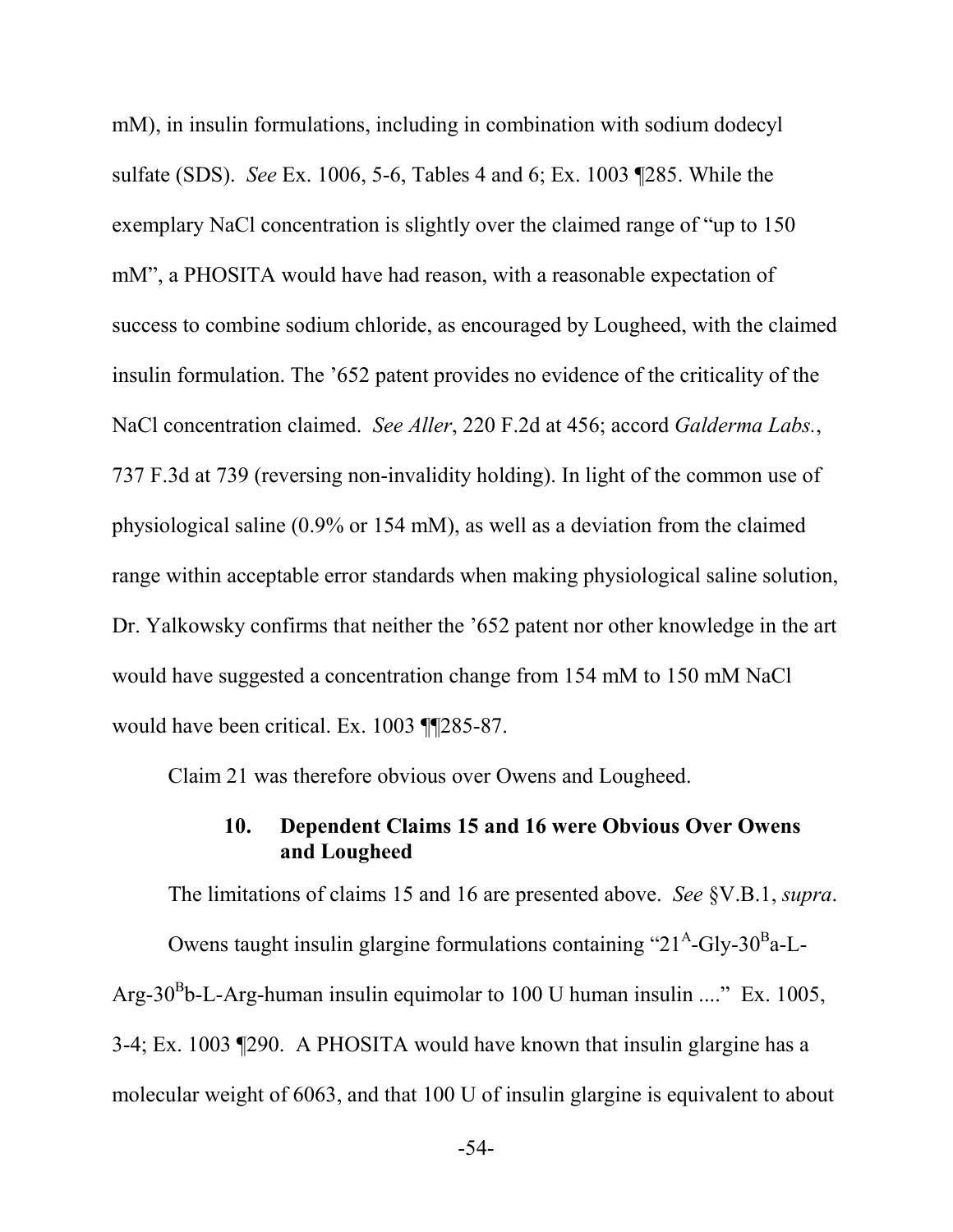mM), in insulin formulations, including in combination with sodium dodecyl sulfate (SDS). *See* Ex. 1006, 5-6, Tables 4 and 6; Ex. 1003 ¶285. While the exemplary NaCl concentration is slightly over the claimed range of "up to 150 mM", a PHOSITA would have had reason, with a reasonable expectation of success to combine sodium chloride, as encouraged by Lougheed, with the claimed insulin formulation. The '652 patent provides no evidence of the criticality of the NaCl concentration claimed. *See Aller*, 220 F.2d at 456; accord *Galderma Labs.*, 737 F.3d at 739 (reversing non-invalidity holding). In light of the common use of physiological saline (0.9% or 154 mM), as well as a deviation from the claimed range within acceptable error standards when making physiological saline solution, Dr. Yalkowsky confirms that neither the '652 patent nor other knowledge in the art would have suggested a concentration change from 154 mM to 150 mM NaCl would have been critical. Ex. 1003 ¶¶285-87.

Claim 21 was therefore obvious over Owens and Lougheed.

#### 10. Dependent Claims 15 and 16 were Obvious Over Owens and Lougheed

The limitations of claims 15 and 16 are presented above. *See* §V.B.1, *supra*.

Owens taught insulin glargine formulations containing "$21^{A}$-Gly-$30^{B}$a-L-Arg-$30^{B}$b-L-Arg-human insulin equimolar to 100 U human insulin ...." Ex. 1005, 3-4; Ex. 1003 ¶290. A PHOSITA would have known that insulin glargine has a molecular weight of 6063, and that 100 U of insulin glargine is equivalent to about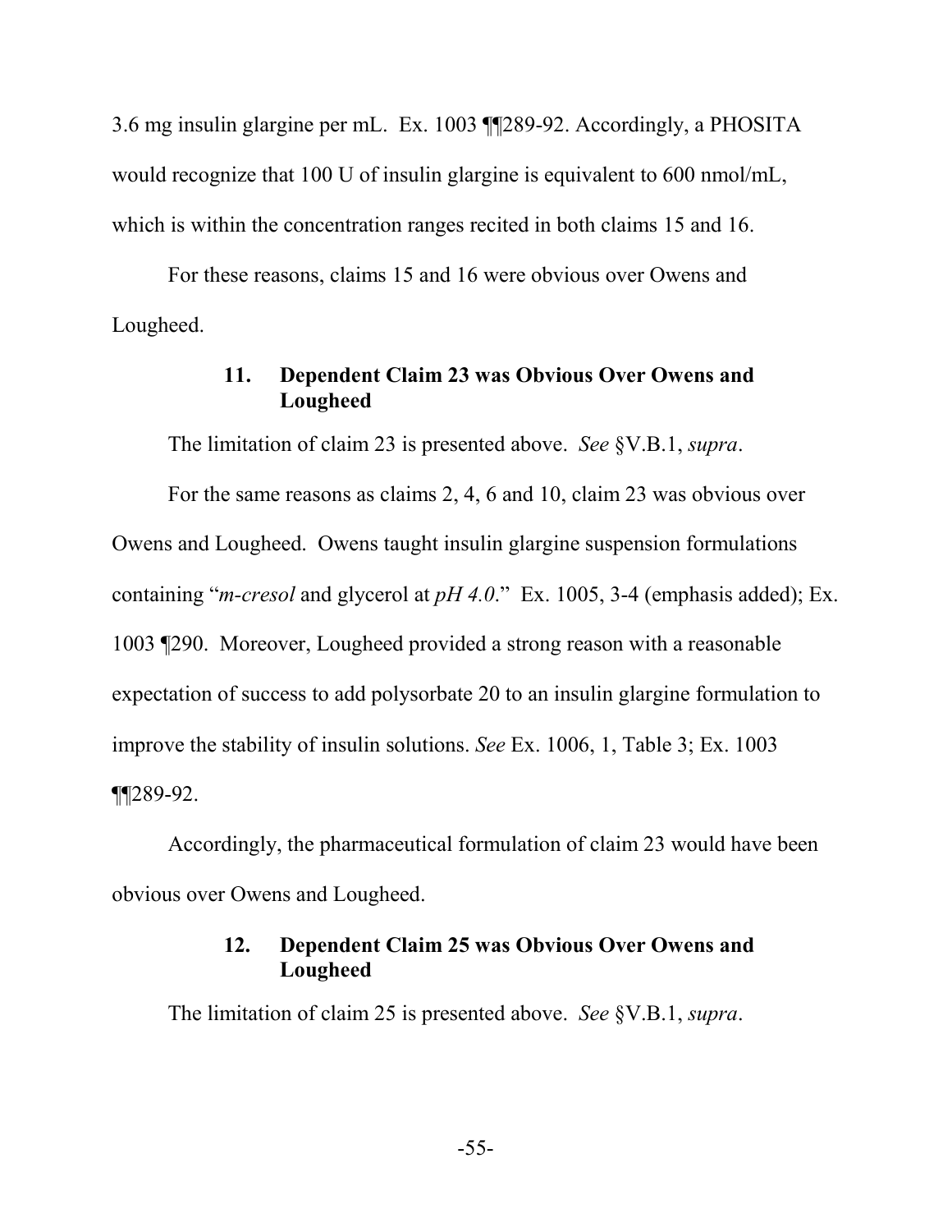3.6 mg insulin glargine per mL. Ex. 1003 ¶¶289-92. Accordingly, a PHOSITA would recognize that 100 U of insulin glargine is equivalent to 600 nmol/mL, which is within the concentration ranges recited in both claims 15 and 16.

For these reasons, claims 15 and 16 were obvious over Owens and Lougheed.

### 11. Dependent Claim 23 was Obvious Over Owens and Lougheed

The limitation of claim 23 is presented above. *See* §V.B.1, *supra*.

For the same reasons as claims 2, 4, 6 and 10, claim 23 was obvious over Owens and Lougheed. Owens taught insulin glargine suspension formulations containing "*m-cresol* and glycerol at *pH 4.0*." Ex. 1005, 3-4 (emphasis added); Ex. 1003 ¶290. Moreover, Lougheed provided a strong reason with a reasonable expectation of success to add polysorbate 20 to an insulin glargine formulation to improve the stability of insulin solutions. *See* Ex. 1006, 1, Table 3; Ex. 1003 ¶¶289-92.

Accordingly, the pharmaceutical formulation of claim 23 would have been obvious over Owens and Lougheed.

### 12. Dependent Claim 25 was Obvious Over Owens and Lougheed

The limitation of claim 25 is presented above. *See* §V.B.1, *supra*.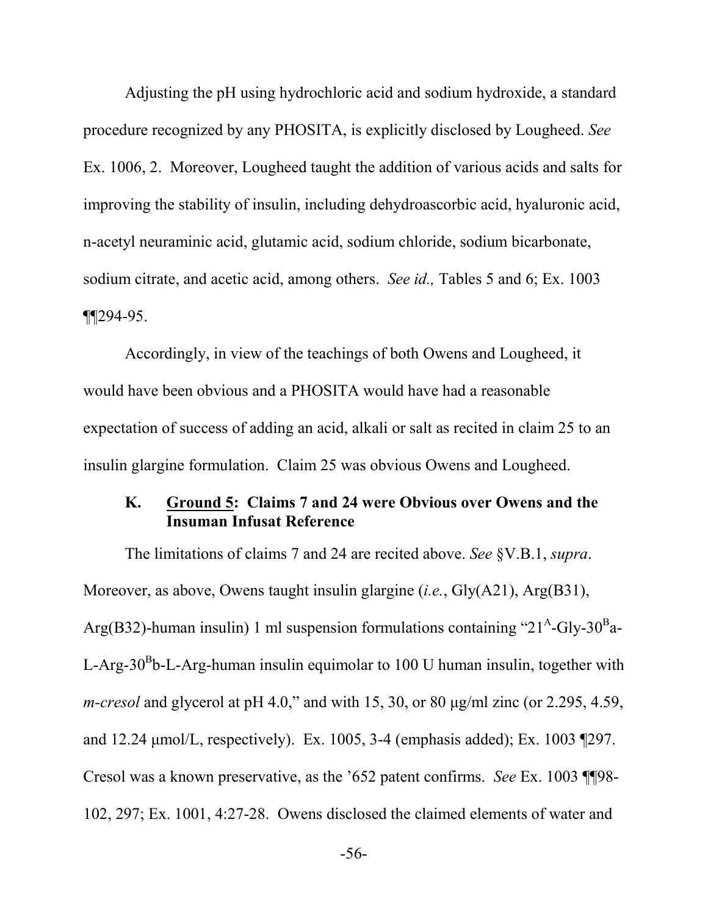Adjusting the pH using hydrochloric acid and sodium hydroxide, a standard procedure recognized by any PHOSITA, is explicitly disclosed by Lougheed. *See* Ex. 1006, 2. Moreover, Lougheed taught the addition of various acids and salts for improving the stability of insulin, including dehydroascorbic acid, hyaluronic acid, n-acetyl neuraminic acid, glutamic acid, sodium chloride, sodium bicarbonate, sodium citrate, and acetic acid, among others. *See id.,* Tables 5 and 6; Ex. 1003 ¶¶294-95.

Accordingly, in view of the teachings of both Owens and Lougheed, it would have been obvious and a PHOSITA would have had a reasonable expectation of success of adding an acid, alkali or salt as recited in claim 25 to an insulin glargine formulation. Claim 25 was obvious Owens and Lougheed.

### K. **<u>Ground 5</u>: Claims 7 and 24 were Obvious over Owens and the Insuman Infusat Reference**

The limitations of claims 7 and 24 are recited above. *See* §V.B.1, *supra*. Moreover, as above, Owens taught insulin glargine (*i.e.*, Gly(A21), Arg(B31), Arg(B32)-human insulin) 1 ml suspension formulations containing "$21^{A}$-Gly-$30^{B}$a-L-Arg-$30^{B}$b-L-Arg-human insulin equimolar to 100 U human insulin, together with *m-cresol* and glycerol at pH 4.0," and with 15, 30, or 80 µg/ml zinc (or 2.295, 4.59, and 12.24 µmol/L, respectively). Ex. 1005, 3-4 (emphasis added); Ex. 1003 ¶297. Cresol was a known preservative, as the '652 patent confirms. *See* Ex. 1003 ¶¶98-102, 297; Ex. 1001, 4:27-28. Owens disclosed the claimed elements of water and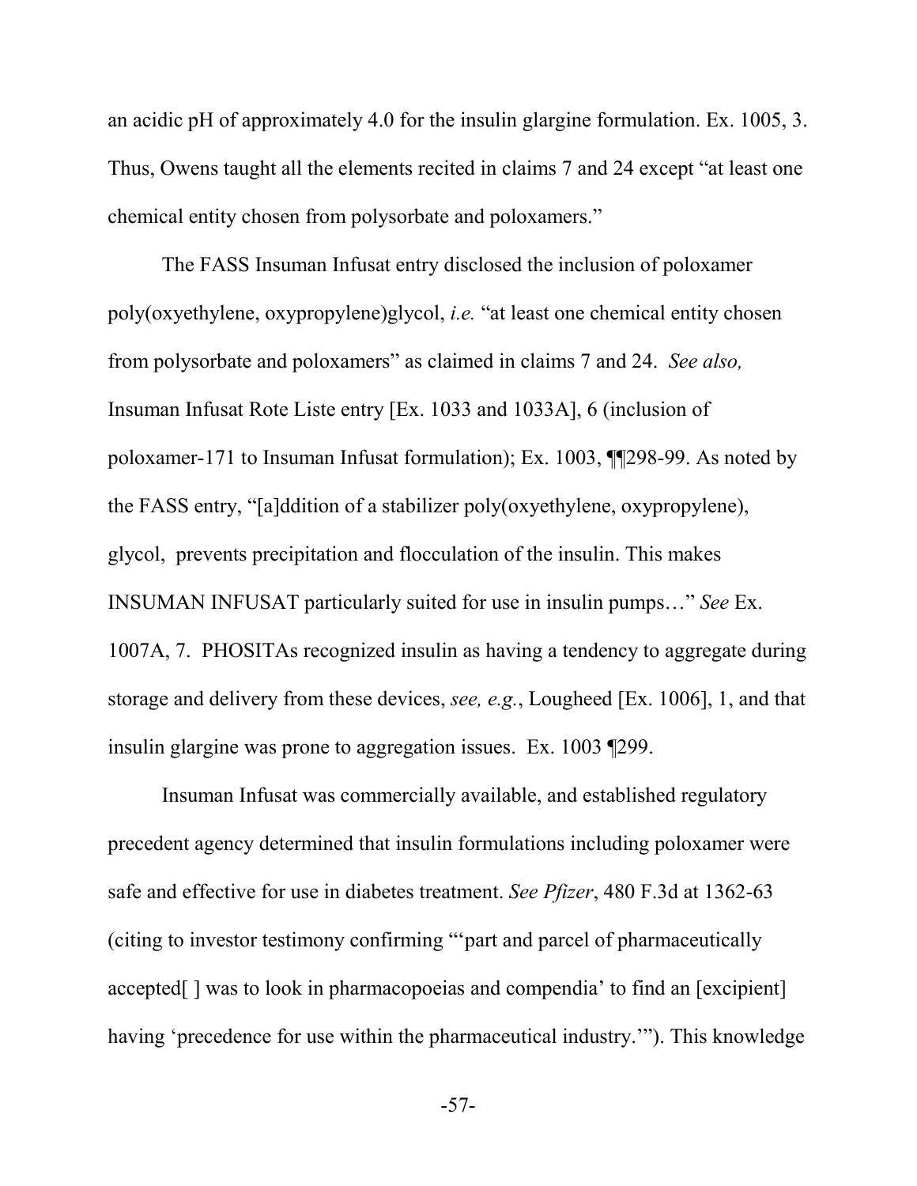an acidic pH of approximately 4.0 for the insulin glargine formulation. Ex. 1005, 3. Thus, Owens taught all the elements recited in claims 7 and 24 except "at least one chemical entity chosen from polysorbate and poloxamers."

The FASS Insuman Infusat entry disclosed the inclusion of poloxamer poly(oxyethylene, oxypropylene)glycol, *i.e.* "at least one chemical entity chosen from polysorbate and poloxamers" as claimed in claims 7 and 24. *See also,* Insuman Infusat Rote Liste entry [Ex. 1033 and 1033A], 6 (inclusion of poloxamer-171 to Insuman Infusat formulation); Ex. 1003, ¶¶298-99. As noted by the FASS entry, "[a]ddition of a stabilizer poly(oxyethylene, oxypropylene), glycol, prevents precipitation and flocculation of the insulin. This makes INSUMAN INFUSAT particularly suited for use in insulin pumps…" *See* Ex. 1007A, 7. PHOSITAs recognized insulin as having a tendency to aggregate during storage and delivery from these devices, *see, e.g.*, Lougheed [Ex. 1006], 1, and that insulin glargine was prone to aggregation issues. Ex. 1003 ¶299.

Insuman Infusat was commercially available, and established regulatory precedent agency determined that insulin formulations including poloxamer were safe and effective for use in diabetes treatment. *See Pfizer*, 480 F.3d at 1362-63 (citing to investor testimony confirming "'part and parcel of pharmaceutically accepted[ ] was to look in pharmacopoeias and compendia' to find an [excipient] having 'precedence for use within the pharmaceutical industry.'"). This knowledge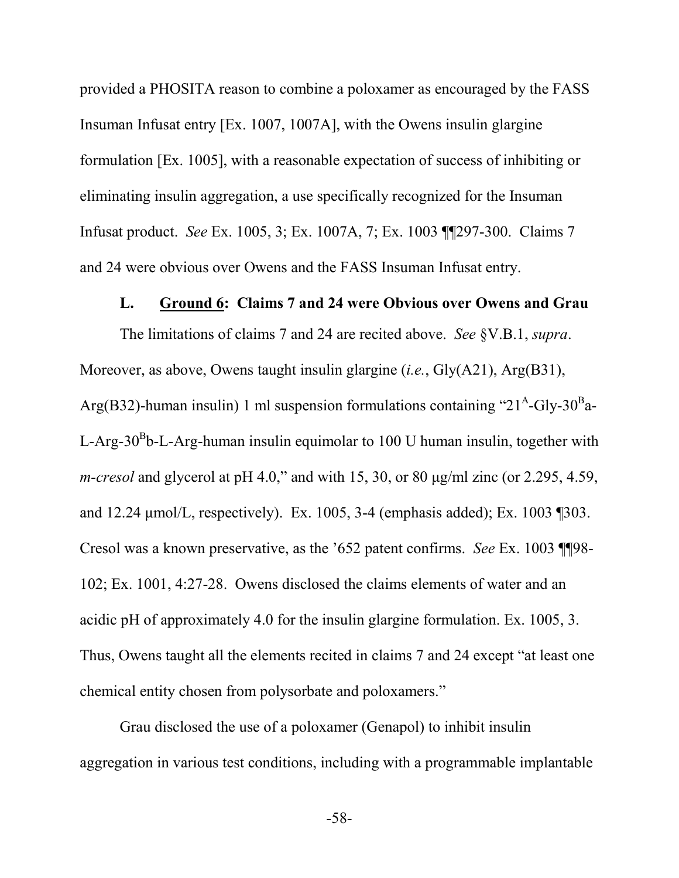provided a PHOSITA reason to combine a poloxamer as encouraged by the FASS Insuman Infusat entry [Ex. 1007, 1007A], with the Owens insulin glargine formulation [Ex. 1005], with a reasonable expectation of success of inhibiting or eliminating insulin aggregation, a use specifically recognized for the Insuman Infusat product. *See* Ex. 1005, 3; Ex. 1007A, 7; Ex. 1003 ¶¶297-300. Claims 7 and 24 were obvious over Owens and the FASS Insuman Infusat entry.

### L. Ground 6: Claims 7 and 24 were Obvious over Owens and Grau

The limitations of claims 7 and 24 are recited above. *See* §V.B.1, *supra*. Moreover, as above, Owens taught insulin glargine (*i.e.*, Gly(A21), Arg(B31), Arg(B32)-human insulin) 1 ml suspension formulations containing "$21^A$-Gly-$30^B$a-L-Arg-$30^B$b-L-Arg-human insulin equimolar to 100 U human insulin, together with *m-cresol* and glycerol at pH 4.0," and with 15, 30, or 80 μg/ml zinc (or 2.295, 4.59, and 12.24 μmol/L, respectively). Ex. 1005, 3-4 (emphasis added); Ex. 1003 ¶303. Cresol was a known preservative, as the '652 patent confirms. *See* Ex. 1003 ¶¶98-102; Ex. 1001, 4:27-28. Owens disclosed the claims elements of water and an acidic pH of approximately 4.0 for the insulin glargine formulation. Ex. 1005, 3. Thus, Owens taught all the elements recited in claims 7 and 24 except "at least one chemical entity chosen from polysorbate and poloxamers."

Grau disclosed the use of a poloxamer (Genapol) to inhibit insulin aggregation in various test conditions, including with a programmable implantable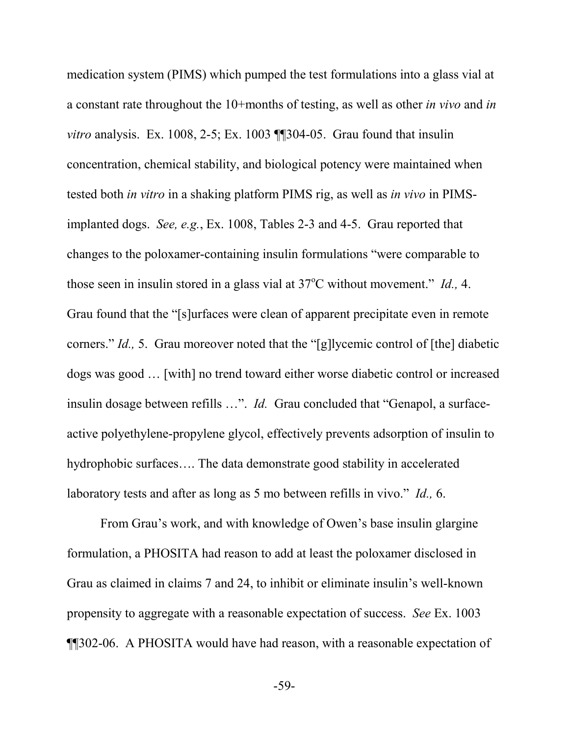medication system (PIMS) which pumped the test formulations into a glass vial at a constant rate throughout the 10+months of testing, as well as other *in vivo* and *in vitro* analysis. Ex. 1008, 2-5; Ex. 1003 ¶¶304-05. Grau found that insulin concentration, chemical stability, and biological potency were maintained when tested both *in vitro* in a shaking platform PIMS rig, as well as *in vivo* in PIMS-implanted dogs. *See, e.g.*, Ex. 1008, Tables 2-3 and 4-5. Grau reported that changes to the poloxamer-containing insulin formulations "were comparable to those seen in insulin stored in a glass vial at 37°C without movement." *Id.,* 4. Grau found that the "[s]urfaces were clean of apparent precipitate even in remote corners." *Id.,* 5. Grau moreover noted that the "[g]lycemic control of [the] diabetic dogs was good … [with] no trend toward either worse diabetic control or increased insulin dosage between refills …". *Id.* Grau concluded that "Genapol, a surface-active polyethylene-propylene glycol, effectively prevents adsorption of insulin to hydrophobic surfaces…. The data demonstrate good stability in accelerated laboratory tests and after as long as 5 mo between refills in vivo." *Id.,* 6.

From Grau's work, and with knowledge of Owen's base insulin glargine formulation, a PHOSITA had reason to add at least the poloxamer disclosed in Grau as claimed in claims 7 and 24, to inhibit or eliminate insulin's well-known propensity to aggregate with a reasonable expectation of success. *See* Ex. 1003 ¶¶302-06. A PHOSITA would have had reason, with a reasonable expectation of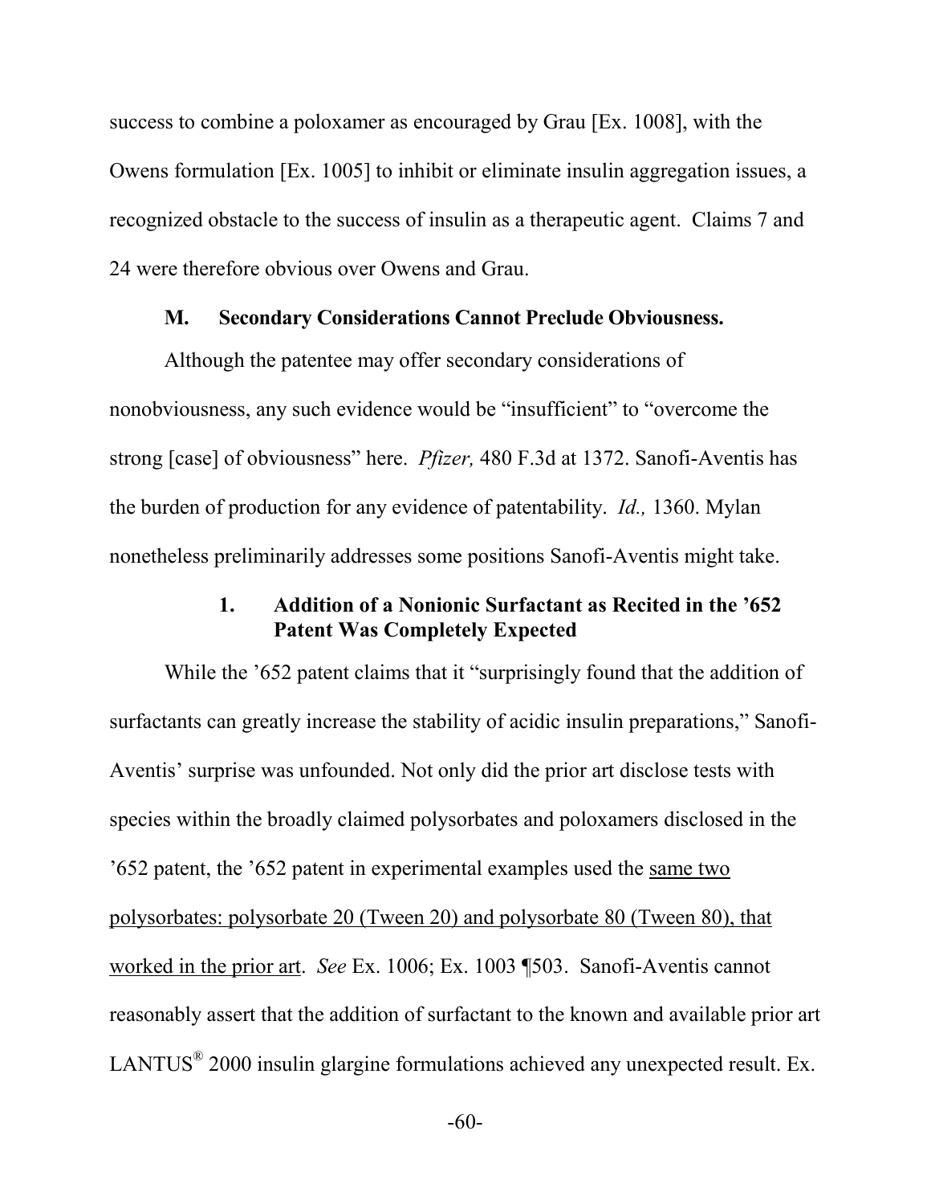success to combine a poloxamer as encouraged by Grau [Ex. 1008], with the Owens formulation [Ex. 1005] to inhibit or eliminate insulin aggregation issues, a recognized obstacle to the success of insulin as a therapeutic agent. Claims 7 and 24 were therefore obvious over Owens and Grau.

### M. Secondary Considerations Cannot Preclude Obviousness.

Although the patentee may offer secondary considerations of nonobviousness, any such evidence would be "insufficient" to "overcome the strong [case] of obviousness" here. *Pfizer,* 480 F.3d at 1372. Sanofi-Aventis has the burden of production for any evidence of patentability. *Id.,* 1360. Mylan nonetheless preliminarily addresses some positions Sanofi-Aventis might take.

#### 1. Addition of a Nonionic Surfactant as Recited in the '652 Patent Was Completely Expected

While the '652 patent claims that it "surprisingly found that the addition of surfactants can greatly increase the stability of acidic insulin preparations," Sanofi-Aventis' surprise was unfounded. Not only did the prior art disclose tests with species within the broadly claimed polysorbates and poloxamers disclosed in the '652 patent, the '652 patent in experimental examples used the <u>same two polysorbates: polysorbate 20 (Tween 20) and polysorbate 80 (Tween 80), that worked in the prior art</u>. *See* Ex. 1006; Ex. 1003 ¶503. Sanofi-Aventis cannot reasonably assert that the addition of surfactant to the known and available prior art LANTUS® 2000 insulin glargine formulations achieved any unexpected result. Ex.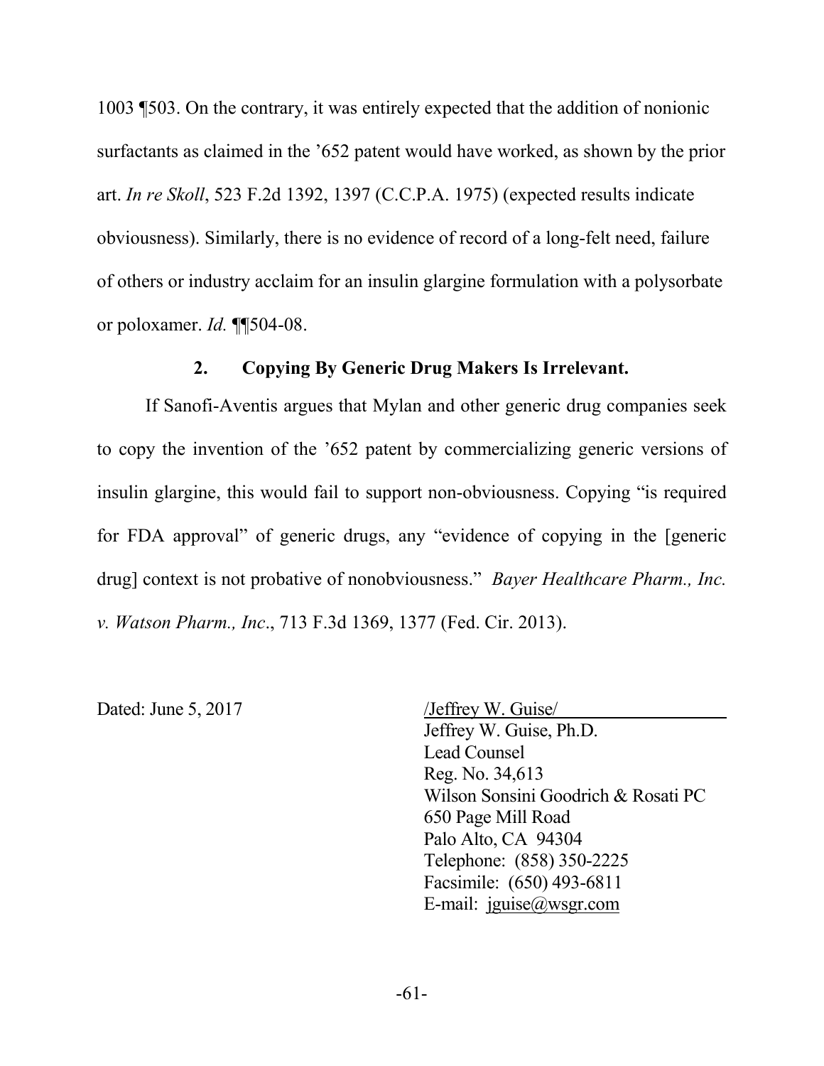1003 ¶503. On the contrary, it was entirely expected that the addition of nonionic surfactants as claimed in the '652 patent would have worked, as shown by the prior art. *In re Skoll*, 523 F.2d 1392, 1397 (C.C.P.A. 1975) (expected results indicate obviousness). Similarly, there is no evidence of record of a long-felt need, failure of others or industry acclaim for an insulin glargine formulation with a polysorbate or poloxamer. *Id.* ¶¶504-08.

### 2. Copying By Generic Drug Makers Is Irrelevant.

If Sanofi-Aventis argues that Mylan and other generic drug companies seek to copy the invention of the '652 patent by commercializing generic versions of insulin glargine, this would fail to support non-obviousness. Copying "is required for FDA approval" of generic drugs, any "evidence of copying in the [generic drug] context is not probative of nonobviousness." *Bayer Healthcare Pharm., Inc. v. Watson Pharm., Inc*., 713 F.3d 1369, 1377 (Fed. Cir. 2013).

Dated: June 5, 2017

/Jeffrey W. Guise/
Jeffrey W. Guise, Ph.D.
Lead Counsel
Reg. No. 34,613
Wilson Sonsini Goodrich & Rosati PC
650 Page Mill Road
Palo Alto, CA 94304
Telephone: (858) 350-2225
Facsimile: (650) 493-6811
E-mail: jguise@wsgr.com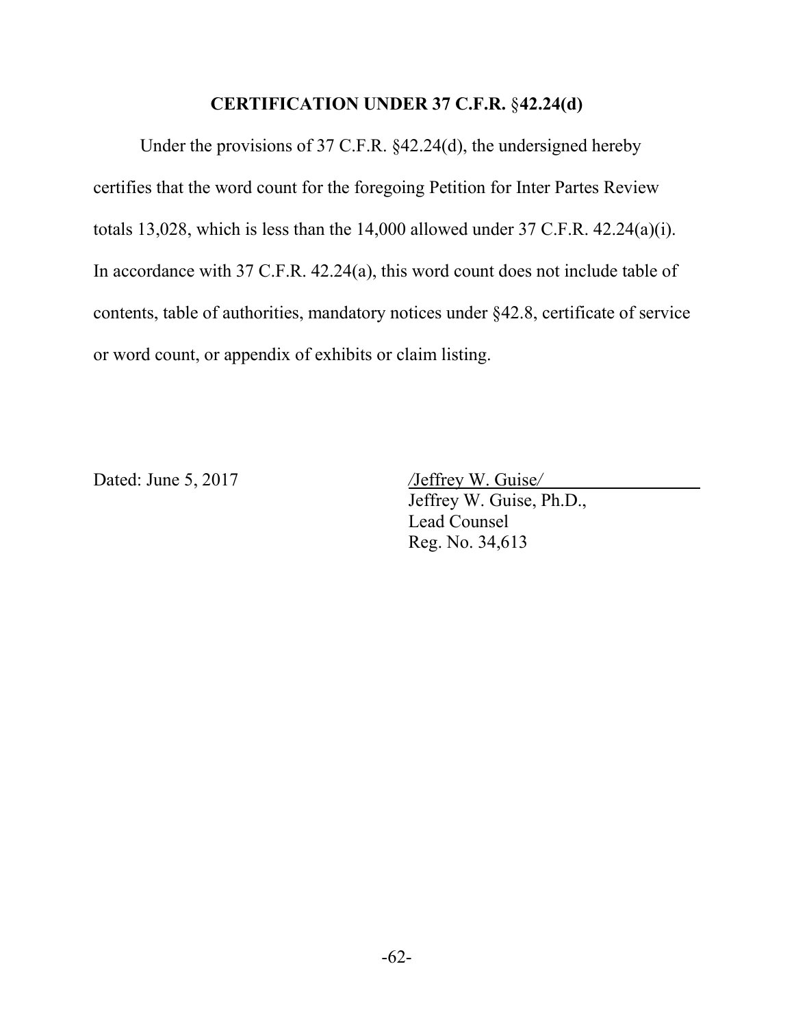## CERTIFICATION UNDER 37 C.F.R. §42.24(d)

Under the provisions of 37 C.F.R. §42.24(d), the undersigned hereby certifies that the word count for the foregoing Petition for Inter Partes Review totals 13,028, which is less than the 14,000 allowed under 37 C.F.R. 42.24(a)(i). In accordance with 37 C.F.R. 42.24(a), this word count does not include table of contents, table of authorities, mandatory notices under §42.8, certificate of service or word count, or appendix of exhibits or claim listing.

Dated: June 5, 2017

/Jeffrey W. Guise/
Jeffrey W. Guise, Ph.D.,
Lead Counsel
Reg. No. 34,613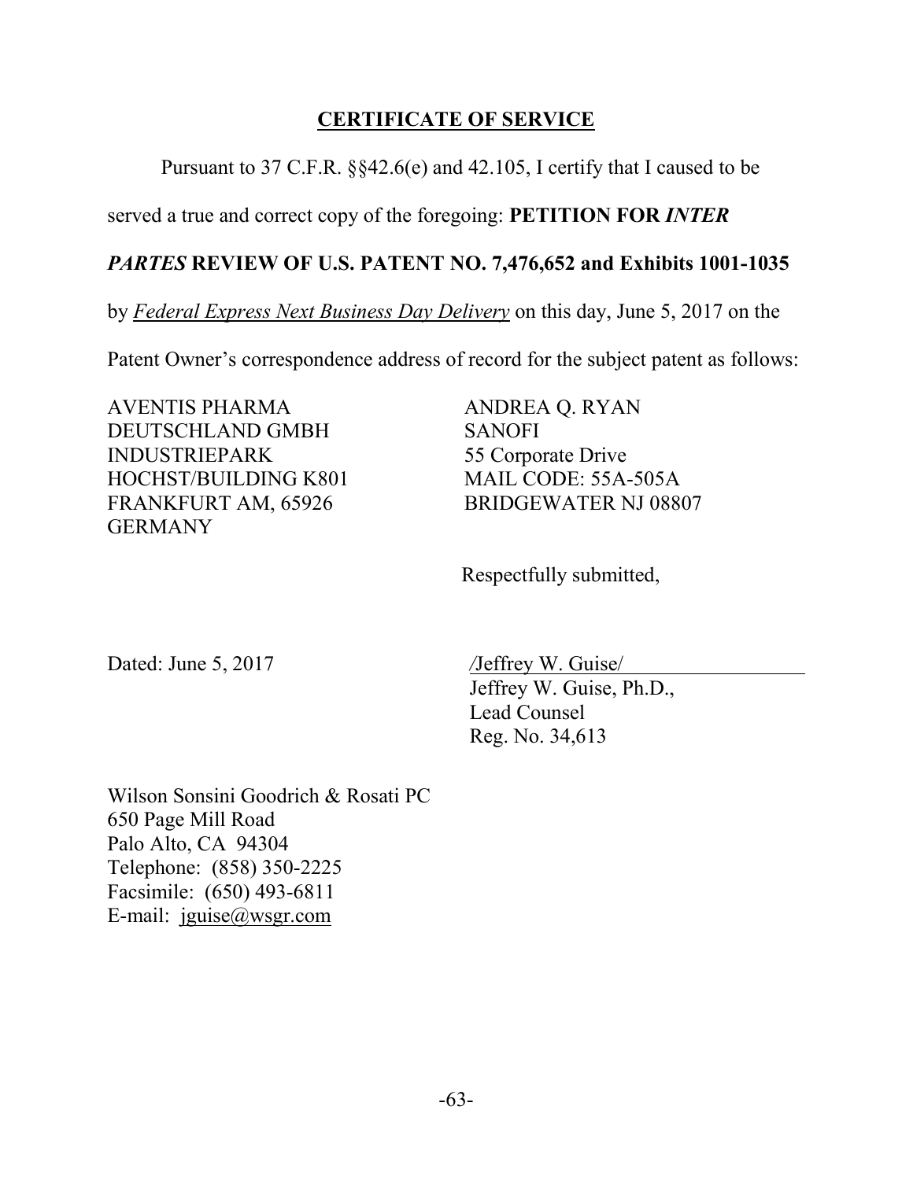## CERTIFICATE OF SERVICE

Pursuant to 37 C.F.R. §§42.6(e) and 42.105, I certify that I caused to be served a true and correct copy of the foregoing: **PETITION FOR *INTER PARTES* REVIEW OF U.S. PATENT NO. 7,476,652 and Exhibits 1001-1035** by *Federal Express Next Business Day Delivery* on this day, June 5, 2017 on the Patent Owner's correspondence address of record for the subject patent as follows:

AVENTIS PHARMA
DEUTSCHLAND GMBH
INDUSTRIEPARK
HOCHST/BUILDING K801
FRANKFURT AM, 65926
GERMANY

ANDREA Q. RYAN
SANOFI
55 Corporate Drive
MAIL CODE: 55A-505A
BRIDGEWATER NJ 08807

Respectfully submitted,

Dated: June 5, 2017

/Jeffrey W. Guise/
Jeffrey W. Guise, Ph.D.,
Lead Counsel
Reg. No. 34,613

Wilson Sonsini Goodrich & Rosati PC
650 Page Mill Road
Palo Alto, CA 94304
Telephone: (858) 350-2225
Facsimile: (650) 493-6811
E-mail: jguise@wsgr.com